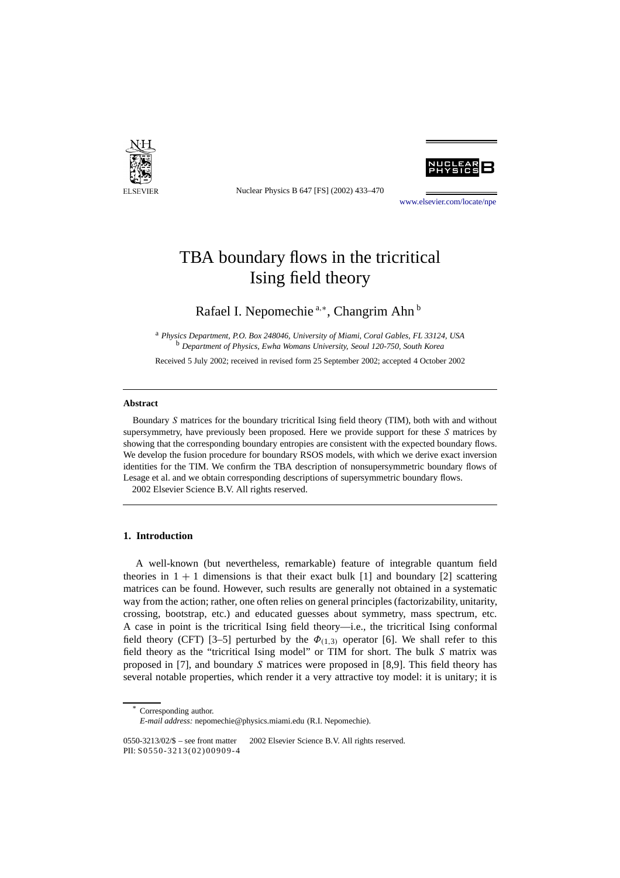# TBA boundary flows in the tricritical Ising field theory

Rafael I. Nepomechie [a,*], Changrim Ahn [b]

[a] *Physics Department, P.O. Box 248046, University of Miami, Coral Gables, FL 33124, USA*
[b] *Department of Physics, Ewha Womans University, Seoul 120-750, South Korea*

Received 5 July 2002; received in revised form 25 September 2002; accepted 4 October 2002

---

## Abstract

Boundary $S$ matrices for the boundary tricritical Ising field theory (TIM), both with and without supersymmetry, have previously been proposed. Here we provide support for these $S$ matrices by showing that the corresponding boundary entropies are consistent with the expected boundary flows. We develop the fusion procedure for boundary RSOS models, with which we derive exact inversion identities for the TIM. We confirm the TBA description of nonsupersymmetric boundary flows of Lesage et al. and we obtain corresponding descriptions of supersymmetric boundary flows.

2002 Elsevier Science B.V. All rights reserved.

---

## 1. Introduction

A well-known (but nevertheless, remarkable) feature of integrable quantum field theories in $1+1$ dimensions is that their exact bulk [1] and boundary [2] scattering matrices can be found. However, such results are generally not obtained in a systematic way from the action; rather, one often relies on general principles (factorizability, unitarity, crossing, bootstrap, etc.) and educated guesses about symmetry, mass spectrum, etc. A case in point is the tricritical Ising field theory—i.e., the tricritical Ising conformal field theory (CFT) [3–5] perturbed by the $\Phi_{(1,3)}$ operator [6]. We shall refer to this field theory as the "tricritical Ising model" or TIM for short. The bulk $S$ matrix was proposed in [7], and boundary $S$ matrices were proposed in [8,9]. This field theory has several notable properties, which render it a very attractive toy model: it is unitary; it is

---

\* Corresponding author.
*E-mail address:* nepomechie@physics.miami.edu (R.I. Nepomechie).

0550-3213/02/$ – see front matter 2002 Elsevier Science B.V. All rights reserved.
PII: S0550-3213(02)00909-4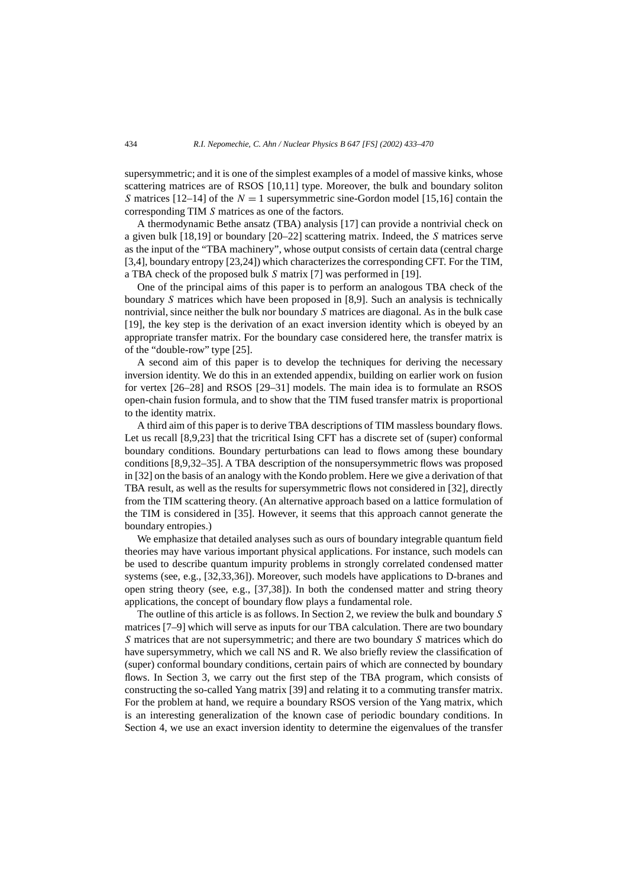supersymmetric; and it is one of the simplest examples of a model of massive kinks, whose scattering matrices are of RSOS [10,11] type. Moreover, the bulk and boundary soliton $S$ matrices [12–14] of the $N = 1$ supersymmetric sine-Gordon model [15,16] contain the corresponding TIM $S$ matrices as one of the factors.

A thermodynamic Bethe ansatz (TBA) analysis [17] can provide a nontrivial check on a given bulk [18,19] or boundary [20–22] scattering matrix. Indeed, the $S$ matrices serve as the input of the "TBA machinery", whose output consists of certain data (central charge [3,4], boundary entropy [23,24]) which characterizes the corresponding CFT. For the TIM, a TBA check of the proposed bulk $S$ matrix [7] was performed in [19].

One of the principal aims of this paper is to perform an analogous TBA check of the boundary $S$ matrices which have been proposed in [8,9]. Such an analysis is technically nontrivial, since neither the bulk nor boundary $S$ matrices are diagonal. As in the bulk case [19], the key step is the derivation of an exact inversion identity which is obeyed by an appropriate transfer matrix. For the boundary case considered here, the transfer matrix is of the "double-row" type [25].

A second aim of this paper is to develop the techniques for deriving the necessary inversion identity. We do this in an extended appendix, building on earlier work on fusion for vertex [26–28] and RSOS [29–31] models. The main idea is to formulate an RSOS open-chain fusion formula, and to show that the TIM fused transfer matrix is proportional to the identity matrix.

A third aim of this paper is to derive TBA descriptions of TIM massless boundary flows. Let us recall [8,9,23] that the tricritical Ising CFT has a discrete set of (super) conformal boundary conditions. Boundary perturbations can lead to flows among these boundary conditions [8,9,32–35]. A TBA description of the nonsupersymmetric flows was proposed in [32] on the basis of an analogy with the Kondo problem. Here we give a derivation of that TBA result, as well as the results for supersymmetric flows not considered in [32], directly from the TIM scattering theory. (An alternative approach based on a lattice formulation of the TIM is considered in [35]. However, it seems that this approach cannot generate the boundary entropies.)

We emphasize that detailed analyses such as ours of boundary integrable quantum field theories may have various important physical applications. For instance, such models can be used to describe quantum impurity problems in strongly correlated condensed matter systems (see, e.g., [32,33,36]). Moreover, such models have applications to D-branes and open string theory (see, e.g., [37,38]). In both the condensed matter and string theory applications, the concept of boundary flow plays a fundamental role.

The outline of this article is as follows. In Section 2, we review the bulk and boundary $S$ matrices [7–9] which will serve as inputs for our TBA calculation. There are two boundary $S$ matrices that are not supersymmetric; and there are two boundary $S$ matrices which do have supersymmetry, which we call NS and R. We also briefly review the classification of (super) conformal boundary conditions, certain pairs of which are connected by boundary flows. In Section 3, we carry out the first step of the TBA program, which consists of constructing the so-called Yang matrix [39] and relating it to a commuting transfer matrix. For the problem at hand, we require a boundary RSOS version of the Yang matrix, which is an interesting generalization of the known case of periodic boundary conditions. In Section 4, we use an exact inversion identity to determine the eigenvalues of the transfer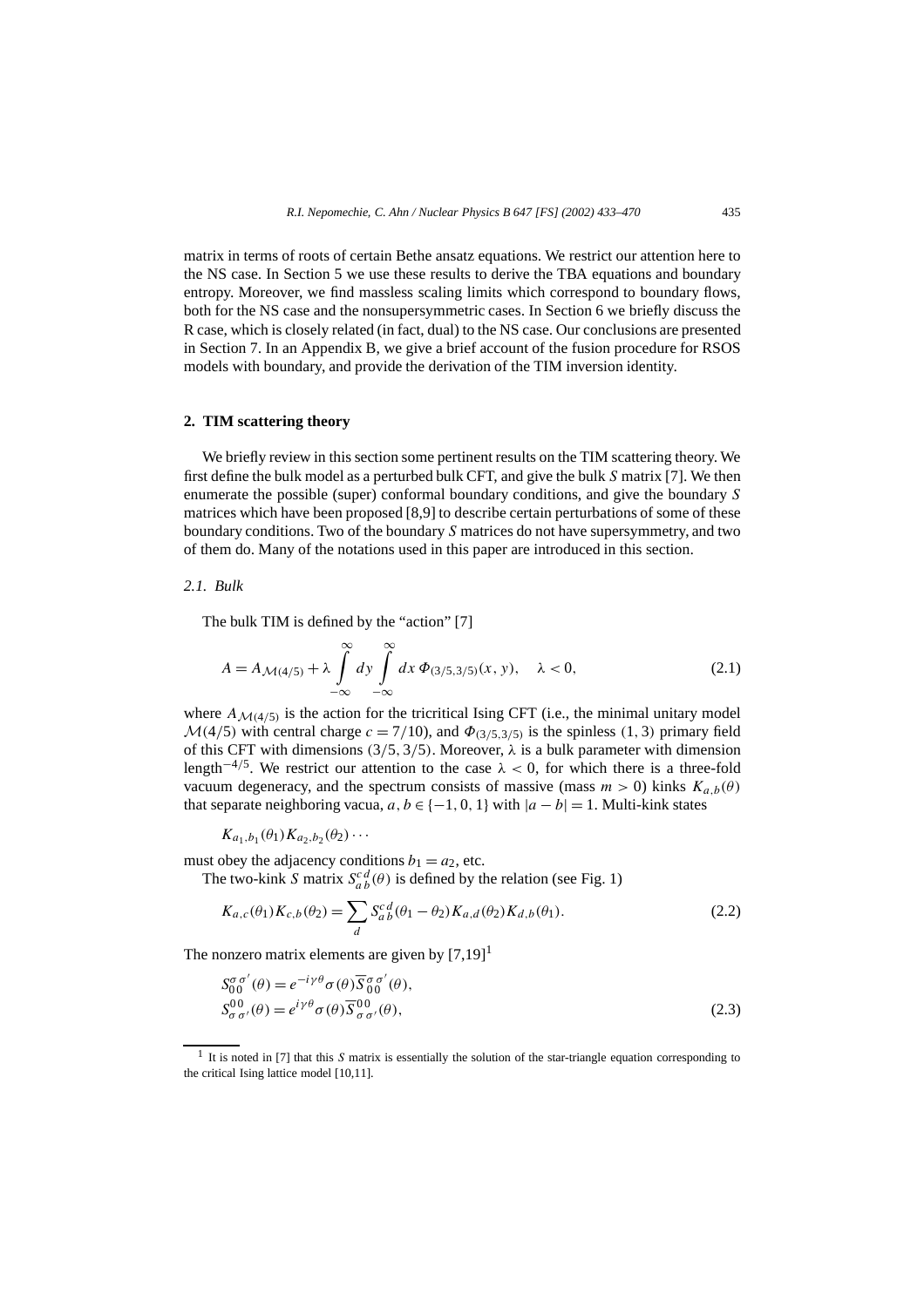matrix in terms of roots of certain Bethe ansatz equations. We restrict our attention here to the NS case. In Section 5 we use these results to derive the TBA equations and boundary entropy. Moreover, we find massless scaling limits which correspond to boundary flows, both for the NS case and the nonsupersymmetric cases. In Section 6 we briefly discuss the R case, which is closely related (in fact, dual) to the NS case. Our conclusions are presented in Section 7. In an Appendix B, we give a brief account of the fusion procedure for RSOS models with boundary, and provide the derivation of the TIM inversion identity.

## 2. TIM scattering theory

We briefly review in this section some pertinent results on the TIM scattering theory. We first define the bulk model as a perturbed bulk CFT, and give the bulk $S$ matrix [7]. We then enumerate the possible (super) conformal boundary conditions, and give the boundary $S$ matrices which have been proposed [8,9] to describe certain perturbations of some of these boundary conditions. Two of the boundary $S$ matrices do not have supersymmetry, and two of them do. Many of the notations used in this paper are introduced in this section.

### 2.1. Bulk

The bulk TIM is defined by the "action" [7]

$$A = A_{\mathcal{M}(4/5)} + \lambda \int_{-\infty}^{\infty} dy \int_{-\infty}^{\infty} dx\, \Phi_{(3/5,3/5)}(x, y), \quad \lambda < 0, \tag{2.1}$$

where $A_{\mathcal{M}(4/5)}$ is the action for the tricritical Ising CFT (i.e., the minimal unitary model $\mathcal{M}(4/5)$ with central charge $c = 7/10$), and $\Phi_{(3/5,3/5)}$ is the spinless $(1,3)$ primary field of this CFT with dimensions $(3/5, 3/5)$. Moreover, $\lambda$ is a bulk parameter with dimension length$^{-4/5}$. We restrict our attention to the case $\lambda < 0$, for which there is a three-fold vacuum degeneracy, and the spectrum consists of massive (mass $m > 0$) kinks $K_{a,b}(\theta)$ that separate neighboring vacua, $a, b \in \{-1, 0, 1\}$ with $|a - b| = 1$. Multi-kink states

$$K_{a_1,b_1}(\theta_1) K_{a_2,b_2}(\theta_2) \cdots$$

must obey the adjacency conditions $b_1 = a_2$, etc.

The two-kink $S$ matrix $S_{a\,b}^{c\,d}(\theta)$ is defined by the relation (see Fig. 1)

$$K_{a,c}(\theta_1) K_{c,b}(\theta_2) = \sum_d S_{a\,b}^{c\,d}(\theta_1 - \theta_2) K_{a,d}(\theta_2) K_{d,b}(\theta_1). \tag{2.2}$$

The nonzero matrix elements are given by [7,19][1]

$$\begin{aligned} S_{0\,0}^{\sigma\,\sigma'}(\theta) &= e^{-i\gamma\theta} \sigma(\theta) \overline{S}_{0\,0}^{\sigma\,\sigma'}(\theta), \\ S_{\sigma\,\sigma'}^{0\,0}(\theta) &= e^{i\gamma\theta} \sigma(\theta) \overline{S}_{\sigma\,\sigma'}^{0\,0}(\theta), \end{aligned} \tag{2.3}$$

[1] It is noted in [7] that this $S$ matrix is essentially the solution of the star-triangle equation corresponding to the critical Ising lattice model [10,11].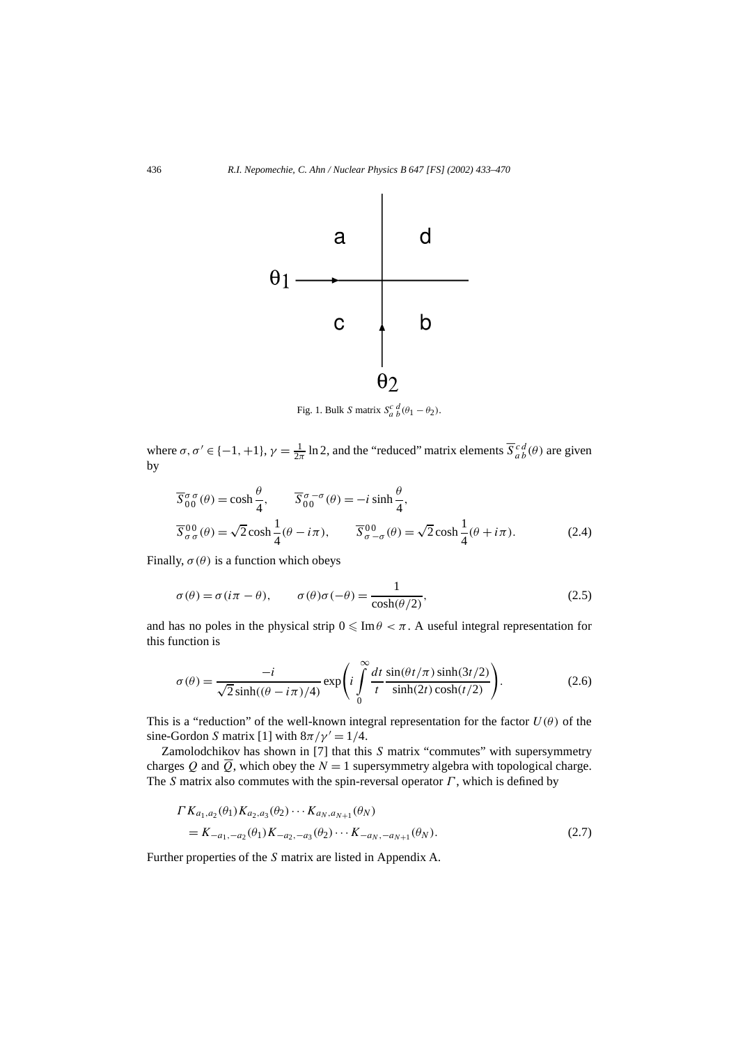Fig. 1. Bulk $S$ matrix $S_{a\,b}^{c\,d}(\theta_1 - \theta_2)$.

where $\sigma, \sigma' \in \{-1, +1\}$, $\gamma = \frac{1}{2\pi} \ln 2$, and the "reduced" matrix elements $\overline{S}_{a\,b}^{c\,d}(\theta)$ are given by

$$\overline{S}_{0\,0}^{\sigma\,\sigma}(\theta) = \cosh\frac{\theta}{4}, \qquad \overline{S}_{0\,0}^{\sigma\,-\sigma}(\theta) = -i\sinh\frac{\theta}{4},$$
$$\overline{S}_{\sigma\,\sigma}^{0\,0}(\theta) = \sqrt{2}\cosh\frac{1}{4}(\theta - i\pi), \qquad \overline{S}_{\sigma\,-\sigma}^{0\,0}(\theta) = \sqrt{2}\cosh\frac{1}{4}(\theta + i\pi). \tag{2.4}$$

Finally, $\sigma(\theta)$ is a function which obeys

$$\sigma(\theta) = \sigma(i\pi - \theta), \qquad \sigma(\theta)\sigma(-\theta) = \frac{1}{\cosh(\theta/2)}, \tag{2.5}$$

and has no poles in the physical strip $0 \leqslant \operatorname{Im}\theta < \pi$. A useful integral representation for this function is

$$\sigma(\theta) = \frac{-i}{\sqrt{2}\sinh((\theta - i\pi)/4)} \exp\left(i \int_0^\infty \frac{dt}{t} \frac{\sin(\theta t/\pi)\sinh(3t/2)}{\sinh(2t)\cosh(t/2)}\right). \tag{2.6}$$

This is a "reduction" of the well-known integral representation for the factor $U(\theta)$ of the sine-Gordon $S$ matrix [1] with $8\pi/\gamma' = 1/4$.

Zamolodchikov has shown in [7] that this $S$ matrix "commutes" with supersymmetry charges $Q$ and $\overline{Q}$, which obey the $N = 1$ supersymmetry algebra with topological charge. The $S$ matrix also commutes with the spin-reversal operator $\Gamma$, which is defined by

$$\Gamma K_{a_1,a_2}(\theta_1) K_{a_2,a_3}(\theta_2) \cdots K_{a_N,a_{N+1}}(\theta_N)$$
$$= K_{-a_1,-a_2}(\theta_1) K_{-a_2,-a_3}(\theta_2) \cdots K_{-a_N,-a_{N+1}}(\theta_N). \tag{2.7}$$

Further properties of the $S$ matrix are listed in Appendix A.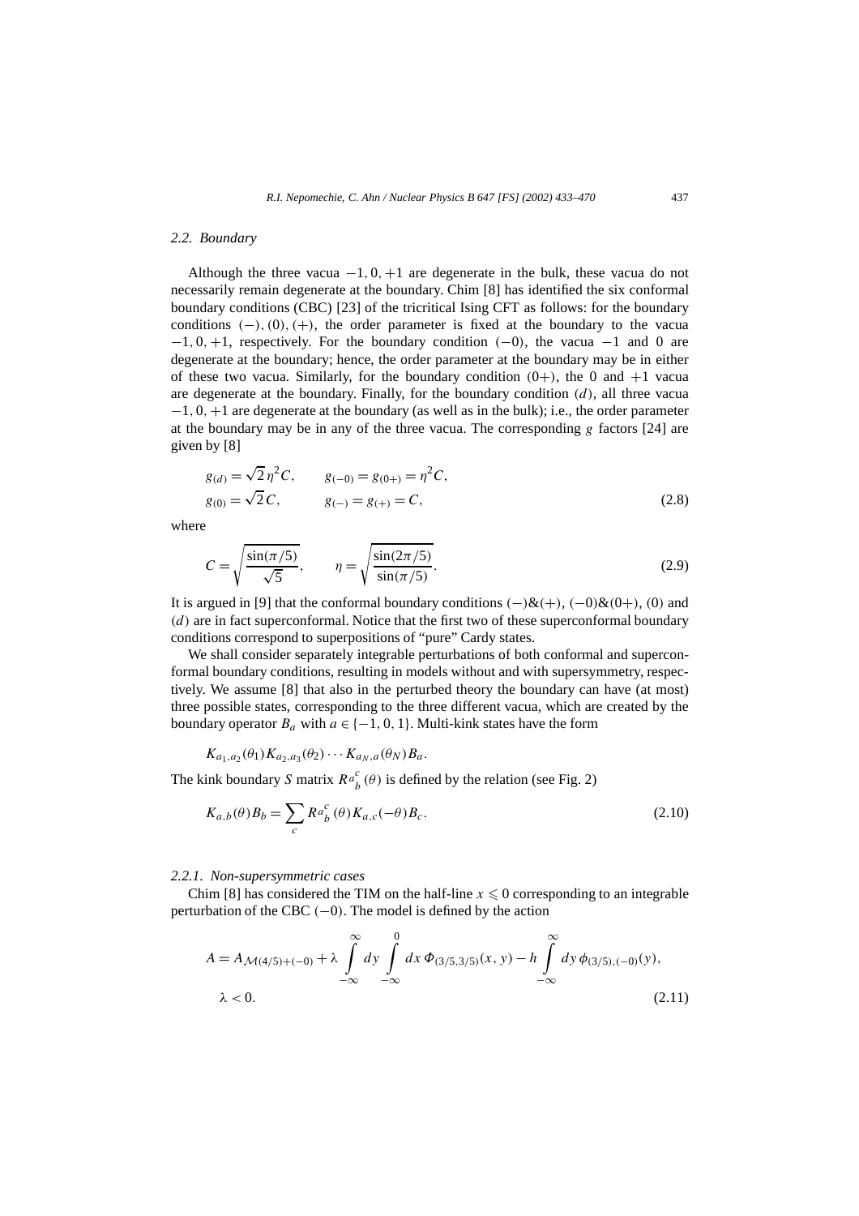### 2.2. Boundary

Although the three vacua $-1, 0, +1$ are degenerate in the bulk, these vacua do not necessarily remain degenerate at the boundary. Chim [8] has identified the six conformal boundary conditions (CBC) [23] of the tricritical Ising CFT as follows: for the boundary conditions $(-), (0), (+)$, the order parameter is fixed at the boundary to the vacua $-1, 0, +1$, respectively. For the boundary condition $(-0)$, the vacua $-1$ and $0$ are degenerate at the boundary; hence, the order parameter at the boundary may be in either of these two vacua. Similarly, for the boundary condition $(0+)$, the $0$ and $+1$ vacua are degenerate at the boundary. Finally, for the boundary condition $(d)$, all three vacua $-1, 0, +1$ are degenerate at the boundary (as well as in the bulk); i.e., the order parameter at the boundary may be in any of the three vacua. The corresponding $g$ factors [24] are given by [8]

$$
\begin{aligned}
&g_{(d)} = \sqrt{2}\,\eta^2 C, \qquad g_{(-0)} = g_{(0+)} = \eta^2 C, \\
&g_{(0)} = \sqrt{2}\,C, \qquad\ \ g_{(-)} = g_{(+)} = C,
\end{aligned}
\tag{2.8}
$$

where

$$
C = \sqrt{\frac{\sin(\pi/5)}{\sqrt{5}}}, \qquad \eta = \sqrt{\frac{\sin(2\pi/5)}{\sin(\pi/5)}}. \tag{2.9}
$$

It is argued in [9] that the conformal boundary conditions $(-)\&(+)$, $(-0)\&(0+)$, $(0)$ and $(d)$ are in fact superconformal. Notice that the first two of these superconformal boundary conditions correspond to superpositions of "pure" Cardy states.

We shall consider separately integrable perturbations of both conformal and superconformal boundary conditions, resulting in models without and with supersymmetry, respectively. We assume [8] that also in the perturbed theory the boundary can have (at most) three possible states, corresponding to the three different vacua, which are created by the boundary operator $B_a$ with $a \in \{-1, 0, 1\}$. Multi-kink states have the form

$$
K_{a_1,a_2}(\theta_1) K_{a_2,a_3}(\theta_2) \cdots K_{a_N,a}(\theta_N) B_a.
$$

The kink boundary $S$ matrix $R{a}_{b}^{c}(\theta)$ is defined by the relation (see Fig. 2)

$$
K_{a,b}(\theta) B_b = \sum_c R{a}_{b}^{c}(\theta) K_{a,c}(-\theta) B_c. \tag{2.10}
$$

#### 2.2.1. Non-supersymmetric cases

Chim [8] has considered the TIM on the half-line $x \leqslant 0$ corresponding to an integrable perturbation of the CBC $(-0)$. The model is defined by the action

$$
\begin{aligned}
A = A_{\mathcal{M}(4/5)+(-0)} + \lambda \int_{-\infty}^{\infty} dy \int_{-\infty}^{0} dx\, \Phi_{(3/5,3/5)}(x,y) - h \int_{-\infty}^{\infty} dy\, \phi_{(3/5),(-0)}(y), \\
\lambda < 0.
\end{aligned}
\tag{2.11}
$$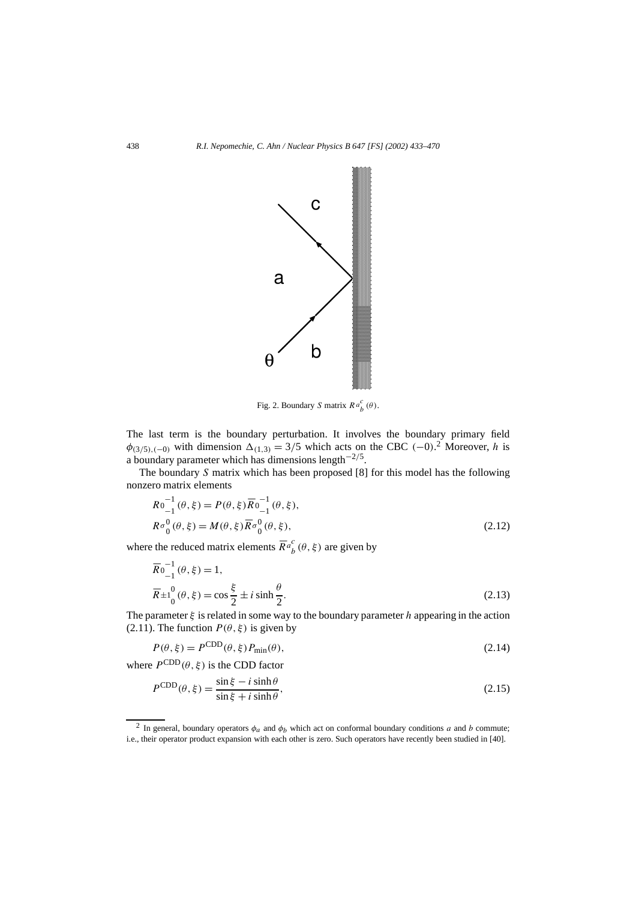Fig. 2. Boundary $S$ matrix $R\,{}^{a}{}_{b}^{c}(\theta)$.

The last term is the boundary perturbation. It involves the boundary primary field $\phi_{(3/5),(-0)}$ with dimension $\Delta_{(1,3)} = 3/5$ which acts on the CBC $(-0)$.[2] Moreover, $h$ is a boundary parameter which has dimensions length$^{-2/5}$.

The boundary $S$ matrix which has been proposed [8] for this model has the following nonzero matrix elements

$$R\,{}^{0}{}_{-1}^{-1}(\theta, \xi) = P(\theta, \xi)\overline{R}\,{}^{0}{}_{-1}^{-1}(\theta, \xi),$$
$$R\,{}^{\sigma}{}_{0}^{0}(\theta, \xi) = M(\theta, \xi)\overline{R}\,{}^{\sigma}{}_{0}^{0}(\theta, \xi), \tag{2.12}$$

where the reduced matrix elements $\overline{R}\,{}^{a}{}_{b}^{c}(\theta, \xi)$ are given by

$$\overline{R}\,{}^{0}{}_{-1}^{-1}(\theta, \xi) = 1,$$
$$\overline{R}\,{}^{\pm 1}{}_{0}^{0}(\theta, \xi) = \cos\frac{\xi}{2} \pm i\sinh\frac{\theta}{2}. \tag{2.13}$$

The parameter $\xi$ is related in some way to the boundary parameter $h$ appearing in the action (2.11). The function $P(\theta, \xi)$ is given by

$$P(\theta, \xi) = P^{\mathrm{CDD}}(\theta, \xi)P_{\min}(\theta), \tag{2.14}$$

where $P^{\mathrm{CDD}}(\theta, \xi)$ is the CDD factor

$$P^{\mathrm{CDD}}(\theta, \xi) = \frac{\sin\xi - i\sinh\theta}{\sin\xi + i\sinh\theta}, \tag{2.15}$$

[2] In general, boundary operators $\phi_a$ and $\phi_b$ which act on conformal boundary conditions $a$ and $b$ commute; i.e., their operator product expansion with each other is zero. Such operators have recently been studied in [40].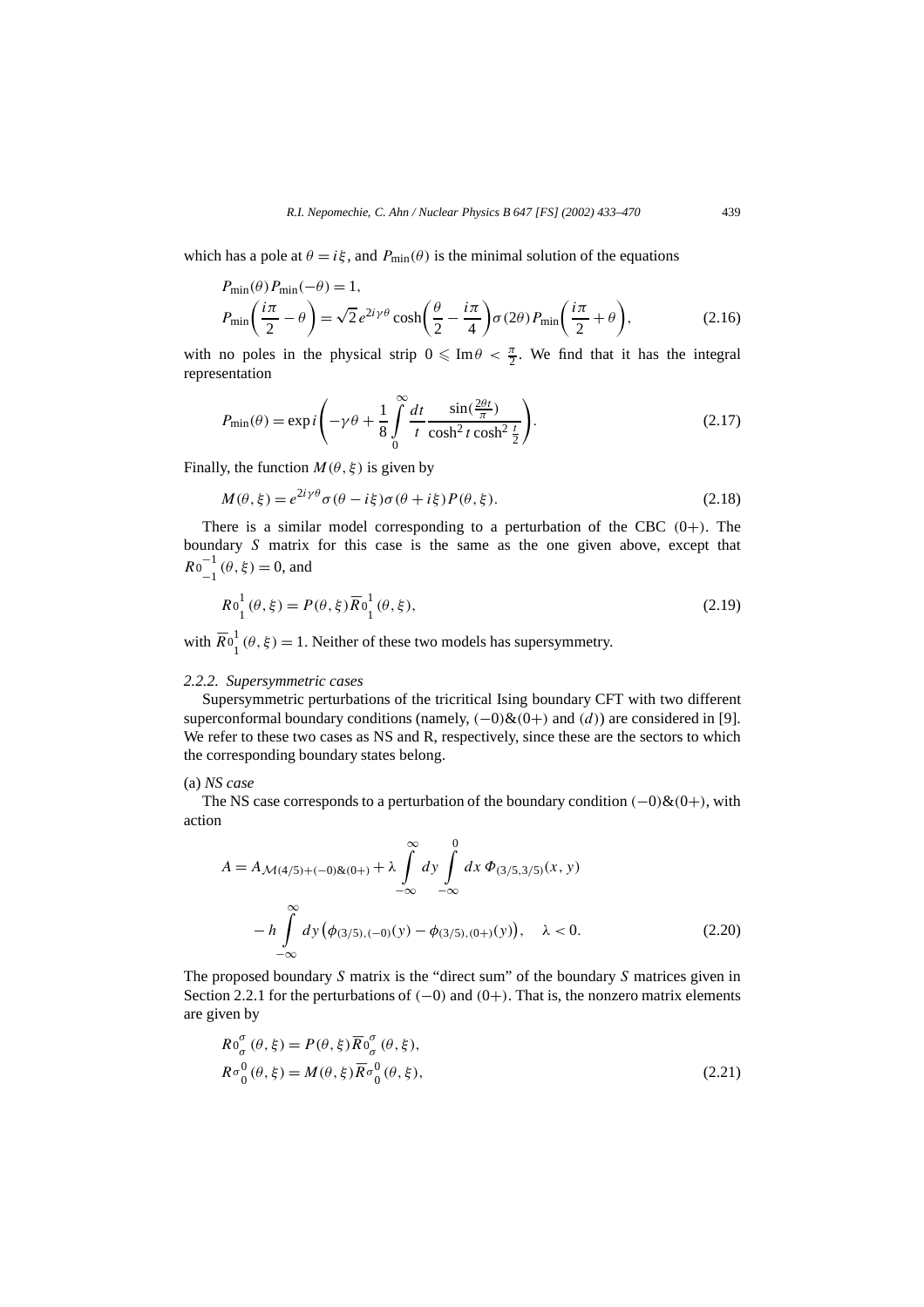which has a pole at $\theta = i\xi$, and $P_{\min}(\theta)$ is the minimal solution of the equations

$$
\begin{aligned}
&P_{\min}(\theta) P_{\min}(-\theta) = 1, \\
&P_{\min}\left(\frac{i\pi}{2} - \theta\right) = \sqrt{2}\, e^{2i\gamma\theta} \cosh\left(\frac{\theta}{2} - \frac{i\pi}{4}\right) \sigma(2\theta) P_{\min}\left(\frac{i\pi}{2} + \theta\right),
\end{aligned}
\tag{2.16}
$$

with no poles in the physical strip $0 \leqslant \operatorname{Im}\theta < \frac{\pi}{2}$. We find that it has the integral representation

$$
P_{\min}(\theta) = \exp i\left(-\gamma\theta + \frac{1}{8}\int_0^\infty \frac{dt}{t} \frac{\sin(\frac{2\theta t}{\pi})}{\cosh^2 t \cosh^2 \frac{t}{2}}\right). \tag{2.17}
$$

Finally, the function $M(\theta, \xi)$ is given by

$$
M(\theta, \xi) = e^{2i\gamma\theta} \sigma(\theta - i\xi) \sigma(\theta + i\xi) P(\theta, \xi). \tag{2.18}
$$

There is a similar model corresponding to a perturbation of the CBC $(0+)$. The boundary $S$ matrix for this case is the same as the one given above, except that $R\,0^{-1}_{-1}(\theta, \xi) = 0$, and

$$
R\,0^{1}_{1}(\theta, \xi) = P(\theta, \xi) \overline{R}\,0^{1}_{1}(\theta, \xi), \tag{2.19}
$$

with $\overline{R}\,0^{1}_{1}(\theta, \xi) = 1$. Neither of these two models has supersymmetry.

#### 2.2.2. Supersymmetric cases

Supersymmetric perturbations of the tricritical Ising boundary CFT with two different superconformal boundary conditions (namely, $(-0)\&(0+)$ and $(d)$) are considered in [9]. We refer to these two cases as NS and R, respectively, since these are the sectors to which the corresponding boundary states belong.

(a) *NS case*

The NS case corresponds to a perturbation of the boundary condition $(-0)\&(0+)$, with action

$$
\begin{aligned}
A = A_{\mathcal{M}(4/5)+(-0)\&(0+)} &+ \lambda \int_{-\infty}^{\infty} dy \int_{-\infty}^{0} dx\, \Phi_{(3/5,3/5)}(x, y) \\
&- h \int_{-\infty}^{\infty} dy \left(\phi_{(3/5),(-0)}(y) - \phi_{(3/5),(0+)}(y)\right), \quad \lambda < 0.
\end{aligned}
\tag{2.20}
$$

The proposed boundary $S$ matrix is the "direct sum" of the boundary $S$ matrices given in Section 2.2.1 for the perturbations of $(-0)$ and $(0+)$. That is, the nonzero matrix elements are given by

$$
\begin{aligned}
&R\,0^{\sigma}_{\sigma}(\theta, \xi) = P(\theta, \xi) \overline{R}\,0^{\sigma}_{\sigma}(\theta, \xi), \\
&R\,\sigma^{0}_{0}(\theta, \xi) = M(\theta, \xi) \overline{R}\,\sigma^{0}_{0}(\theta, \xi),
\end{aligned}
\tag{2.21}
$$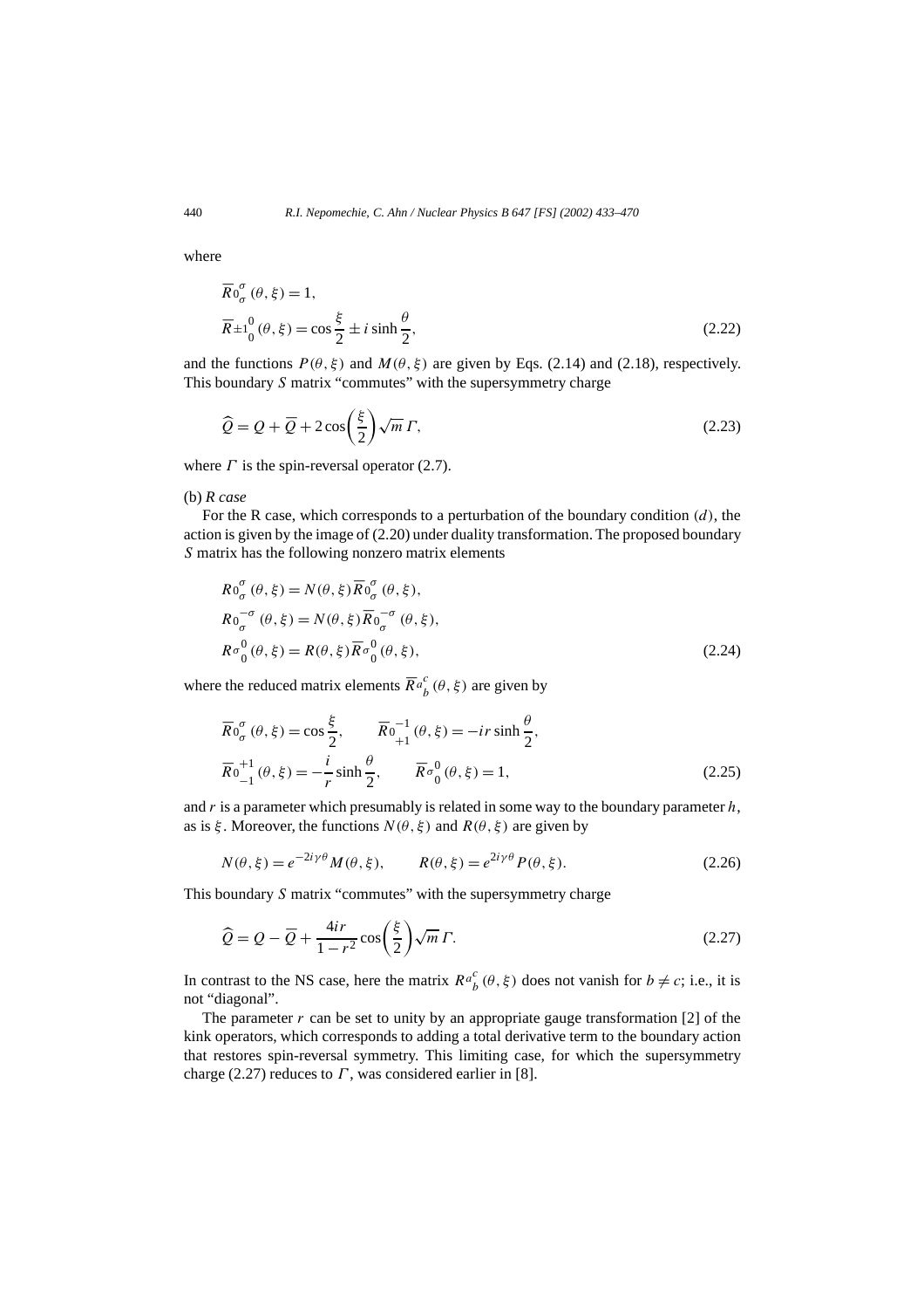where

$$
\begin{aligned}
&\overline{R}0^{\sigma}_{\sigma}(\theta,\xi) = 1, \\
&\overline{R}\pm1^{0}_{0}(\theta,\xi) = \cos\frac{\xi}{2} \pm i\sinh\frac{\theta}{2},
\end{aligned}
\tag{2.22}
$$

and the functions $P(\theta,\xi)$ and $M(\theta,\xi)$ are given by Eqs. (2.14) and (2.18), respectively. This boundary $S$ matrix "commutes" with the supersymmetry charge

$$
\widehat{Q} = Q + \overline{Q} + 2\cos\left(\frac{\xi}{2}\right)\sqrt{m}\,\Gamma,
\tag{2.23}
$$

where $\Gamma$ is the spin-reversal operator (2.7).

(b) *R case*

For the R case, which corresponds to a perturbation of the boundary condition $(d)$, the action is given by the image of (2.20) under duality transformation. The proposed boundary $S$ matrix has the following nonzero matrix elements

$$
\begin{aligned}
&R0^{\sigma}_{\sigma}(\theta,\xi) = N(\theta,\xi)\,\overline{R}0^{\sigma}_{\sigma}(\theta,\xi), \\
&R0^{-\sigma}_{\sigma}(\theta,\xi) = N(\theta,\xi)\,\overline{R}0^{-\sigma}_{\sigma}(\theta,\xi), \\
&R\sigma^{0}_{0}(\theta,\xi) = R(\theta,\xi)\,\overline{R}\sigma^{0}_{0}(\theta,\xi),
\end{aligned}
\tag{2.24}
$$

where the reduced matrix elements $\overline{R}a^{c}_{b}(\theta,\xi)$ are given by

$$
\begin{aligned}
&\overline{R}0^{\sigma}_{\sigma}(\theta,\xi) = \cos\frac{\xi}{2}, \qquad \overline{R}0^{-1}_{+1}(\theta,\xi) = -ir\sinh\frac{\theta}{2}, \\
&\overline{R}0^{+1}_{-1}(\theta,\xi) = -\frac{i}{r}\sinh\frac{\theta}{2}, \qquad \overline{R}\sigma^{0}_{0}(\theta,\xi) = 1,
\end{aligned}
\tag{2.25}
$$

and $r$ is a parameter which presumably is related in some way to the boundary parameter $h$, as is $\xi$. Moreover, the functions $N(\theta,\xi)$ and $R(\theta,\xi)$ are given by

$$
N(\theta,\xi) = e^{-2i\gamma\theta}M(\theta,\xi), \qquad R(\theta,\xi) = e^{2i\gamma\theta}P(\theta,\xi).
\tag{2.26}
$$

This boundary $S$ matrix "commutes" with the supersymmetry charge

$$
\widehat{Q} = Q - \overline{Q} + \frac{4ir}{1-r^{2}}\cos\left(\frac{\xi}{2}\right)\sqrt{m}\,\Gamma.
\tag{2.27}
$$

In contrast to the NS case, here the matrix $Ra^{c}_{b}(\theta,\xi)$ does not vanish for $b \ne c$; i.e., it is not "diagonal".

The parameter $r$ can be set to unity by an appropriate gauge transformation [2] of the kink operators, which corresponds to adding a total derivative term to the boundary action that restores spin-reversal symmetry. This limiting case, for which the supersymmetry charge (2.27) reduces to $\Gamma$, was considered earlier in [8].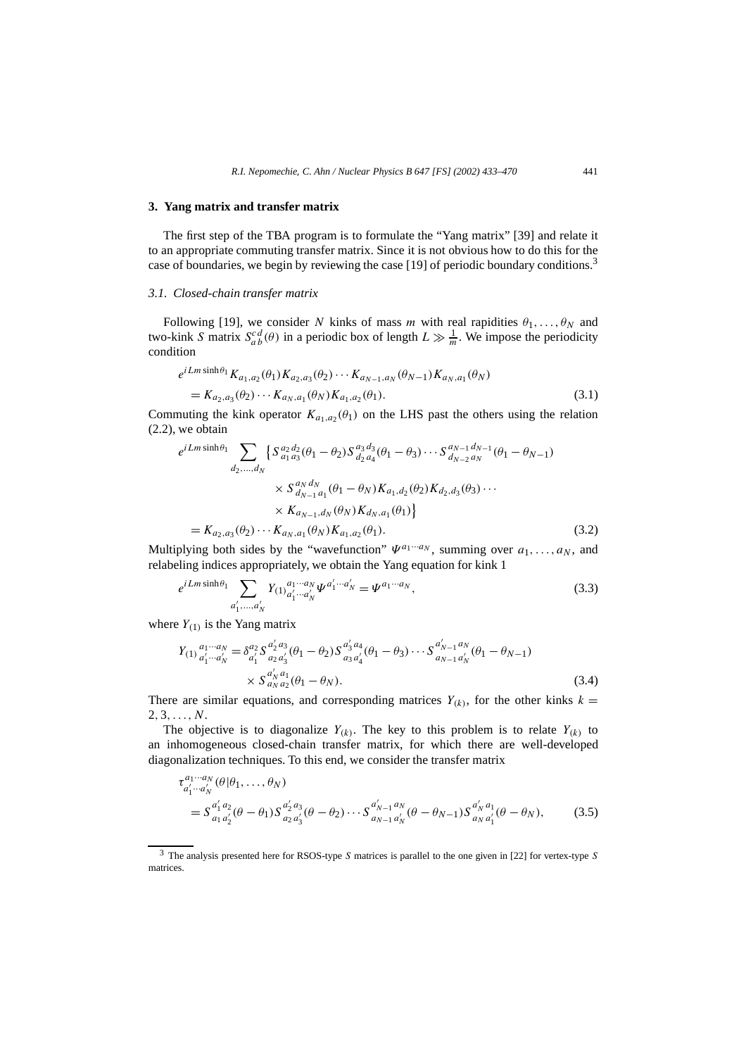## 3. Yang matrix and transfer matrix

The first step of the TBA program is to formulate the "Yang matrix" [39] and relate it to an appropriate commuting transfer matrix. Since it is not obvious how to do this for the case of boundaries, we begin by reviewing the case [19] of periodic boundary conditions.[3]

### 3.1. Closed-chain transfer matrix

Following [19], we consider $N$ kinks of mass $m$ with real rapidities $\theta_1, \ldots, \theta_N$ and two-kink $S$ matrix $S_{a\,b}^{c\,d}(\theta)$ in a periodic box of length $L \gg \frac{1}{m}$. We impose the periodicity condition

$$
\begin{aligned}
&e^{iLm\sinh\theta_1} K_{a_1,a_2}(\theta_1) K_{a_2,a_3}(\theta_2) \cdots K_{a_{N-1},a_N}(\theta_{N-1}) K_{a_N,a_1}(\theta_N) \\
&\quad = K_{a_2,a_3}(\theta_2) \cdots K_{a_N,a_1}(\theta_N) K_{a_1,a_2}(\theta_1).
\end{aligned}
\tag{3.1}
$$

Commuting the kink operator $K_{a_1,a_2}(\theta_1)$ on the LHS past the others using the relation (2.2), we obtain

$$
\begin{aligned}
&e^{iLm\sinh\theta_1} \sum_{d_2,\ldots,d_N} \big\{ S_{a_1\,a_3}^{a_2\,d_2}(\theta_1-\theta_2) S_{d_2\,a_4}^{a_3\,d_3}(\theta_1-\theta_3) \cdots S_{d_{N-2}\,a_N}^{a_{N-1}\,d_{N-1}}(\theta_1-\theta_{N-1}) \\
&\qquad \times S_{d_{N-1}\,a_1}^{a_N\,d_N}(\theta_1-\theta_N) K_{a_1,d_2}(\theta_2) K_{d_2,d_3}(\theta_3) \cdots \\
&\qquad \times K_{a_{N-1},d_N}(\theta_N) K_{d_N,a_1}(\theta_1) \big\} \\
&\quad = K_{a_2,a_3}(\theta_2) \cdots K_{a_N,a_1}(\theta_N) K_{a_1,a_2}(\theta_1).
\end{aligned}
\tag{3.2}
$$

Multiplying both sides by the "wavefunction" $\Psi^{a_1\cdots a_N}$, summing over $a_1, \ldots, a_N$, and relabeling indices appropriately, we obtain the Yang equation for kink 1

$$
e^{iLm\sinh\theta_1} \sum_{a_1',\ldots,a_N'} Y_{(1)}{}_{a_1'\cdots a_N'}^{a_1\cdots a_N} \Psi^{a_1'\cdots a_N'} = \Psi^{a_1\cdots a_N},
\tag{3.3}
$$

where $Y_{(1)}$ is the Yang matrix

$$
\begin{aligned}
Y_{(1)}{}_{a_1'\cdots a_N'}^{a_1\cdots a_N} &= \delta_{a_1'}^{a_2} S_{a_2\,a_3'}^{a_2'\,a_3}(\theta_1-\theta_2) S_{a_3\,a_4'}^{a_3'\,a_4}(\theta_1-\theta_3) \cdots S_{a_{N-1}\,a_N'}^{a_{N-1}'\,a_N}(\theta_1-\theta_{N-1}) \\
&\quad \times S_{a_N'\,a_2}^{a_N'\,a_1}(\theta_1-\theta_N).
\end{aligned}
\tag{3.4}
$$

There are similar equations, and corresponding matrices $Y_{(k)}$, for the other kinks $k = 2, 3, \ldots, N$.

The objective is to diagonalize $Y_{(k)}$. The key to this problem is to relate $Y_{(k)}$ to an inhomogeneous closed-chain transfer matrix, for which there are well-developed diagonalization techniques. To this end, we consider the transfer matrix

$$
\begin{aligned}
&\tau_{a_1'\cdots a_N'}^{a_1\cdots a_N}(\theta|\theta_1,\ldots,\theta_N) \\
&\quad = S_{a_1\,a_2'}^{a_1'\,a_2}(\theta-\theta_1) S_{a_2\,a_3'}^{a_2'\,a_3}(\theta-\theta_2) \cdots S_{a_{N-1}\,a_N'}^{a_{N-1}'\,a_N}(\theta-\theta_{N-1}) S_{a_N\,a_1'}^{a_N'\,a_1}(\theta-\theta_N),
\end{aligned}
\tag{3.5}
$$

[3] The analysis presented here for RSOS-type $S$ matrices is parallel to the one given in [22] for vertex-type $S$ matrices.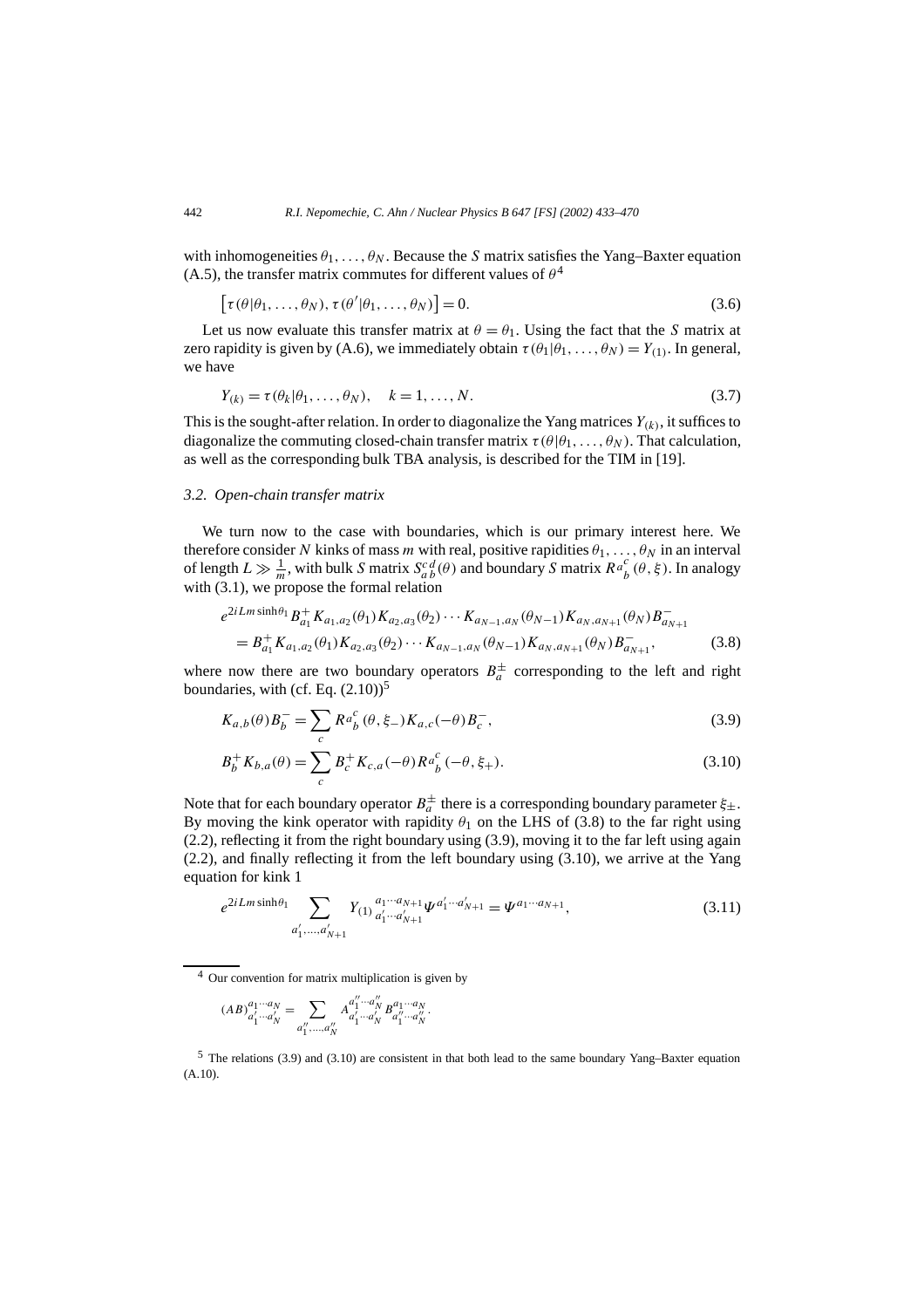with inhomogeneities $\theta_1, \ldots, \theta_N$. Because the $S$ matrix satisfies the Yang–Baxter equation (A.5), the transfer matrix commutes for different values of $\theta$[4]

$$\left[\tau(\theta|\theta_1, \ldots, \theta_N), \tau(\theta'|\theta_1, \ldots, \theta_N)\right] = 0. \tag{3.6}$$

Let us now evaluate this transfer matrix at $\theta = \theta_1$. Using the fact that the $S$ matrix at zero rapidity is given by (A.6), we immediately obtain $\tau(\theta_1|\theta_1, \ldots, \theta_N) = Y_{(1)}$. In general, we have

$$Y_{(k)} = \tau(\theta_k|\theta_1, \ldots, \theta_N), \quad k = 1, \ldots, N. \tag{3.7}$$

This is the sought-after relation. In order to diagonalize the Yang matrices $Y_{(k)}$, it suffices to diagonalize the commuting closed-chain transfer matrix $\tau(\theta|\theta_1, \ldots, \theta_N)$. That calculation, as well as the corresponding bulk TBA analysis, is described for the TIM in [19].

### 3.2. Open-chain transfer matrix

We turn now to the case with boundaries, which is our primary interest here. We therefore consider $N$ kinks of mass $m$ with real, positive rapidities $\theta_1, \ldots, \theta_N$ in an interval of length $L \gg \frac{1}{m}$, with bulk $S$ matrix $S_{a\,b}^{c\,d}(\theta)$ and boundary $S$ matrix $R{a}_{b}^{c}(\theta, \xi)$. In analogy with (3.1), we propose the formal relation

$$\begin{aligned}
&e^{2iLm\sinh\theta_1} B_{a_1}^{+} K_{a_1,a_2}(\theta_1) K_{a_2,a_3}(\theta_2) \cdots K_{a_{N-1},a_N}(\theta_{N-1}) K_{a_N,a_{N+1}}(\theta_N) B_{a_{N+1}}^{-} \\
&\quad = B_{a_1}^{+} K_{a_1,a_2}(\theta_1) K_{a_2,a_3}(\theta_2) \cdots K_{a_{N-1},a_N}(\theta_{N-1}) K_{a_N,a_{N+1}}(\theta_N) B_{a_{N+1}}^{-},
\end{aligned} \tag{3.8}$$

where now there are two boundary operators $B_a^{\pm}$ corresponding to the left and right boundaries, with (cf. Eq. (2.10))[5]

$$K_{a,b}(\theta) B_b^{-} = \sum_c R{a}_{b}^{c}(\theta, \xi_-) K_{a,c}(-\theta) B_c^{-}, \tag{3.9}$$

$$B_b^{+} K_{b,a}(\theta) = \sum_c B_c^{+} K_{c,a}(-\theta) R{a}_{b}^{c}(-\theta, \xi_+). \tag{3.10}$$

Note that for each boundary operator $B_a^{\pm}$ there is a corresponding boundary parameter $\xi_{\pm}$. By moving the kink operator with rapidity $\theta_1$ on the LHS of (3.8) to the far right using (2.2), reflecting it from the right boundary using (3.9), moving it to the far left using again (2.2), and finally reflecting it from the left boundary using (3.10), we arrive at the Yang equation for kink 1

$$e^{2iLm\sinh\theta_1} \sum_{a'_1,\ldots,a'_{N+1}} Y_{(1)}{}_{a'_1\cdots a'_{N+1}}^{a_1\cdots a_{N+1}} \Psi^{a'_1\cdots a'_{N+1}} = \Psi^{a_1\cdots a_{N+1}}, \tag{3.11}$$

---

[4] Our convention for matrix multiplication is given by

$$(AB)_{a'_1\cdots a'_N}^{a_1\cdots a_N} = \sum_{a''_1,\ldots,a''_N} A_{a'_1\cdots a'_N}^{a''_1\cdots a''_N} B_{a''_1\cdots a''_N}^{a_1\cdots a_N}.$$

[5] The relations (3.9) and (3.10) are consistent in that both lead to the same boundary Yang–Baxter equation (A.10).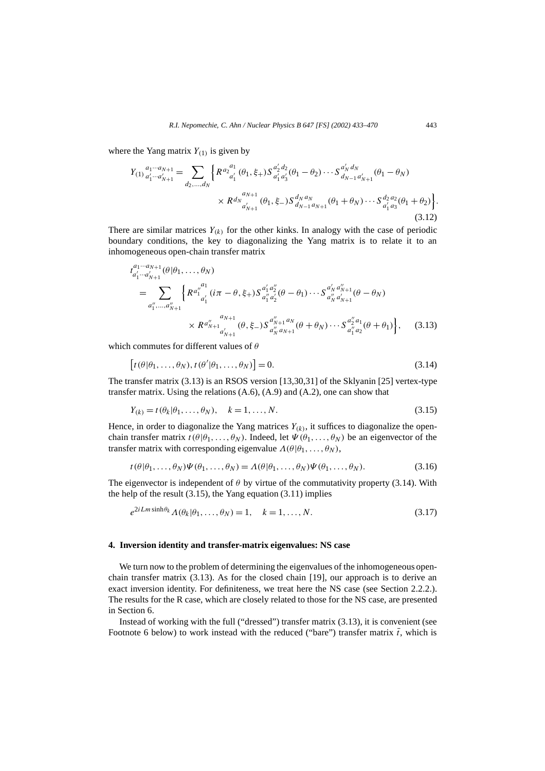where the Yang matrix $Y_{(1)}$ is given by

$$
Y_{(1)}{}^{a_1 \cdots a_{N+1}}_{a'_1 \cdots a'_{N+1}} = \sum_{d_2, \ldots, d_N} \Big\{ R^{a_2}{}^{a_1}_{a'_1}(\theta_1, \xi_+) S^{a'_2 d_2}_{a'_1 a'_3}(\theta_1 - \theta_2) \cdots S^{a'_N d_N}_{d_{N-1} a'_{N+1}}(\theta_1 - \theta_N)
$$

$$
\times R^{d_N}{}^{a_{N+1}}_{a'_{N+1}}(\theta_1, \xi_-) S^{d_N a_N}_{d_{N-1} a_{N+1}}(\theta_1 + \theta_N) \cdots S^{d_2 a_2}_{a'_1 a_3}(\theta_1 + \theta_2) \Big\}. \tag{3.12}
$$

There are similar matrices $Y_{(k)}$ for the other kinks. In analogy with the case of periodic boundary conditions, the key to diagonalizing the Yang matrix is to relate it to an inhomogeneous open-chain transfer matrix

$$
t^{a_1 \cdots a_{N+1}}_{a'_1 \cdots a'_{N+1}}(\theta | \theta_1, \ldots, \theta_N)
$$

$$
= \sum_{a''_1, \ldots, a''_{N+1}} \Big\{ R^{a''_1}{}^{a_1}_{a'_1}(i\pi - \theta, \xi_+) S^{a'_1 a''_2}_{a''_1 a'_2}(\theta - \theta_1) \cdots S^{a'_N a''_{N+1}}_{a''_N a'_{N+1}}(\theta - \theta_N)
$$

$$
\times R^{a''_{N+1}}{}^{a_{N+1}}_{a'_{N+1}}(\theta, \xi_-) S^{a''_{N+1} a_N}_{a''_N a_{N+1}}(\theta + \theta_N) \cdots S^{a''_2 a_1}_{a''_1 a_2}(\theta + \theta_1) \Big\}, \tag{3.13}
$$

which commutes for different values of $\theta$

$$
\big[ t(\theta | \theta_1, \ldots, \theta_N), t(\theta' | \theta_1, \ldots, \theta_N) \big] = 0. \tag{3.14}
$$

The transfer matrix (3.13) is an RSOS version [13,30,31] of the Sklyanin [25] vertex-type transfer matrix. Using the relations (A.6), (A.9) and (A.2), one can show that

$$
Y_{(k)} = t(\theta_k | \theta_1, \ldots, \theta_N), \quad k = 1, \ldots, N. \tag{3.15}
$$

Hence, in order to diagonalize the Yang matrices $Y_{(k)}$, it suffices to diagonalize the open-chain transfer matrix $t(\theta | \theta_1, \ldots, \theta_N)$. Indeed, let $\Psi(\theta_1, \ldots, \theta_N)$ be an eigenvector of the transfer matrix with corresponding eigenvalue $\Lambda(\theta | \theta_1, \ldots, \theta_N)$,

$$
t(\theta | \theta_1, \ldots, \theta_N) \Psi(\theta_1, \ldots, \theta_N) = \Lambda(\theta | \theta_1, \ldots, \theta_N) \Psi(\theta_1, \ldots, \theta_N). \tag{3.16}
$$

The eigenvector is independent of $\theta$ by virtue of the commutativity property (3.14). With the help of the result (3.15), the Yang equation (3.11) implies

$$
e^{2iLm \sinh\theta_k} \Lambda(\theta_k | \theta_1, \ldots, \theta_N) = 1, \quad k = 1, \ldots, N. \tag{3.17}
$$

## 4. Inversion identity and transfer-matrix eigenvalues: NS case

We turn now to the problem of determining the eigenvalues of the inhomogeneous open-chain transfer matrix (3.13). As for the closed chain [19], our approach is to derive an exact inversion identity. For definiteness, we treat here the NS case (see Section 2.2.2.). The results for the R case, which are closely related to those for the NS case, are presented in Section 6.

Instead of working with the full ("dressed") transfer matrix (3.13), it is convenient (see Footnote 6 below) to work instead with the reduced ("bare") transfer matrix $\bar{t}$, which is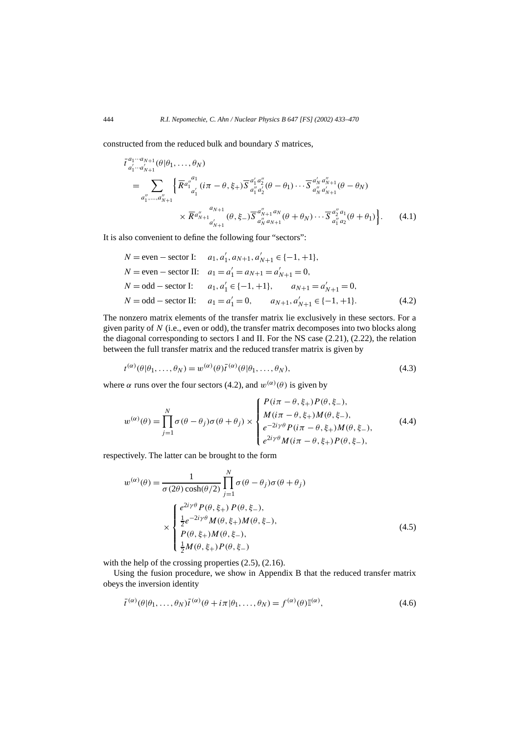constructed from the reduced bulk and boundary $S$ matrices,

$$
\begin{aligned}
&\bar{t}^{\,a_1\cdots a_{N+1}}_{a_1'\cdots a_{N+1}'}(\theta|\theta_1,\ldots,\theta_N) \\
&\quad = \sum_{a_1'',\ldots,a_{N+1}''} \Big\{ \overline{R}{a_1''}^{a_1}_{\ a_1'}(i\pi-\theta,\xi_+)\overline{S}^{a_1' a_2''}_{a_1'' a_2'}(\theta-\theta_1)\cdots\overline{S}^{a_N' a_{N+1}''}_{a_N'' a_{N+1}'}(\theta-\theta_N) \\
&\qquad\qquad \times \overline{R}{a_{N+1}''}^{a_{N+1}}_{\ a_{N+1}'}(\theta,\xi_-)\overline{S}^{a_{N+1}'' a_N}_{a_N'' a_{N+1}}(\theta+\theta_N)\cdots\overline{S}^{a_2'' a_1}_{a_1'' a_2}(\theta+\theta_1)\Big\}. \qquad (4.1)
\end{aligned}
$$

It is also convenient to define the following four "sectors":

$$
\begin{aligned}
&N=\text{even}-\text{sector I:} \quad a_1, a_1', a_{N+1}, a_{N+1}' \in \{-1,+1\}, \\
&N=\text{even}-\text{sector II:} \quad a_1=a_1'=a_{N+1}=a_{N+1}'=0, \\
&N=\text{odd}-\text{sector I:} \quad a_1, a_1' \in \{-1,+1\}, \qquad a_{N+1}=a_{N+1}'=0, \\
&N=\text{odd}-\text{sector II:} \quad a_1=a_1'=0, \qquad a_{N+1}, a_{N+1}' \in \{-1,+1\}. \qquad (4.2)
\end{aligned}
$$

The nonzero matrix elements of the transfer matrix lie exclusively in these sectors. For a given parity of $N$ (i.e., even or odd), the transfer matrix decomposes into two blocks along the diagonal corresponding to sectors I and II. For the NS case (2.21), (2.22), the relation between the full transfer matrix and the reduced transfer matrix is given by

$$
t^{(\alpha)}(\theta|\theta_1,\ldots,\theta_N) = w^{(\alpha)}(\theta)\bar{t}^{(\alpha)}(\theta|\theta_1,\ldots,\theta_N), \qquad (4.3)
$$

where $\alpha$ runs over the four sectors (4.2), and $w^{(\alpha)}(\theta)$ is given by

$$
w^{(\alpha)}(\theta) = \prod_{j=1}^{N}\sigma(\theta-\theta_j)\sigma(\theta+\theta_j) \times
\begin{cases}
P(i\pi-\theta,\xi_+)P(\theta,\xi_-), \\
M(i\pi-\theta,\xi_+)M(\theta,\xi_-), \\
e^{-2i\gamma\theta}P(i\pi-\theta,\xi_+)M(\theta,\xi_-), \\
e^{2i\gamma\theta}M(i\pi-\theta,\xi_+)P(\theta,\xi_-),
\end{cases} \qquad (4.4)
$$

respectively. The latter can be brought to the form

$$
\begin{aligned}
w^{(\alpha)}(\theta) &= \frac{1}{\sigma(2\theta)\cosh(\theta/2)}\prod_{j=1}^{N}\sigma(\theta-\theta_j)\sigma(\theta+\theta_j) \\
&\quad \times
\begin{cases}
e^{2i\gamma\theta}P(\theta,\xi_+)\,P(\theta,\xi_-), \\
\frac{1}{2}e^{-2i\gamma\theta}M(\theta,\xi_+)M(\theta,\xi_-), \\
P(\theta,\xi_+)M(\theta,\xi_-), \\
\frac{1}{2}M(\theta,\xi_+)P(\theta,\xi_-)
\end{cases} \qquad (4.5)
\end{aligned}
$$

with the help of the crossing properties (2.5), (2.16).

Using the fusion procedure, we show in Appendix B that the reduced transfer matrix obeys the inversion identity

$$
\bar{t}^{(\alpha)}(\theta|\theta_1,\ldots,\theta_N)\bar{t}^{(\alpha)}(\theta+i\pi|\theta_1,\ldots,\theta_N) = f^{(\alpha)}(\theta)\mathbb{I}^{(\alpha)}, \qquad (4.6)
$$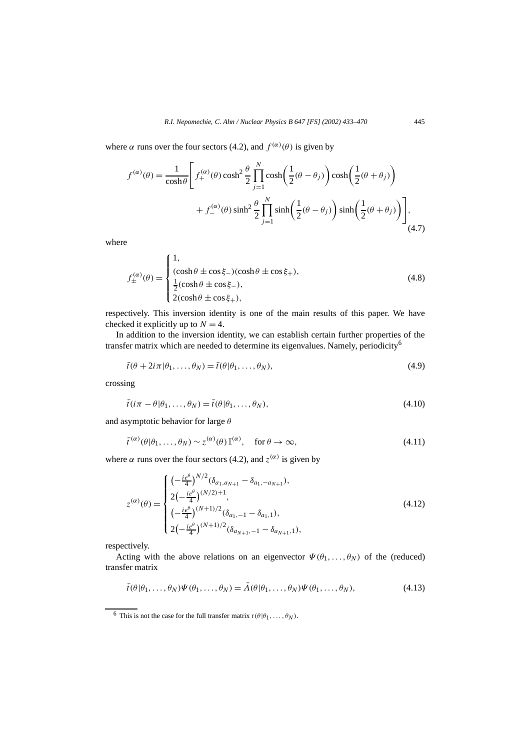where $\alpha$ runs over the four sectors (4.2), and $f^{(\alpha)}(\theta)$ is given by

$$
f^{(\alpha)}(\theta) = \frac{1}{\cosh\theta}\Bigg[ f_+^{(\alpha)}(\theta)\cosh^2\frac{\theta}{2}\prod_{j=1}^{N}\cosh\bigg(\frac{1}{2}(\theta-\theta_j)\bigg)\cosh\bigg(\frac{1}{2}(\theta+\theta_j)\bigg) + f_-^{(\alpha)}(\theta)\sinh^2\frac{\theta}{2}\prod_{j=1}^{N}\sinh\bigg(\frac{1}{2}(\theta-\theta_j)\bigg)\sinh\bigg(\frac{1}{2}(\theta+\theta_j)\bigg)\Bigg], \tag{4.7}
$$

where

$$
f_\pm^{(\alpha)}(\theta) = \begin{cases} 1, \\ (\cosh\theta \pm \cos\xi_-)(\cosh\theta \pm \cos\xi_+), \\ \frac{1}{2}(\cosh\theta \pm \cos\xi_-), \\ 2(\cosh\theta \pm \cos\xi_+), \end{cases} \tag{4.8}
$$

respectively. This inversion identity is one of the main results of this paper. We have checked it explicitly up to $N = 4$.

In addition to the inversion identity, we can establish certain further properties of the transfer matrix which are needed to determine its eigenvalues. Namely, periodicity[6]

$$
\bar{t}(\theta + 2i\pi|\theta_1, \ldots, \theta_N) = \bar{t}(\theta|\theta_1, \ldots, \theta_N), \tag{4.9}
$$

crossing

$$
\bar{t}(i\pi - \theta|\theta_1, \ldots, \theta_N) = \bar{t}(\theta|\theta_1, \ldots, \theta_N), \tag{4.10}
$$

and asymptotic behavior for large $\theta$

$$
\bar{t}^{(\alpha)}(\theta|\theta_1, \ldots, \theta_N) \sim z^{(\alpha)}(\theta)\, \mathbb{I}^{(\alpha)}, \quad \text{for } \theta \to \infty, \tag{4.11}
$$

where $\alpha$ runs over the four sectors (4.2), and $z^{(\alpha)}$ is given by

$$
z^{(\alpha)}(\theta) = \begin{cases} \left(-\frac{ie^\theta}{4}\right)^{N/2}(\delta_{a_1,a_{N+1}} - \delta_{a_1,-a_{N+1}}), \\ 2\left(-\frac{ie^\theta}{4}\right)^{(N/2)+1}, \\ \left(-\frac{ie^\theta}{4}\right)^{(N+1)/2}(\delta_{a_1,-1} - \delta_{a_1,1}), \\ 2\left(-\frac{ie^\theta}{4}\right)^{(N+1)/2}(\delta_{a_{N+1},-1} - \delta_{a_{N+1},1}), \end{cases} \tag{4.12}
$$

respectively.

Acting with the above relations on an eigenvector $\Psi(\theta_1, \ldots, \theta_N)$ of the (reduced) transfer matrix

$$
\bar{t}(\theta|\theta_1, \ldots, \theta_N)\Psi(\theta_1, \ldots, \theta_N) = \bar{\Lambda}(\theta|\theta_1, \ldots, \theta_N)\Psi(\theta_1, \ldots, \theta_N), \tag{4.13}
$$

[6] This is not the case for the full transfer matrix $t(\theta|\theta_1, \ldots, \theta_N)$.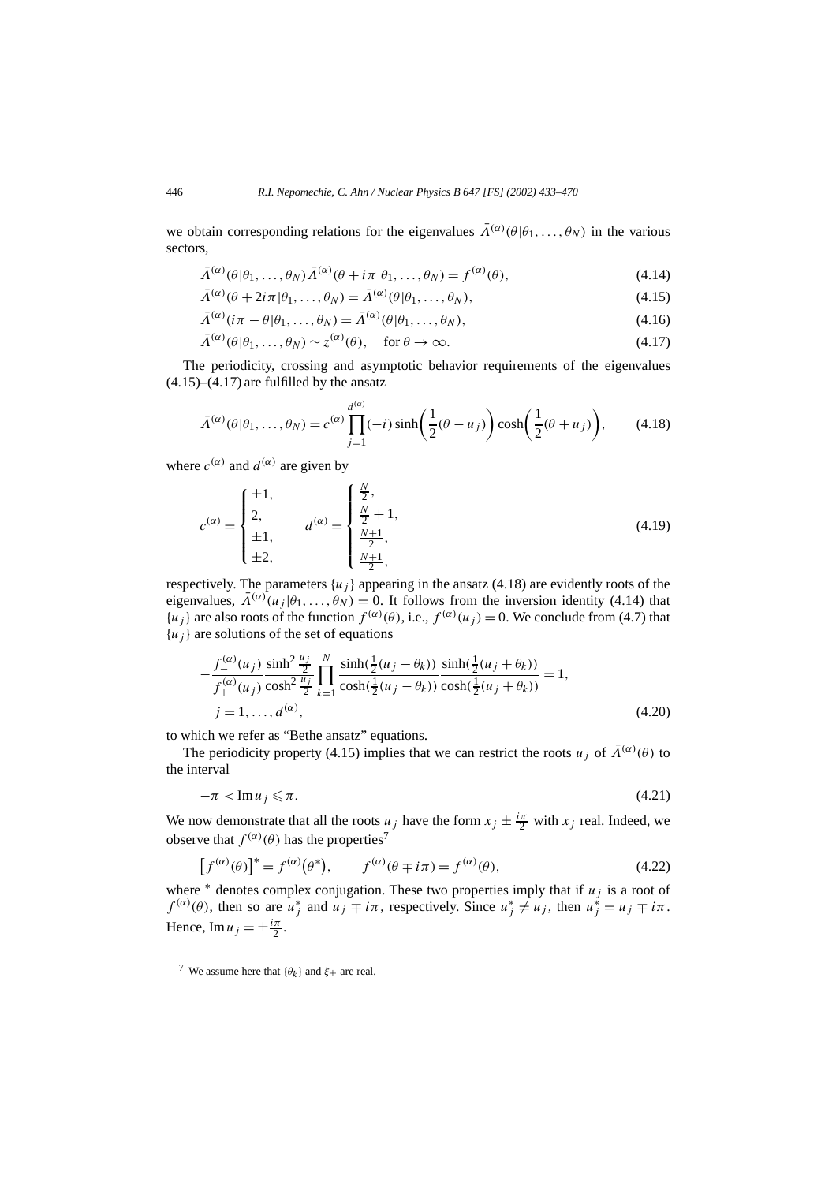we obtain corresponding relations for the eigenvalues $\bar{\Lambda}^{(\alpha)}(\theta|\theta_1,\ldots,\theta_N)$ in the various sectors,

$$\bar{\Lambda}^{(\alpha)}(\theta|\theta_1,\ldots,\theta_N)\bar{\Lambda}^{(\alpha)}(\theta+i\pi|\theta_1,\ldots,\theta_N) = f^{(\alpha)}(\theta), \tag{4.14}$$

$$\bar{\Lambda}^{(\alpha)}(\theta+2i\pi|\theta_1,\ldots,\theta_N) = \bar{\Lambda}^{(\alpha)}(\theta|\theta_1,\ldots,\theta_N), \tag{4.15}$$

$$\bar{\Lambda}^{(\alpha)}(i\pi-\theta|\theta_1,\ldots,\theta_N) = \bar{\Lambda}^{(\alpha)}(\theta|\theta_1,\ldots,\theta_N), \tag{4.16}$$

$$\bar{\Lambda}^{(\alpha)}(\theta|\theta_1,\ldots,\theta_N) \sim z^{(\alpha)}(\theta), \quad \text{for } \theta\to\infty. \tag{4.17}$$

The periodicity, crossing and asymptotic behavior requirements of the eigenvalues (4.15)–(4.17) are fulfilled by the ansatz

$$\bar{\Lambda}^{(\alpha)}(\theta|\theta_1,\ldots,\theta_N) = c^{(\alpha)}\prod_{j=1}^{d^{(\alpha)}}(-i)\sinh\left(\frac{1}{2}(\theta-u_j)\right)\cosh\left(\frac{1}{2}(\theta+u_j)\right), \tag{4.18}$$

where $c^{(\alpha)}$ and $d^{(\alpha)}$ are given by

$$c^{(\alpha)} = \begin{cases} \pm 1, \\ 2, \\ \pm 1, \\ \pm 2, \end{cases} \qquad d^{(\alpha)} = \begin{cases} \frac{N}{2}, \\ \frac{N}{2}+1, \\ \frac{N+1}{2}, \\ \frac{N+1}{2}, \end{cases} \tag{4.19}$$

respectively. The parameters $\{u_j\}$ appearing in the ansatz (4.18) are evidently roots of the eigenvalues, $\bar{\Lambda}^{(\alpha)}(u_j|\theta_1,\ldots,\theta_N)=0$. It follows from the inversion identity (4.14) that $\{u_j\}$ are also roots of the function $f^{(\alpha)}(\theta)$, i.e., $f^{(\alpha)}(u_j)=0$. We conclude from (4.7) that $\{u_j\}$ are solutions of the set of equations

$$-\frac{f_-^{(\alpha)}(u_j)}{f_+^{(\alpha)}(u_j)}\frac{\sinh^2\frac{u_j}{2}}{\cosh^2\frac{u_j}{2}}\prod_{k=1}^{N}\frac{\sinh(\frac{1}{2}(u_j-\theta_k))}{\cosh(\frac{1}{2}(u_j-\theta_k))}\frac{\sinh(\frac{1}{2}(u_j+\theta_k))}{\cosh(\frac{1}{2}(u_j+\theta_k))} = 1,$$
$$j=1,\ldots,d^{(\alpha)}, \tag{4.20}$$

to which we refer as "Bethe ansatz" equations.

The periodicity property (4.15) implies that we can restrict the roots $u_j$ of $\bar{\Lambda}^{(\alpha)}(\theta)$ to the interval

$$-\pi < \operatorname{Im} u_j \leqslant \pi. \tag{4.21}$$

We now demonstrate that all the roots $u_j$ have the form $x_j \pm \frac{i\pi}{2}$ with $x_j$ real. Indeed, we observe that $f^{(\alpha)}(\theta)$ has the properties[7]

$$\left[f^{(\alpha)}(\theta)\right]^* = f^{(\alpha)}\left(\theta^*\right), \qquad f^{(\alpha)}(\theta\mp i\pi) = f^{(\alpha)}(\theta), \tag{4.22}$$

where $^*$ denotes complex conjugation. These two properties imply that if $u_j$ is a root of $f^{(\alpha)}(\theta)$, then so are $u_j^*$ and $u_j \mp i\pi$, respectively. Since $u_j^* \neq u_j$, then $u_j^* = u_j \mp i\pi$. Hence, $\operatorname{Im} u_j = \pm\frac{i\pi}{2}$.

[7] We assume here that $\{\theta_k\}$ and $\xi_\pm$ are real.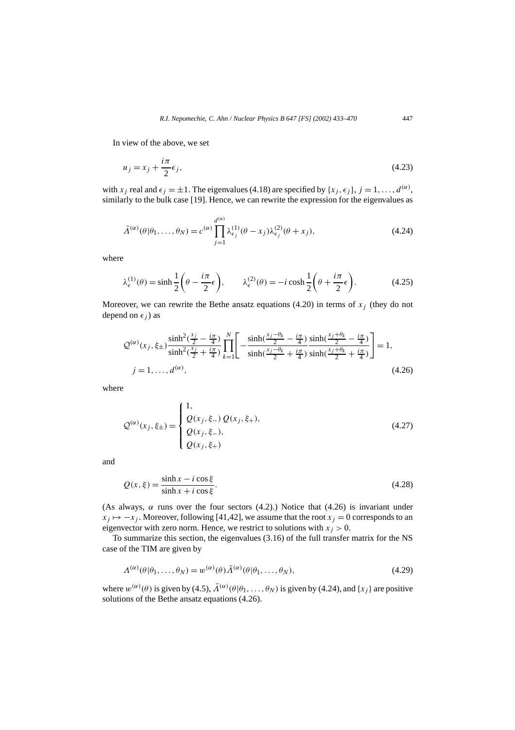In view of the above, we set

$$u_j = x_j + \frac{i\pi}{2}\epsilon_j, \tag{4.23}$$

with $x_j$ real and $\epsilon_j = \pm 1$. The eigenvalues (4.18) are specified by $\{x_j, \epsilon_j\}$, $j = 1, \ldots, d^{(\alpha)}$, similarly to the bulk case [19]. Hence, we can rewrite the expression for the eigenvalues as

$$\bar{\Lambda}^{(\alpha)}(\theta|\theta_1, \ldots, \theta_N) = c^{(\alpha)} \prod_{j=1}^{d^{(\alpha)}} \lambda^{(1)}_{\epsilon_j}(\theta - x_j)\lambda^{(2)}_{\epsilon_j}(\theta + x_j), \tag{4.24}$$

where

$$\lambda^{(1)}_{\epsilon}(\theta) = \sinh\frac{1}{2}\left(\theta - \frac{i\pi}{2}\epsilon\right), \qquad \lambda^{(2)}_{\epsilon}(\theta) = -i\cosh\frac{1}{2}\left(\theta + \frac{i\pi}{2}\epsilon\right). \tag{4.25}$$

Moreover, we can rewrite the Bethe ansatz equations (4.20) in terms of $x_j$ (they do not depend on $\epsilon_j$) as

$$\mathcal{Q}^{(\alpha)}(x_j, \xi_\pm)\frac{\sinh^2(\frac{x_j}{2} - \frac{i\pi}{4})}{\sinh^2(\frac{x_j}{2} + \frac{i\pi}{4})}\prod_{k=1}^{N}\left[-\frac{\sinh(\frac{x_j-\theta_k}{2} - \frac{i\pi}{4})}{\sinh(\frac{x_j-\theta_k}{2} + \frac{i\pi}{4})}\frac{\sinh(\frac{x_j+\theta_k}{2} - \frac{i\pi}{4})}{\sinh(\frac{x_j+\theta_k}{2} + \frac{i\pi}{4})}\right] = 1,$$
$$j = 1, \ldots, d^{(\alpha)}, \tag{4.26}$$

where

$$\mathcal{Q}^{(\alpha)}(x_j, \xi_\pm) = \begin{cases} 1, \\ Q(x_j, \xi_-)\, Q(x_j, \xi_+), \\ Q(x_j, \xi_-), \\ Q(x_j, \xi_+) \end{cases} \tag{4.27}$$

and

$$Q(x, \xi) = \frac{\sinh x - i\cos\xi}{\sinh x + i\cos\xi}. \tag{4.28}$$

(As always, $\alpha$ runs over the four sectors (4.2).) Notice that (4.26) is invariant under $x_j \mapsto -x_j$. Moreover, following [41,42], we assume that the root $x_j = 0$ corresponds to an eigenvector with zero norm. Hence, we restrict to solutions with $x_j > 0$.

To summarize this section, the eigenvalues (3.16) of the full transfer matrix for the NS case of the TIM are given by

$$\Lambda^{(\alpha)}(\theta|\theta_1, \ldots, \theta_N) = w^{(\alpha)}(\theta)\bar{\Lambda}^{(\alpha)}(\theta|\theta_1, \ldots, \theta_N), \tag{4.29}$$

where $w^{(\alpha)}(\theta)$ is given by (4.5), $\bar{\Lambda}^{(\alpha)}(\theta|\theta_1, \ldots, \theta_N)$ is given by (4.24), and $\{x_j\}$ are positive solutions of the Bethe ansatz equations (4.26).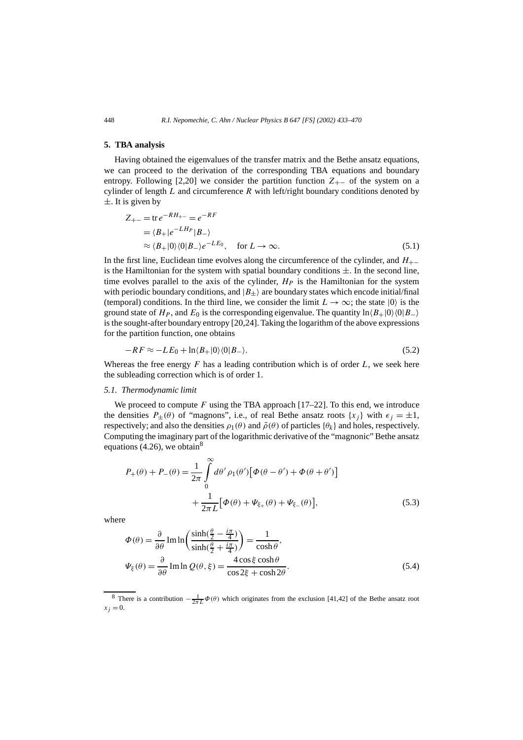## 5. TBA analysis

Having obtained the eigenvalues of the transfer matrix and the Bethe ansatz equations, we can proceed to the derivation of the corresponding TBA equations and boundary entropy. Following [2,20] we consider the partition function $Z_{+-}$ of the system on a cylinder of length $L$ and circumference $R$ with left/right boundary conditions denoted by $\pm$. It is given by

$$
\begin{aligned}
Z_{+-} &= \operatorname{tr} e^{-RH_{+-}} = e^{-RF} \\
&= \langle B_+ | e^{-LH_P} | B_- \rangle \\
&\approx \langle B_+ | 0 \rangle \langle 0 | B_- \rangle e^{-LE_0}, \quad \text{for } L \to \infty.
\end{aligned} \tag{5.1}
$$

In the first line, Euclidean time evolves along the circumference of the cylinder, and $H_{+-}$ is the Hamiltonian for the system with spatial boundary conditions $\pm$. In the second line, time evolves parallel to the axis of the cylinder, $H_P$ is the Hamiltonian for the system with periodic boundary conditions, and $|B_\pm\rangle$ are boundary states which encode initial/final (temporal) conditions. In the third line, we consider the limit $L \to \infty$; the state $|0\rangle$ is the ground state of $H_P$, and $E_0$ is the corresponding eigenvalue. The quantity $\ln\langle B_+|0\rangle\langle 0|B_-\rangle$ is the sought-after boundary entropy [20,24]. Taking the logarithm of the above expressions for the partition function, one obtains

$$
-RF \approx -LE_0 + \ln\langle B_+|0\rangle\langle 0|B_-\rangle. \tag{5.2}
$$

Whereas the free energy $F$ has a leading contribution which is of order $L$, we seek here the subleading correction which is of order 1.

### *5.1. Thermodynamic limit*

We proceed to compute $F$ using the TBA approach [17–22]. To this end, we introduce the densities $P_\pm(\theta)$ of "magnons", i.e., of real Bethe ansatz roots $\{x_j\}$ with $\epsilon_j = \pm 1$, respectively; and also the densities $\rho_1(\theta)$ and $\tilde{\rho}(\theta)$ of particles $\{\theta_k\}$ and holes, respectively. Computing the imaginary part of the logarithmic derivative of the "magnonic" Bethe ansatz equations (4.26), we obtain[8]

$$
\begin{aligned}
P_+(\theta) + P_-(\theta) &= \frac{1}{2\pi} \int_0^\infty d\theta'\, \rho_1(\theta') \big[ \Phi(\theta - \theta') + \Phi(\theta + \theta') \big] \\
&\quad + \frac{1}{2\pi L} \big[ \Phi(\theta) + \Psi_{\xi_+}(\theta) + \Psi_{\xi_-}(\theta) \big],
\end{aligned} \tag{5.3}
$$

where

$$
\begin{aligned}
\Phi(\theta) &= \frac{\partial}{\partial\theta} \operatorname{Im} \ln \left( \frac{\sinh(\frac{\theta}{2} - \frac{i\pi}{4})}{\sinh(\frac{\theta}{2} + \frac{i\pi}{4})} \right) = \frac{1}{\cosh\theta}, \\
\Psi_\xi(\theta) &= \frac{\partial}{\partial\theta} \operatorname{Im} \ln Q(\theta, \xi) = \frac{4\cos\xi \cosh\theta}{\cos 2\xi + \cosh 2\theta}.
\end{aligned} \tag{5.4}
$$

[8] There is a contribution $-\frac{1}{2\pi L}\Phi(\theta)$ which originates from the exclusion [41,42] of the Bethe ansatz root $x_j = 0$.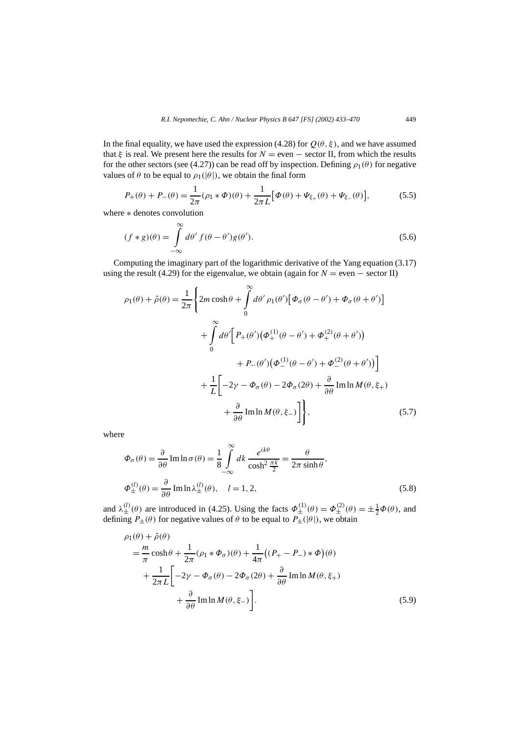In the final equality, we have used the expression (4.28) for $Q(\theta, \xi)$, and we have assumed that $\xi$ is real. We present here the results for $N =$ even $-$ sector II, from which the results for the other sectors (see (4.27)) can be read off by inspection. Defining $\rho_1(\theta)$ for negative values of $\theta$ to be equal to $\rho_1(|\theta|)$, we obtain the final form

$$P_+(\theta) + P_-(\theta) = \frac{1}{2\pi}(\rho_1 * \Phi)(\theta) + \frac{1}{2\pi L}\big[\Phi(\theta) + \Psi_{\xi_+}(\theta) + \Psi_{\xi_-}(\theta)\big], \tag{5.5}$$

where $*$ denotes convolution

$$(f * g)(\theta) = \int_{-\infty}^{\infty} d\theta' \, f(\theta - \theta') g(\theta'). \tag{5.6}$$

Computing the imaginary part of the logarithmic derivative of the Yang equation (3.17) using the result (4.29) for the eigenvalue, we obtain (again for $N =$ even $-$ sector II)

$$\begin{aligned}
\rho_1(\theta) + \tilde{\rho}(\theta) = \frac{1}{2\pi}\Bigg\{ & 2m\cosh\theta + \int_0^\infty d\theta' \, \rho_1(\theta')\big[\Phi_\sigma(\theta - \theta') + \Phi_\sigma(\theta + \theta')\big] \\
& + \int_0^\infty d\theta' \Big[ P_+(\theta')\big(\Phi_+^{(1)}(\theta - \theta') + \Phi_+^{(2)}(\theta + \theta')\big) \\
& \qquad + P_-(\theta')\big(\Phi_-^{(1)}(\theta - \theta') + \Phi_-^{(2)}(\theta + \theta')\big)\Big] \\
& + \frac{1}{L}\bigg[-2\gamma - \Phi_\sigma(\theta) - 2\Phi_\sigma(2\theta) + \frac{\partial}{\partial\theta}\operatorname{Im}\ln M(\theta, \xi_+) \\
& \qquad + \frac{\partial}{\partial\theta}\operatorname{Im}\ln M(\theta, \xi_-)\bigg]\Bigg\},
\end{aligned} \tag{5.7}$$

where

$$\begin{aligned}
\Phi_\sigma(\theta) &= \frac{\partial}{\partial\theta}\operatorname{Im}\ln\sigma(\theta) = \frac{1}{8}\int_{-\infty}^{\infty} dk \, \frac{e^{ik\theta}}{\cosh^2\frac{\pi k}{2}} = \frac{\theta}{2\pi\sinh\theta}, \\
\Phi_\pm^{(l)}(\theta) &= \frac{\partial}{\partial\theta}\operatorname{Im}\ln\lambda_\pm^{(l)}(\theta), \quad l = 1, 2,
\end{aligned} \tag{5.8}$$

and $\lambda_\pm^{(l)}(\theta)$ are introduced in (4.25). Using the facts $\Phi_\pm^{(1)}(\theta) = \Phi_\pm^{(2)}(\theta) = \pm\frac{1}{2}\Phi(\theta)$, and defining $P_\pm(\theta)$ for negative values of $\theta$ to be equal to $P_\pm(|\theta|)$, we obtain

$$\begin{aligned}
& \rho_1(\theta) + \tilde{\rho}(\theta) \\
& = \frac{m}{\pi}\cosh\theta + \frac{1}{2\pi}(\rho_1 * \Phi_\sigma)(\theta) + \frac{1}{4\pi}\big((P_+ - P_-) * \Phi\big)(\theta) \\
& \quad + \frac{1}{2\pi L}\bigg[-2\gamma - \Phi_\sigma(\theta) - 2\Phi_\sigma(2\theta) + \frac{\partial}{\partial\theta}\operatorname{Im}\ln M(\theta, \xi_+) \\
& \qquad + \frac{\partial}{\partial\theta}\operatorname{Im}\ln M(\theta, \xi_-)\bigg].
\end{aligned} \tag{5.9}$$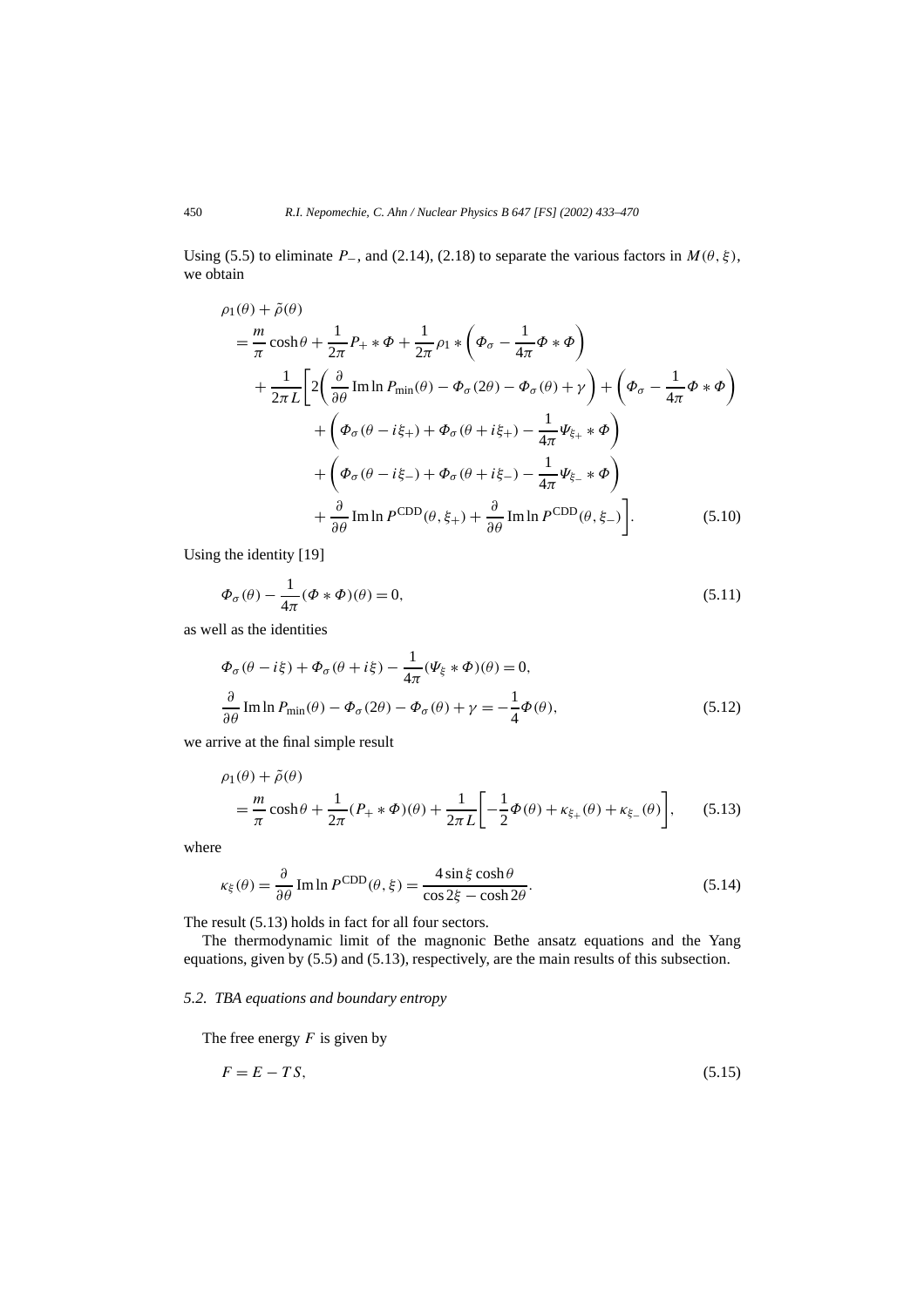Using (5.5) to eliminate $P_-$, and (2.14), (2.18) to separate the various factors in $M(\theta, \xi)$, we obtain

$$
\begin{aligned}
&\rho_1(\theta) + \tilde{\rho}(\theta) \\
&\quad = \frac{m}{\pi}\cosh\theta + \frac{1}{2\pi} P_+ * \Phi + \frac{1}{2\pi}\rho_1 * \left(\Phi_\sigma - \frac{1}{4\pi}\Phi * \Phi\right) \\
&\qquad + \frac{1}{2\pi L}\Bigg[2\left(\frac{\partial}{\partial\theta}\operatorname{Im}\ln P_{\min}(\theta) - \Phi_\sigma(2\theta) - \Phi_\sigma(\theta) + \gamma\right) + \left(\Phi_\sigma - \frac{1}{4\pi}\Phi * \Phi\right) \\
&\qquad\quad + \left(\Phi_\sigma(\theta - i\xi_+) + \Phi_\sigma(\theta + i\xi_+) - \frac{1}{4\pi}\Psi_{\xi_+} * \Phi\right) \\
&\qquad\quad + \left(\Phi_\sigma(\theta - i\xi_-) + \Phi_\sigma(\theta + i\xi_-) - \frac{1}{4\pi}\Psi_{\xi_-} * \Phi\right) \\
&\qquad\quad + \frac{\partial}{\partial\theta}\operatorname{Im}\ln P^{\mathrm{CDD}}(\theta, \xi_+) + \frac{\partial}{\partial\theta}\operatorname{Im}\ln P^{\mathrm{CDD}}(\theta, \xi_-)\Bigg]. \qquad (5.10)
\end{aligned}
$$

Using the identity [19]

$$
\Phi_\sigma(\theta) - \frac{1}{4\pi}(\Phi * \Phi)(\theta) = 0, \qquad (5.11)
$$

as well as the identities

$$
\begin{aligned}
&\Phi_\sigma(\theta - i\xi) + \Phi_\sigma(\theta + i\xi) - \frac{1}{4\pi}(\Psi_\xi * \Phi)(\theta) = 0, \\
&\frac{\partial}{\partial\theta}\operatorname{Im}\ln P_{\min}(\theta) - \Phi_\sigma(2\theta) - \Phi_\sigma(\theta) + \gamma = -\frac{1}{4}\Phi(\theta), \qquad (5.12)
\end{aligned}
$$

we arrive at the final simple result

$$
\begin{aligned}
&\rho_1(\theta) + \tilde{\rho}(\theta) \\
&\quad = \frac{m}{\pi}\cosh\theta + \frac{1}{2\pi}(P_+ * \Phi)(\theta) + \frac{1}{2\pi L}\left[-\frac{1}{2}\Phi(\theta) + \kappa_{\xi_+}(\theta) + \kappa_{\xi_-}(\theta)\right], \qquad (5.13)
\end{aligned}
$$

where

$$
\kappa_\xi(\theta) = \frac{\partial}{\partial\theta}\operatorname{Im}\ln P^{\mathrm{CDD}}(\theta, \xi) = \frac{4\sin\xi\cosh\theta}{\cos 2\xi - \cosh 2\theta}. \qquad (5.14)
$$

The result (5.13) holds in fact for all four sectors.

The thermodynamic limit of the magnonic Bethe ansatz equations and the Yang equations, given by (5.5) and (5.13), respectively, are the main results of this subsection.

### *5.2. TBA equations and boundary entropy*

The free energy $F$ is given by

$$
F = E - TS, \qquad (5.15)
$$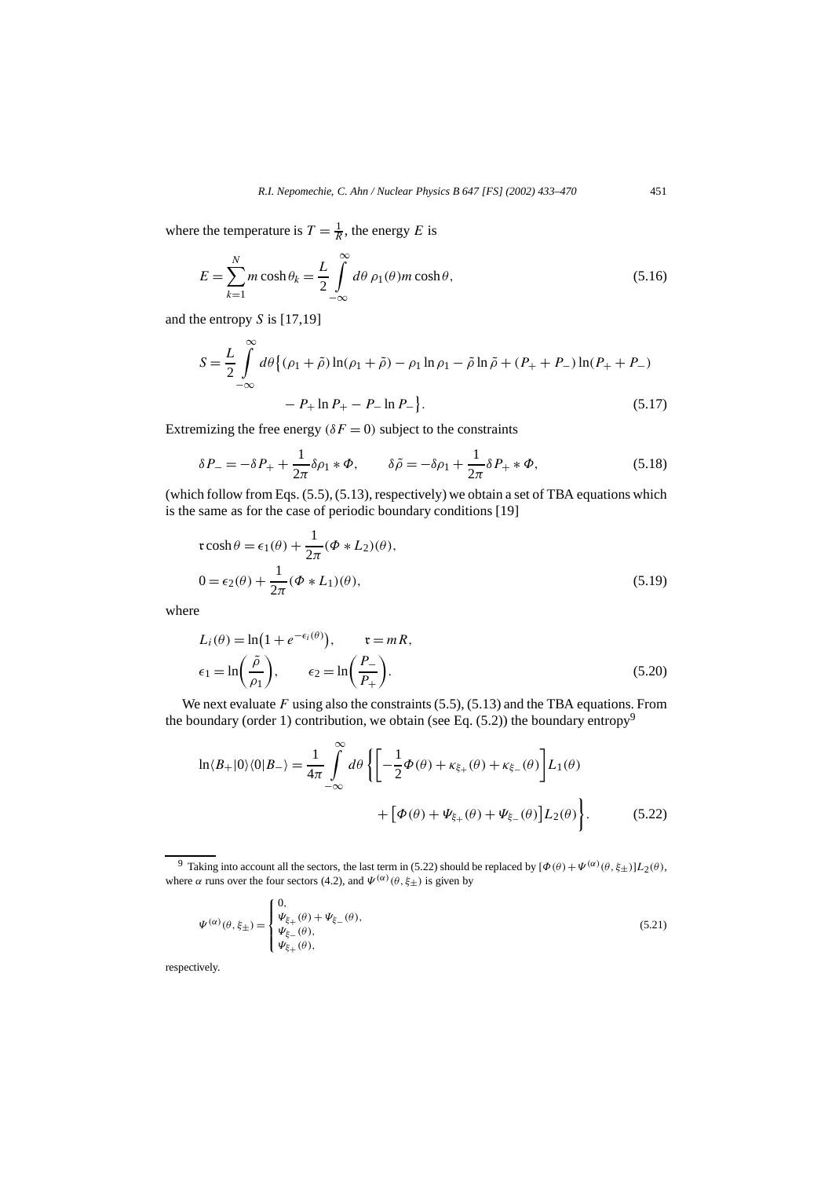where the temperature is $T = \frac{1}{R}$, the energy $E$ is

$$E = \sum_{k=1}^{N} m \cosh\theta_k = \frac{L}{2} \int_{-\infty}^{\infty} d\theta\, \rho_1(\theta) m \cosh\theta, \tag{5.16}$$

and the entropy $S$ is [17,19]

$$\begin{aligned} S = \frac{L}{2} \int_{-\infty}^{\infty} d\theta \big\{ &(\rho_1 + \tilde{\rho}) \ln(\rho_1 + \tilde{\rho}) - \rho_1 \ln \rho_1 - \tilde{\rho} \ln \tilde{\rho} + (P_+ + P_-) \ln(P_+ + P_-) \\ &- P_+ \ln P_+ - P_- \ln P_- \big\}. \end{aligned} \tag{5.17}$$

Extremizing the free energy ($\delta F = 0$) subject to the constraints

$$\delta P_- = -\delta P_+ + \frac{1}{2\pi} \delta\rho_1 * \Phi, \qquad \delta\tilde{\rho} = -\delta\rho_1 + \frac{1}{2\pi} \delta P_+ * \Phi, \tag{5.18}$$

(which follow from Eqs. (5.5), (5.13), respectively) we obtain a set of TBA equations which is the same as for the case of periodic boundary conditions [19]

$$\begin{aligned} \mathfrak{r} \cosh\theta &= \epsilon_1(\theta) + \frac{1}{2\pi} (\Phi * L_2)(\theta), \\ 0 &= \epsilon_2(\theta) + \frac{1}{2\pi} (\Phi * L_1)(\theta), \end{aligned} \tag{5.19}$$

where

$$\begin{aligned} &L_i(\theta) = \ln\big(1 + e^{-\epsilon_i(\theta)}\big), \qquad \mathfrak{r} = mR, \\ &\epsilon_1 = \ln\left(\frac{\tilde{\rho}}{\rho_1}\right), \qquad \epsilon_2 = \ln\left(\frac{P_-}{P_+}\right). \end{aligned} \tag{5.20}$$

We next evaluate $F$ using also the constraints (5.5), (5.13) and the TBA equations. From the boundary (order 1) contribution, we obtain (see Eq. (5.2)) the boundary entropy[9]

$$\begin{aligned} \ln\langle B_+|0\rangle\langle 0|B_-\rangle = \frac{1}{4\pi} \int_{-\infty}^{\infty} d\theta \bigg\{ &\left[ -\frac{1}{2}\Phi(\theta) + \kappa_{\xi_+}(\theta) + \kappa_{\xi_-}(\theta) \right] L_1(\theta) \\ &+ \big[ \Phi(\theta) + \Psi_{\xi_+}(\theta) + \Psi_{\xi_-}(\theta) \big] L_2(\theta) \bigg\}. \end{aligned} \tag{5.22}$$

[9] Taking into account all the sectors, the last term in (5.22) should be replaced by $[\Phi(\theta) + \Psi^{(\alpha)}(\theta, \xi_\pm)] L_2(\theta)$, where $\alpha$ runs over the four sectors (4.2), and $\Psi^{(\alpha)}(\theta, \xi_\pm)$ is given by

$$\Psi^{(\alpha)}(\theta, \xi_\pm) = \begin{cases} 0, \\ \Psi_{\xi_+}(\theta) + \Psi_{\xi_-}(\theta), \\ \Psi_{\xi_-}(\theta), \\ \Psi_{\xi_+}(\theta), \end{cases} \tag{5.21}$$

respectively.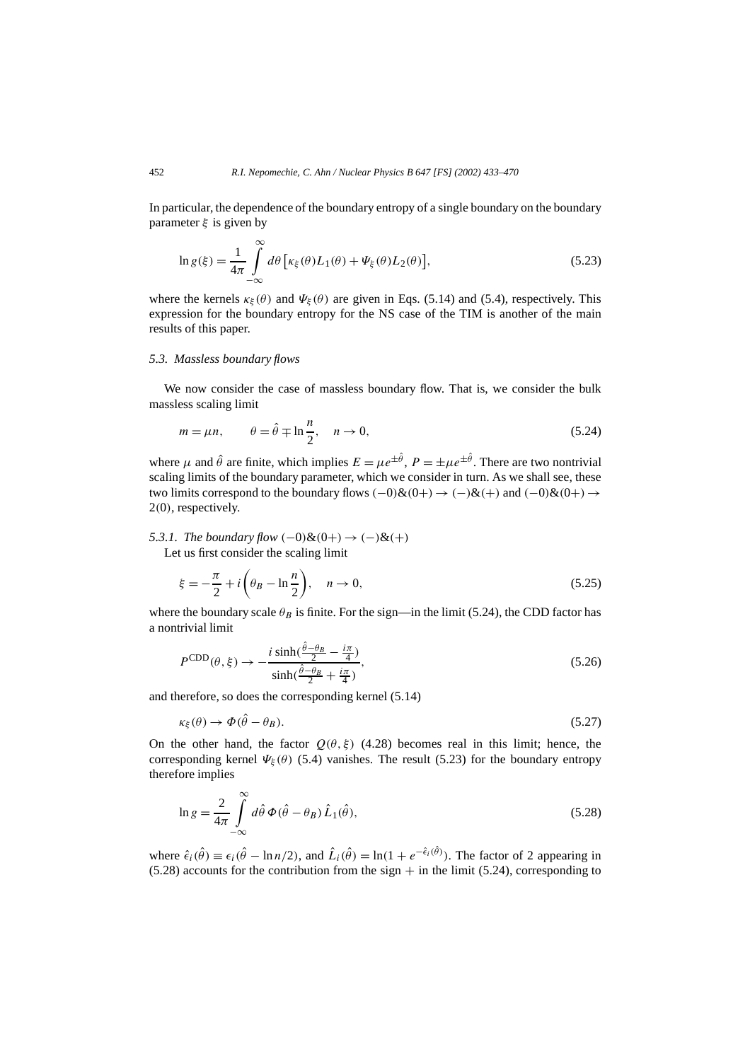In particular, the dependence of the boundary entropy of a single boundary on the boundary parameter $\xi$ is given by

$$\ln g(\xi) = \frac{1}{4\pi} \int_{-\infty}^{\infty} d\theta \left[\kappa_\xi(\theta) L_1(\theta) + \Psi_\xi(\theta) L_2(\theta)\right], \tag{5.23}$$

where the kernels $\kappa_\xi(\theta)$ and $\Psi_\xi(\theta)$ are given in Eqs. (5.14) and (5.4), respectively. This expression for the boundary entropy for the NS case of the TIM is another of the main results of this paper.

### *5.3. Massless boundary flows*

We now consider the case of massless boundary flow. That is, we consider the bulk massless scaling limit

$$m = \mu n, \qquad \theta = \hat{\theta} \mp \ln \frac{n}{2}, \quad n \to 0, \tag{5.24}$$

where $\mu$ and $\hat{\theta}$ are finite, which implies $E = \mu e^{\pm\hat{\theta}}$, $P = \pm\mu e^{\pm\hat{\theta}}$. There are two nontrivial scaling limits of the boundary parameter, which we consider in turn. As we shall see, these two limits correspond to the boundary flows $(-0)\&(0+) \to (-)\&(+)$ and $(-0)\&(0+) \to 2(0)$, respectively.

#### *5.3.1. The boundary flow $(-0)\&(0+) \to (-)\&(+)$*

Let us first consider the scaling limit

$$\xi = -\frac{\pi}{2} + i\left(\theta_B - \ln \frac{n}{2}\right), \quad n \to 0, \tag{5.25}$$

where the boundary scale $\theta_B$ is finite. For the sign—in the limit (5.24), the CDD factor has a nontrivial limit

$$P^{\mathrm{CDD}}(\theta, \xi) \to -\frac{i \sinh(\frac{\hat{\theta}-\theta_B}{2} - \frac{i\pi}{4})}{\sinh(\frac{\hat{\theta}-\theta_B}{2} + \frac{i\pi}{4})}, \tag{5.26}$$

and therefore, so does the corresponding kernel (5.14)

$$\kappa_\xi(\theta) \to \Phi(\hat{\theta} - \theta_B). \tag{5.27}$$

On the other hand, the factor $Q(\theta, \xi)$ (4.28) becomes real in this limit; hence, the corresponding kernel $\Psi_\xi(\theta)$ (5.4) vanishes. The result (5.23) for the boundary entropy therefore implies

$$\ln g = \frac{2}{4\pi} \int_{-\infty}^{\infty} d\hat{\theta}\, \Phi(\hat{\theta} - \theta_B)\, \hat{L}_1(\hat{\theta}), \tag{5.28}$$

where $\hat{\epsilon}_i(\hat{\theta}) \equiv \epsilon_i(\hat{\theta} - \ln n/2)$, and $\hat{L}_i(\hat{\theta}) = \ln(1 + e^{-\hat{\epsilon}_i(\hat{\theta})})$. The factor of 2 appearing in (5.28) accounts for the contribution from the sign $+$ in the limit (5.24), corresponding to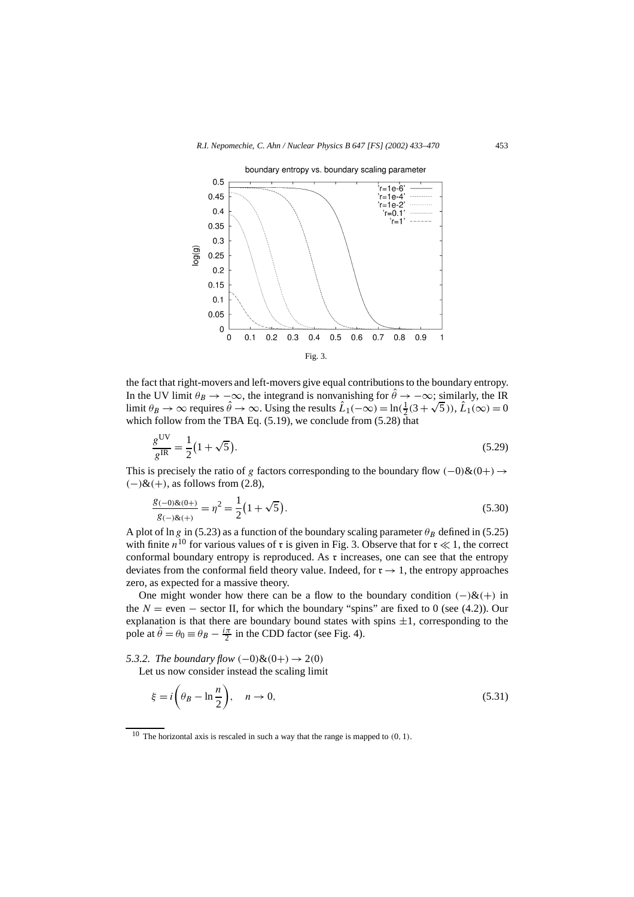Fig. 3.

the fact that right-movers and left-movers give equal contributions to the boundary entropy. In the UV limit $\theta_B \to -\infty$, the integrand is nonvanishing for $\hat{\theta} \to -\infty$; similarly, the IR limit $\theta_B \to \infty$ requires $\hat{\theta} \to \infty$. Using the results $\hat{L}_1(-\infty) = \ln(\frac{1}{2}(3+\sqrt{5}))$, $\hat{L}_1(\infty) = 0$ which follow from the TBA Eq. (5.19), we conclude from (5.28) that

$$\frac{g^{\rm UV}}{g^{\rm IR}} = \frac{1}{2}\big(1+\sqrt{5}\big). \tag{5.29}$$

This is precisely the ratio of $g$ factors corresponding to the boundary flow $(-0)\&(0+) \to (-)\&(+)$, as follows from (2.8),

$$\frac{g_{(-0)\&(0+)}}{g_{(-)\&(+)}} = \eta^2 = \frac{1}{2}\big(1+\sqrt{5}\big). \tag{5.30}$$

A plot of $\ln g$ in (5.23) as a function of the boundary scaling parameter $\theta_B$ defined in (5.25) with finite $n$[10] for various values of $\mathfrak{r}$ is given in Fig. 3. Observe that for $\mathfrak{r} \ll 1$, the correct conformal boundary entropy is reproduced. As $\mathfrak{r}$ increases, one can see that the entropy deviates from the conformal field theory value. Indeed, for $\mathfrak{r} \to 1$, the entropy approaches zero, as expected for a massive theory.

One might wonder how there can be a flow to the boundary condition $(-)\&(+)$ in the $N =$ even $-$ sector II, for which the boundary "spins" are fixed to 0 (see (4.2)). Our explanation is that there are boundary bound states with spins $\pm 1$, corresponding to the pole at $\hat{\theta} = \theta_0 \equiv \theta_B - \frac{i\pi}{2}$ in the CDD factor (see Fig. 4).

*5.3.2. The boundary flow $(-0)\&(0+) \to 2(0)$*

Let us now consider instead the scaling limit

$$\xi = i\left(\theta_B - \ln\frac{n}{2}\right), \quad n \to 0, \tag{5.31}$$

[10] The horizontal axis is rescaled in such a way that the range is mapped to $(0, 1)$.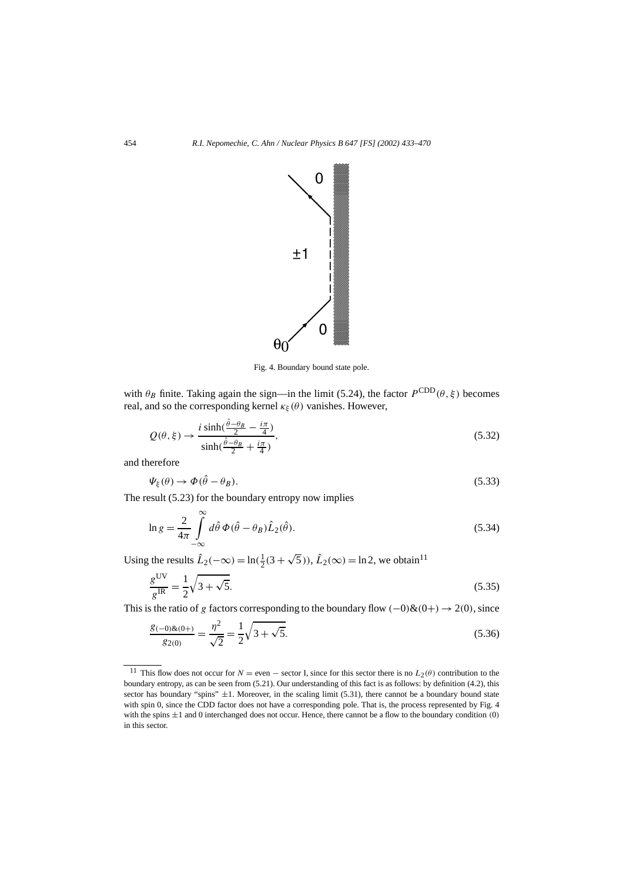Fig. 4. Boundary bound state pole.

with $\theta_B$ finite. Taking again the sign—in the limit (5.24), the factor $P^{\text{CDD}}(\theta,\xi)$ becomes real, and so the corresponding kernel $\kappa_\xi(\theta)$ vanishes. However,

$$Q(\theta,\xi) \to \frac{i\sinh(\frac{\hat{\theta}-\theta_B}{2} - \frac{i\pi}{4})}{\sinh(\frac{\hat{\theta}-\theta_B}{2} + \frac{i\pi}{4})}, \tag{5.32}$$

and therefore

$$\Psi_\xi(\theta) \to \Phi(\hat{\theta} - \theta_B). \tag{5.33}$$

The result (5.23) for the boundary entropy now implies

$$\ln g = \frac{2}{4\pi}\int_{-\infty}^{\infty} d\hat{\theta}\, \Phi(\hat{\theta}-\theta_B)\hat{L}_2(\hat{\theta}). \tag{5.34}$$

Using the results $\hat{L}_2(-\infty) = \ln(\frac{1}{2}(3+\sqrt{5}))$, $\hat{L}_2(\infty) = \ln 2$, we obtain[11]

$$\frac{g^{\text{UV}}}{g^{\text{IR}}} = \frac{1}{2}\sqrt{3+\sqrt{5}}. \tag{5.35}$$

This is the ratio of $g$ factors corresponding to the boundary flow $(-0)\&(0+) \to 2(0)$, since

$$\frac{g_{(-0)\&(0+)}}{g_{2(0)}} = \frac{\eta^2}{\sqrt{2}} = \frac{1}{2}\sqrt{3+\sqrt{5}}. \tag{5.36}$$

---

[11] This flow does not occur for $N =$ even $-$ sector I, since for this sector there is no $L_2(\theta)$ contribution to the boundary entropy, as can be seen from (5.21). Our understanding of this fact is as follows: by definition (4.2), this sector has boundary "spins" $\pm 1$. Moreover, in the scaling limit (5.31), there cannot be a boundary bound state with spin 0, since the CDD factor does not have a corresponding pole. That is, the process represented by Fig. 4 with the spins $\pm 1$ and 0 interchanged does not occur. Hence, there cannot be a flow to the boundary condition (0) in this sector.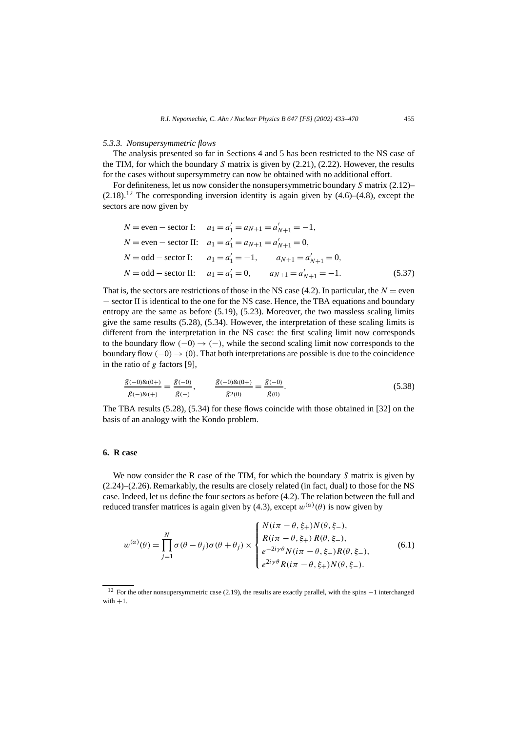### 5.3.3. Nonsupersymmetric flows

The analysis presented so far in Sections 4 and 5 has been restricted to the NS case of the TIM, for which the boundary $S$ matrix is given by (2.21), (2.22). However, the results for the cases without supersymmetry can now be obtained with no additional effort.

For definiteness, let us now consider the nonsupersymmetric boundary $S$ matrix (2.12)–(2.18).[12] The corresponding inversion identity is again given by (4.6)–(4.8), except the sectors are now given by

$$
\begin{aligned}
&N = \text{even} - \text{sector I:} \quad a_1 = a_1' = a_{N+1} = a_{N+1}' = -1, \\
&N = \text{even} - \text{sector II:} \quad a_1 = a_1' = a_{N+1} = a_{N+1}' = 0, \\
&N = \text{odd} - \text{sector I:} \quad a_1 = a_1' = -1, \qquad a_{N+1} = a_{N+1}' = 0, \\
&N = \text{odd} - \text{sector II:} \quad a_1 = a_1' = 0, \qquad a_{N+1} = a_{N+1}' = -1.
\end{aligned}
\tag{5.37}
$$

That is, the sectors are restrictions of those in the NS case (4.2). In particular, the $N =$ even $-$ sector II is identical to the one for the NS case. Hence, the TBA equations and boundary entropy are the same as before (5.19), (5.23). Moreover, the two massless scaling limits give the same results (5.28), (5.34). However, the interpretation of these scaling limits is different from the interpretation in the NS case: the first scaling limit now corresponds to the boundary flow $(-0) \to (-)$, while the second scaling limit now corresponds to the boundary flow $(-0) \to (0)$. That both interpretations are possible is due to the coincidence in the ratio of $g$ factors [9],

$$
\frac{g_{(-0)\&(0+)}}{g_{(-)\&(+)}} = \frac{g_{(-0)}}{g_{(-)}}, \qquad \frac{g_{(-0)\&(0+)}}{g_{2(0)}} = \frac{g_{(-0)}}{g_{(0)}}.
\tag{5.38}
$$

The TBA results (5.28), (5.34) for these flows coincide with those obtained in [32] on the basis of an analogy with the Kondo problem.

## 6. R case

We now consider the R case of the TIM, for which the boundary $S$ matrix is given by (2.24)–(2.26). Remarkably, the results are closely related (in fact, dual) to those for the NS case. Indeed, let us define the four sectors as before (4.2). The relation between the full and reduced transfer matrices is again given by (4.3), except $w^{(\alpha)}(\theta)$ is now given by

$$
w^{(\alpha)}(\theta) = \prod_{j=1}^{N} \sigma(\theta - \theta_j)\sigma(\theta + \theta_j) \times
\begin{cases}
N(i\pi - \theta, \xi_+)N(\theta, \xi_-), \\
R(i\pi - \theta, \xi_+)\,R(\theta, \xi_-), \\
e^{-2i\gamma\theta}N(i\pi - \theta, \xi_+)R(\theta, \xi_-), \\
e^{2i\gamma\theta}R(i\pi - \theta, \xi_+)N(\theta, \xi_-).
\end{cases}
\tag{6.1}
$$

[12] For the other nonsupersymmetric case (2.19), the results are exactly parallel, with the spins $-1$ interchanged with $+1$.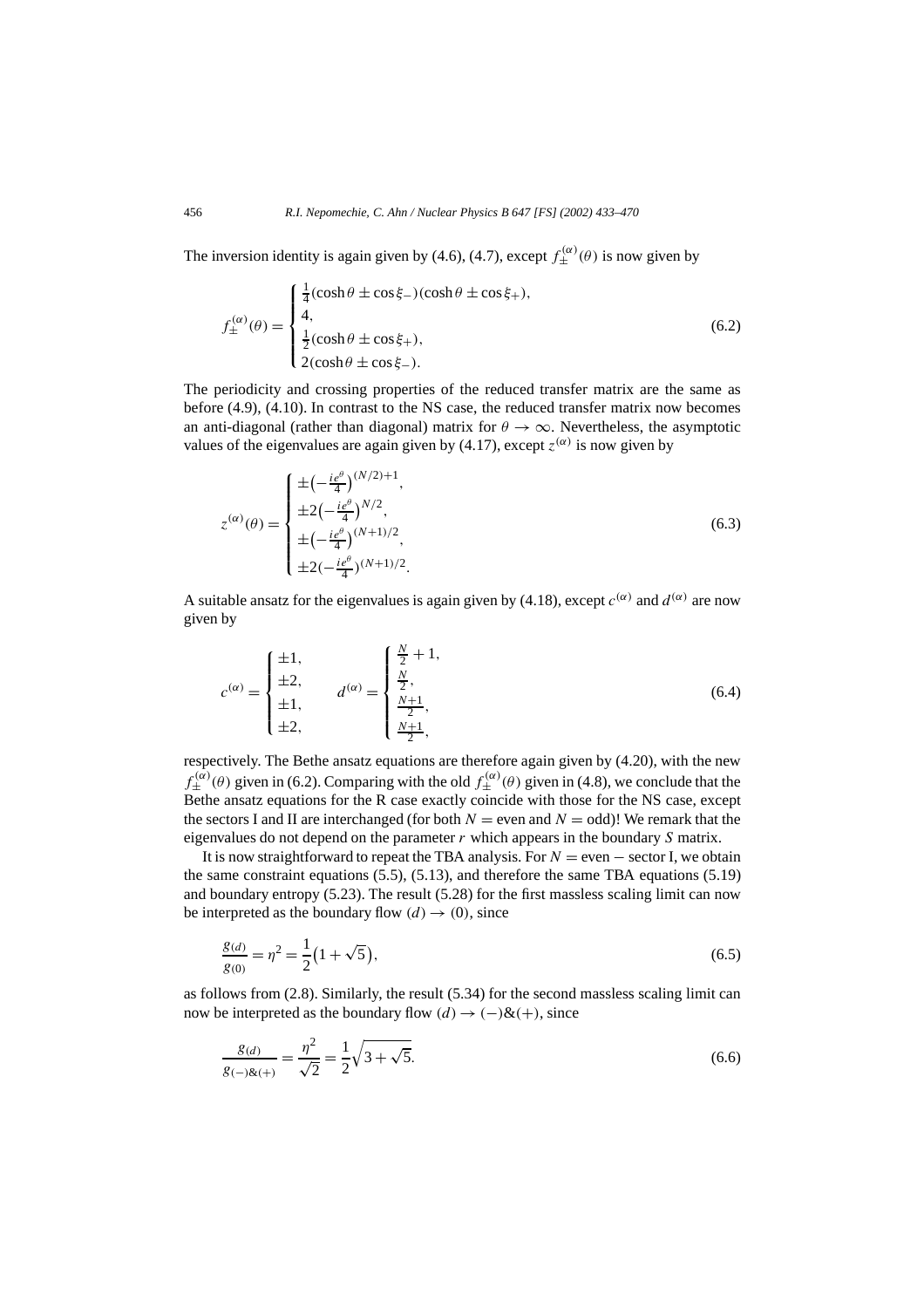The inversion identity is again given by (4.6), (4.7), except $f_{\pm}^{(\alpha)}(\theta)$ is now given by

$$
f_{\pm}^{(\alpha)}(\theta) = \begin{cases} \frac{1}{4}(\cosh\theta \pm \cos\xi_{-})(\cosh\theta \pm \cos\xi_{+}), \\ 4, \\ \frac{1}{2}(\cosh\theta \pm \cos\xi_{+}), \\ 2(\cosh\theta \pm \cos\xi_{-}). \end{cases} \tag{6.2}
$$

The periodicity and crossing properties of the reduced transfer matrix are the same as before (4.9), (4.10). In contrast to the NS case, the reduced transfer matrix now becomes an anti-diagonal (rather than diagonal) matrix for $\theta \to \infty$. Nevertheless, the asymptotic values of the eigenvalues are again given by (4.17), except $z^{(\alpha)}$ is now given by

$$
z^{(\alpha)}(\theta) = \begin{cases} \pm\left(-\frac{ie^{\theta}}{4}\right)^{(N/2)+1}, \\ \pm 2\left(-\frac{ie^{\theta}}{4}\right)^{N/2}, \\ \pm\left(-\frac{ie^{\theta}}{4}\right)^{(N+1)/2}, \\ \pm 2\left(-\frac{ie^{\theta}}{4}\right)^{(N+1)/2}. \end{cases} \tag{6.3}
$$

A suitable ansatz for the eigenvalues is again given by (4.18), except $c^{(\alpha)}$ and $d^{(\alpha)}$ are now given by

$$
c^{(\alpha)} = \begin{cases} \pm 1, \\ \pm 2, \\ \pm 1, \\ \pm 2, \end{cases} \qquad d^{(\alpha)} = \begin{cases} \frac{N}{2} + 1, \\ \frac{N}{2}, \\ \frac{N+1}{2}, \\ \frac{N+1}{2}, \end{cases} \tag{6.4}
$$

respectively. The Bethe ansatz equations are therefore again given by (4.20), with the new $f_{\pm}^{(\alpha)}(\theta)$ given in (6.2). Comparing with the old $f_{\pm}^{(\alpha)}(\theta)$ given in (4.8), we conclude that the Bethe ansatz equations for the R case exactly coincide with those for the NS case, except the sectors I and II are interchanged (for both $N =$ even and $N =$ odd)! We remark that the eigenvalues do not depend on the parameter $r$ which appears in the boundary $S$ matrix.

It is now straightforward to repeat the TBA analysis. For $N =$ even $-$ sector I, we obtain the same constraint equations (5.5), (5.13), and therefore the same TBA equations (5.19) and boundary entropy (5.23). The result (5.28) for the first massless scaling limit can now be interpreted as the boundary flow $(d) \to (0)$, since

$$
\frac{g_{(d)}}{g_{(0)}} = \eta^2 = \frac{1}{2}\left(1 + \sqrt{5}\right), \tag{6.5}
$$

as follows from (2.8). Similarly, the result (5.34) for the second massless scaling limit can now be interpreted as the boundary flow $(d) \to (-)\&(+)$, since

$$
\frac{g_{(d)}}{g_{(-)\&(+)}} = \frac{\eta^2}{\sqrt{2}} = \frac{1}{2}\sqrt{3 + \sqrt{5}}. \tag{6.6}
$$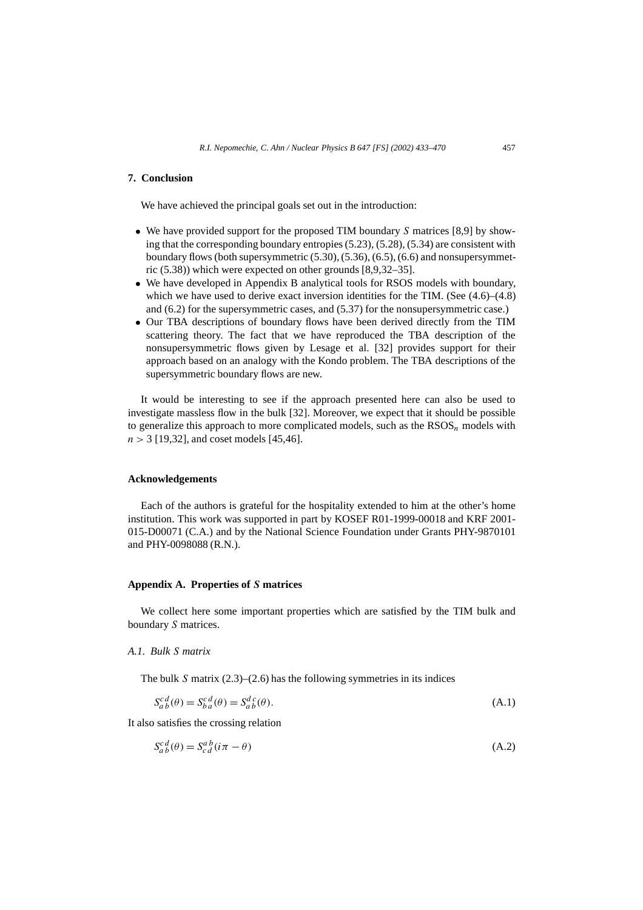## 7. Conclusion

We have achieved the principal goals set out in the introduction:

- We have provided support for the proposed TIM boundary $S$ matrices [8,9] by showing that the corresponding boundary entropies (5.23), (5.28), (5.34) are consistent with boundary flows (both supersymmetric (5.30), (5.36), (6.5), (6.6) and nonsupersymmetric (5.38)) which were expected on other grounds [8,9,32–35].
- We have developed in Appendix B analytical tools for RSOS models with boundary, which we have used to derive exact inversion identities for the TIM. (See (4.6)–(4.8) and (6.2) for the supersymmetric cases, and (5.37) for the nonsupersymmetric case.)
- Our TBA descriptions of boundary flows have been derived directly from the TIM scattering theory. The fact that we have reproduced the TBA description of the nonsupersymmetric flows given by Lesage et al. [32] provides support for their approach based on an analogy with the Kondo problem. The TBA descriptions of the supersymmetric boundary flows are new.

It would be interesting to see if the approach presented here can also be used to investigate massless flow in the bulk [32]. Moreover, we expect that it should be possible to generalize this approach to more complicated models, such as the $\mathrm{RSOS}_n$ models with $n > 3$ [19,32], and coset models [45,46].

### Acknowledgements

Each of the authors is grateful for the hospitality extended to him at the other's home institution. This work was supported in part by KOSEF R01-1999-00018 and KRF 2001-015-D00071 (C.A.) and by the National Science Foundation under Grants PHY-9870101 and PHY-0098088 (R.N.).

## Appendix A. Properties of *S* matrices

We collect here some important properties which are satisfied by the TIM bulk and boundary $S$ matrices.

### *A.1. Bulk S matrix*

The bulk $S$ matrix (2.3)–(2.6) has the following symmetries in its indices

$$S_{a\,b}^{c\,d}(\theta) = S_{b\,a}^{c\,d}(\theta) = S_{a\,b}^{d\,c}(\theta). \tag{A.1}$$

It also satisfies the crossing relation

$$S_{a\,b}^{c\,d}(\theta) = S_{c\,d}^{a\,b}(i\pi - \theta) \tag{A.2}$$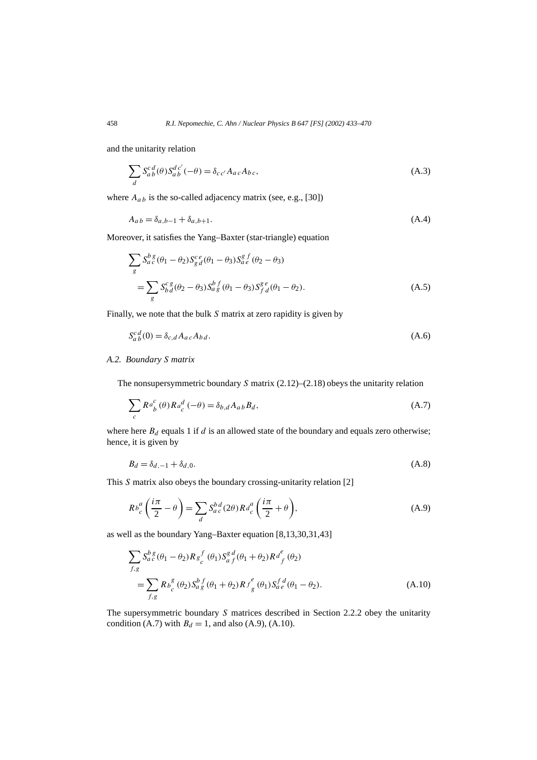and the unitarity relation

$$\sum_{d} S_{a\,b}^{c\,d}(\theta) S_{a\,b}^{d\,c'}(-\theta) = \delta_{c\,c'} A_{a\,c} A_{b\,c}, \tag{A.3}$$

where $A_{a\,b}$ is the so-called adjacency matrix (see, e.g., [30])

$$A_{a\,b} = \delta_{a,b-1} + \delta_{a,b+1}. \tag{A.4}$$

Moreover, it satisfies the Yang–Baxter (star-triangle) equation

$$\begin{aligned}
&\sum_{g} S_{a\,c}^{b\,g}(\theta_1 - \theta_2) S_{g\,d}^{c\,e}(\theta_1 - \theta_3) S_{a\,e}^{g\,f}(\theta_2 - \theta_3) \\
&\quad = \sum_{g} S_{b\,d}^{c\,g}(\theta_2 - \theta_3) S_{a\,g}^{b\,f}(\theta_1 - \theta_3) S_{f\,d}^{g\,e}(\theta_1 - \theta_2).
\end{aligned} \tag{A.5}$$

Finally, we note that the bulk $S$ matrix at zero rapidity is given by

$$S_{a\,b}^{c\,d}(0) = \delta_{c,d} A_{a\,c} A_{b\,d}. \tag{A.6}$$

### A.2. Boundary S matrix

The nonsupersymmetric boundary $S$ matrix (2.12)–(2.18) obeys the unitarity relation

$$\sum_{c} R{a}_{b}^{c}(\theta) R{a}_{c}^{d}(-\theta) = \delta_{b,d} A_{a\,b} B_{d}, \tag{A.7}$$

where here $B_d$ equals 1 if $d$ is an allowed state of the boundary and equals zero otherwise; hence, it is given by

$$B_d = \delta_{d,-1} + \delta_{d,0}. \tag{A.8}$$

This $S$ matrix also obeys the boundary crossing-unitarity relation [2]

$$R{b}_{c}^{a}\left(\frac{i\pi}{2} - \theta\right) = \sum_{d} S_{a\,c}^{b\,d}(2\theta) R{d}_{c}^{a}\left(\frac{i\pi}{2} + \theta\right), \tag{A.9}$$

as well as the boundary Yang–Baxter equation [8,13,30,31,43]

$$\begin{aligned}
&\sum_{f,g} S_{a\,c}^{b\,g}(\theta_1 - \theta_2) R{g}_{c}^{f}(\theta_1) S_{a\,f}^{g\,d}(\theta_1 + \theta_2) R{d}_{f}^{e}(\theta_2) \\
&\quad = \sum_{f,g} R{b}_{c}^{g}(\theta_2) S_{a\,g}^{b\,f}(\theta_1 + \theta_2) R{f}_{g}^{e}(\theta_1) S_{a\,e}^{f\,d}(\theta_1 - \theta_2).
\end{aligned} \tag{A.10}$$

The supersymmetric boundary $S$ matrices described in Section 2.2.2 obey the unitarity condition (A.7) with $B_d = 1$, and also (A.9), (A.10).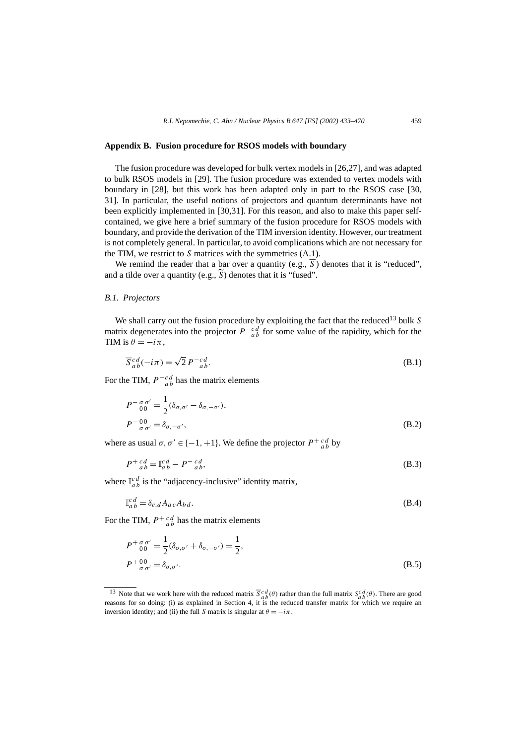## Appendix B. Fusion procedure for RSOS models with boundary

The fusion procedure was developed for bulk vertex models in [26,27], and was adapted to bulk RSOS models in [29]. The fusion procedure was extended to vertex models with boundary in [28], but this work has been adapted only in part to the RSOS case [30, 31]. In particular, the useful notions of projectors and quantum determinants have not been explicitly implemented in [30,31]. For this reason, and also to make this paper self-contained, we give here a brief summary of the fusion procedure for RSOS models with boundary, and provide the derivation of the TIM inversion identity. However, our treatment is not completely general. In particular, to avoid complications which are not necessary for the TIM, we restrict to $S$ matrices with the symmetries (A.1).

We remind the reader that a bar over a quantity (e.g., $\overline{S}$) denotes that it is "reduced", and a tilde over a quantity (e.g., $\widetilde{S}$) denotes that it is "fused".

### B.1. Projectors

We shall carry out the fusion procedure by exploiting the fact that the reduced[13] bulk $S$ matrix degenerates into the projector $P^{-}{}_{a\,b}^{c\,d}$ for some value of the rapidity, which for the TIM is $\theta = -i\pi$,

$$\overline{S}_{a\,b}^{c\,d}(-i\pi) = \sqrt{2}\,P^{-}{}_{a\,b}^{c\,d}. \tag{B.1}$$

For the TIM, $P^{-}{}_{a\,b}^{c\,d}$ has the matrix elements

$$\begin{aligned} P^{-}{}_{0\,0}^{\sigma\,\sigma'} &= \frac{1}{2}(\delta_{\sigma,\sigma'} - \delta_{\sigma,-\sigma'}), \\ P^{-}{}_{\sigma\,\sigma'}^{0\,0} &= \delta_{\sigma,-\sigma'}, \end{aligned} \tag{B.2}$$

where as usual $\sigma, \sigma' \in \{-1, +1\}$. We define the projector $P^{+}{}_{a\,b}^{c\,d}$ by

$$P^{+}{}_{a\,b}^{c\,d} = \mathbb{I}_{a\,b}^{c\,d} - P^{-}{}_{a\,b}^{c\,d}, \tag{B.3}$$

where $\mathbb{I}_{a\,b}^{c\,d}$ is the "adjacency-inclusive" identity matrix,

$$\mathbb{I}_{a\,b}^{c\,d} = \delta_{c,d} A_{a\,c} A_{b\,d}. \tag{B.4}$$

For the TIM, $P^{+}{}_{a\,b}^{c\,d}$ has the matrix elements

$$\begin{aligned} P^{+}{}_{0\,0}^{\sigma\,\sigma'} &= \frac{1}{2}(\delta_{\sigma,\sigma'} + \delta_{\sigma,-\sigma'}) = \frac{1}{2}, \\ P^{+}{}_{\sigma\,\sigma'}^{0\,0} &= \delta_{\sigma,\sigma'}. \end{aligned} \tag{B.5}$$

---

[13] Note that we work here with the reduced matrix $\overline{S}_{a\,b}^{c\,d}(\theta)$ rather than the full matrix $S_{a\,b}^{c\,d}(\theta)$. There are good reasons for so doing: (i) as explained in Section 4, it is the reduced transfer matrix for which we require an inversion identity; and (ii) the full $S$ matrix is singular at $\theta = -i\pi$.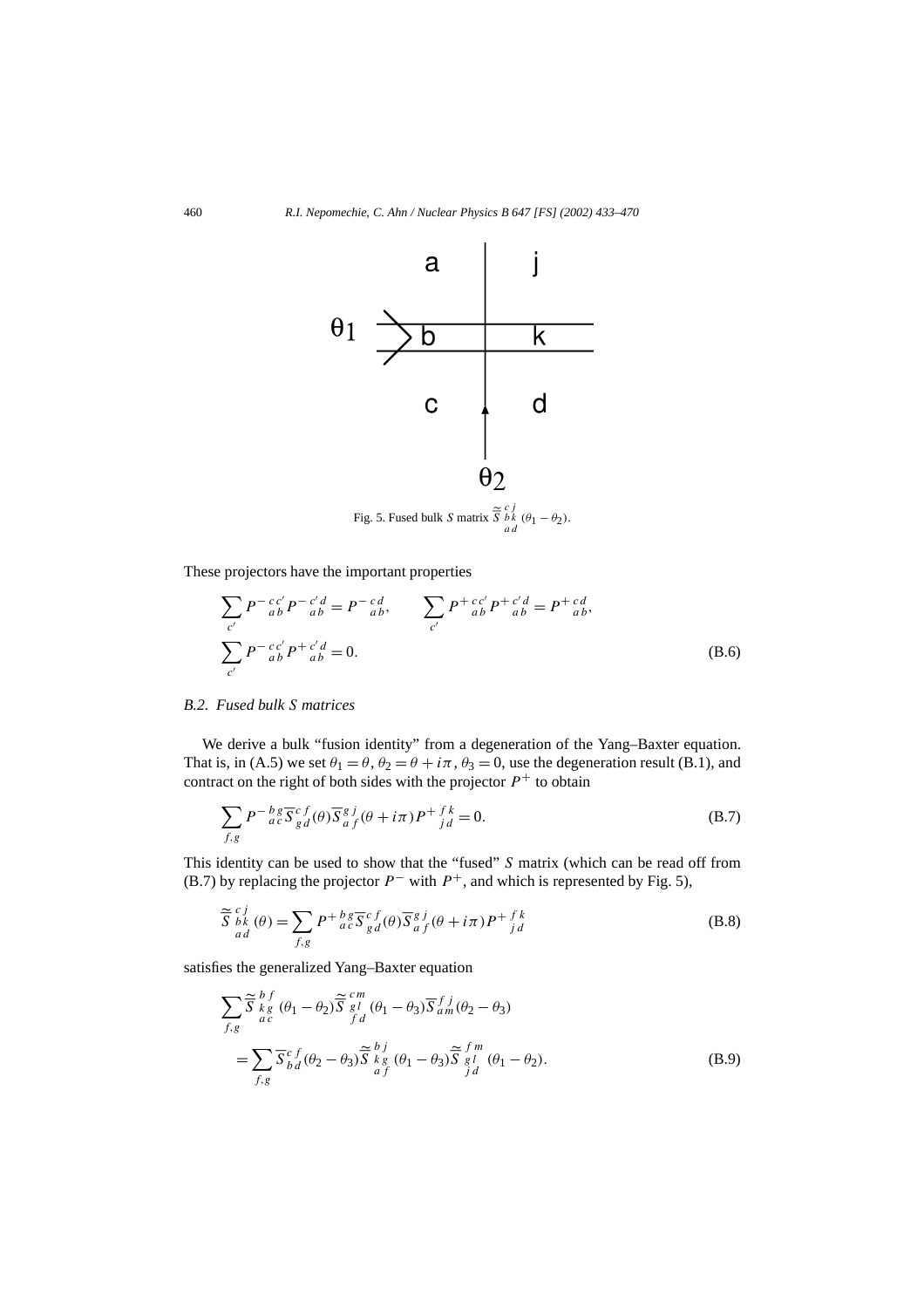Fig. 5. Fused bulk $S$ matrix $\widetilde{\widetilde{S}}\,{}^{c\,j}_{b\,k}{}_{a\,d}\,(\theta_1-\theta_2)$.

These projectors have the important properties

$$
\sum_{c'} P^{-\,c\,c'}_{\;a\,b} P^{-\,c'\,d}_{\;a\,b} = P^{-\,c\,d}_{\;a\,b}, \qquad \sum_{c'} P^{+\,c\,c'}_{\;a\,b} P^{+\,c'\,d}_{\;a\,b} = P^{+\,c\,d}_{\;a\,b},
$$
$$
\sum_{c'} P^{-\,c\,c'}_{\;a\,b} P^{+\,c'\,d}_{\;a\,b} = 0. \tag{B.6}
$$

*B.2. Fused bulk S matrices*

We derive a bulk "fusion identity" from a degeneration of the Yang–Baxter equation. That is, in (A.5) we set $\theta_1 = \theta$, $\theta_2 = \theta + i\pi$, $\theta_3 = 0$, use the degeneration result (B.1), and contract on the right of both sides with the projector $P^+$ to obtain

$$
\sum_{f,g} P^{-\,b\,g}_{\;a\,c} \overline{S}{}^{c\,f}_{g\,d}(\theta) \overline{S}{}^{g\,j}_{a\,f}(\theta + i\pi) P^{+\,f\,k}_{\;j\,d} = 0. \tag{B.7}
$$

This identity can be used to show that the "fused" $S$ matrix (which can be read off from (B.7) by replacing the projector $P^-$ with $P^+$, and which is represented by Fig. 5),

$$
\widetilde{\widetilde{S}}\,{}^{c\,j}_{b\,k}{}_{a\,d}(\theta) = \sum_{f,g} P^{+\,b\,g}_{\;a\,c} \overline{S}{}^{c\,f}_{g\,d}(\theta) \overline{S}{}^{g\,j}_{a\,f}(\theta + i\pi) P^{+\,f\,k}_{\;j\,d} \tag{B.8}
$$

satisfies the generalized Yang–Baxter equation

$$
\sum_{f,g} \widetilde{\widetilde{S}}\,{}^{b\,f}_{k\,g}{}_{a\,c}(\theta_1 - \theta_2) \widetilde{\widetilde{S}}\,{}^{c\,m}_{g\,l}{}_{f\,d}(\theta_1 - \theta_3) \overline{S}{}^{f\,j}_{a\,m}(\theta_2 - \theta_3)
$$
$$
= \sum_{f,g} \overline{S}{}^{c\,f}_{b\,d}(\theta_2 - \theta_3) \widetilde{\widetilde{S}}\,{}^{b\,j}_{k\,g}{}_{a\,f}(\theta_1 - \theta_3) \widetilde{\widetilde{S}}\,{}^{f\,m}_{g\,l}{}_{j\,d}(\theta_1 - \theta_2). \tag{B.9}
$$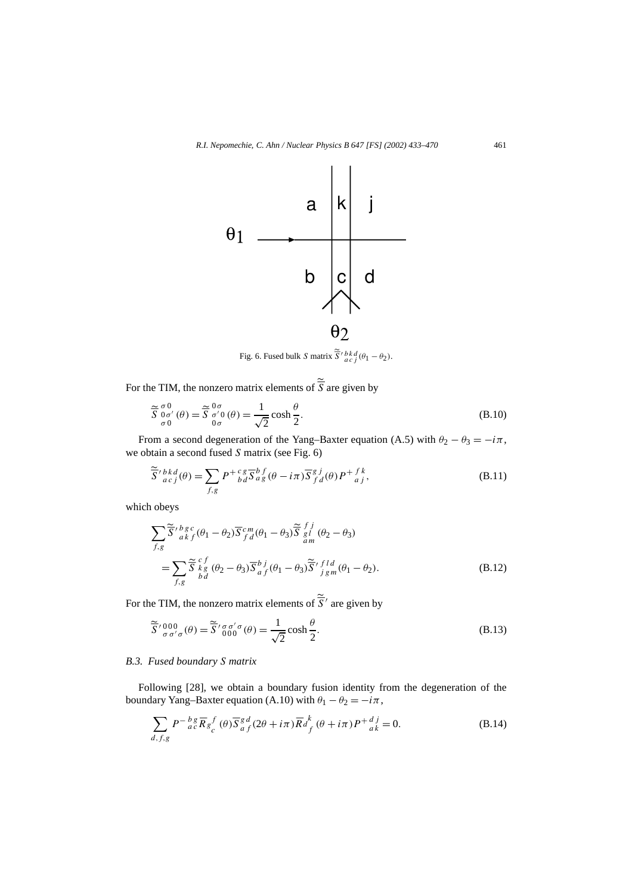Fig. 6. Fused bulk $S$ matrix $\widetilde{\widetilde{S}}'^{\,b\,k\,d}_{\,a\,c\,j}(\theta_1-\theta_2)$.

For the TIM, the nonzero matrix elements of $\widetilde{\widetilde{S}}$ are given by

$$\widetilde{\widetilde{S}}\,{}^{\sigma\,0}_{\,0\,\sigma'}{}_{\sigma\,0}(\theta)=\widetilde{\widetilde{S}}\,{}^{0\,\sigma}_{\,\sigma'\,0}{}_{0\,\sigma}(\theta)=\frac{1}{\sqrt{2}}\cosh\frac{\theta}{2}. \tag{B.10}$$

From a second degeneration of the Yang–Baxter equation (A.5) with $\theta_2-\theta_3=-i\pi$, we obtain a second fused $S$ matrix (see Fig. 6)

$$\widetilde{\widetilde{S}}'^{\,b\,k\,d}_{\,a\,c\,j}(\theta)=\sum_{f,g}P^{+\,c\,g}_{\;\;b\,d}\overline{S}^{\,b\,f}_{\,a\,g}(\theta-i\pi)\overline{S}^{\,g\,j}_{\,f\,d}(\theta)P^{+\,f\,k}_{\;\;a\,j}, \tag{B.11}$$

which obeys

$$\begin{aligned}&\sum_{f,g}\widetilde{\widetilde{S}}'^{\,b\,g\,c}_{\,a\,k\,f}(\theta_1-\theta_2)\overline{S}^{\,c\,m}_{\,f\,d}(\theta_1-\theta_3)\widetilde{\widetilde{S}}\,{}^{\,f\,j}_{\,g\,l}{}_{a\,m}(\theta_2-\theta_3)\\&\quad=\sum_{f,g}\widetilde{\widetilde{S}}\,{}^{\,c\,f}_{\,k\,g}{}_{b\,d}(\theta_2-\theta_3)\overline{S}^{\,b\,j}_{\,a\,f}(\theta_1-\theta_3)\widetilde{\widetilde{S}}'^{\,f\,l\,d}_{\,j\,g\,m}(\theta_1-\theta_2).\end{aligned} \tag{B.12}$$

For the TIM, the nonzero matrix elements of $\widetilde{\widetilde{S}}'$ are given by

$$\widetilde{\widetilde{S}}'^{\,0\,0\,0}_{\,\sigma\,\sigma'\,\sigma}(\theta)=\widetilde{\widetilde{S}}'^{\,\sigma\,\sigma'\,\sigma}_{\,0\,0\,0}(\theta)=\frac{1}{\sqrt{2}}\cosh\frac{\theta}{2}. \tag{B.13}$$

### *B.3. Fused boundary S matrix*

Following [28], we obtain a boundary fusion identity from the degeneration of the boundary Yang–Baxter equation (A.10) with $\theta_1-\theta_2=-i\pi$,

$$\sum_{d,f,g}P^{-\,b\,g}_{\;\;a\,c}\overline{R}_{g}{}^{f}_{\,c}(\theta)\overline{S}^{\,g\,d}_{\,a\,f}(2\theta+i\pi)\overline{R}_{d}{}^{k}_{\,f}(\theta+i\pi)P^{+\,d\,j}_{\;\;a\,k}=0. \tag{B.14}$$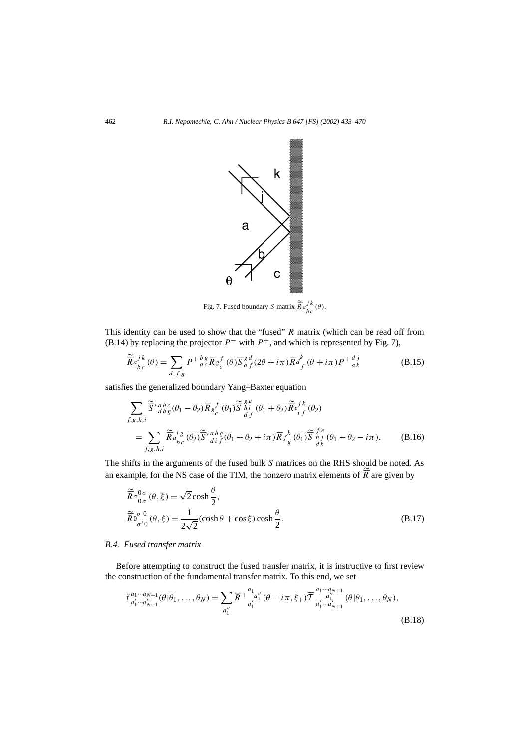Fig. 7. Fused boundary $S$ matrix $\tilde{\tilde{R}}{a}_{b\,c}^{j\,k}(\theta)$.

This identity can be used to show that the "fused" $R$ matrix (which can be read off from (B.14) by replacing the projector $P^-$ with $P^+$, and which is represented by Fig. 7),

$$\tilde{\tilde{R}}{a}_{b\,c}^{j\,k}(\theta) = \sum_{d,f,g} P^{+\,b\,g}_{\;a\,c}\,\overline{R}{g}_{c}^{f}(\theta)\,\overline{S}_{a\,f}^{g\,d}(2\theta + i\pi)\,\overline{R}{d}_{f}^{k}(\theta + i\pi)\,P^{+\,d\,j}_{\;a\,k} \tag{B.15}$$

satisfies the generalized boundary Yang–Baxter equation

$$\begin{aligned}
&\sum_{f,g,h,i} \tilde{\tilde{S}}'^{\,a\,h\,c}_{\,d\,b\,g}(\theta_1 - \theta_2)\,\overline{R}{g}_{c}^{f}(\theta_1)\,\tilde{\tilde{S}}{}^{\,g\,e}_{\,h\,i}{}_{d\,f}(\theta_1 + \theta_2)\,\tilde{\tilde{R}}{e}_{i\,f}^{j\,k}(\theta_2) \\
&\quad = \sum_{f,g,h,i} \tilde{\tilde{R}}{a}_{b\,c}^{i\,g}(\theta_2)\,\tilde{\tilde{S}}'^{\,a\,h\,g}_{\,d\,i\,f}(\theta_1 + \theta_2 + i\pi)\,\overline{R}{f}_{g}^{k}(\theta_1)\,\tilde{\tilde{S}}{}^{\,f\,e}_{\,h\,j}{}_{d\,k}(\theta_1 - \theta_2 - i\pi).
\end{aligned} \tag{B.16}$$

The shifts in the arguments of the fused bulk $S$ matrices on the RHS should be noted. As an example, for the NS case of the TIM, the nonzero matrix elements of $\tilde{\tilde{R}}$ are given by

$$\begin{aligned}
\tilde{\tilde{R}}{\sigma}_{0\,\sigma}^{0\,\sigma}(\theta, \xi) &= \sqrt{2}\cosh\frac{\theta}{2}, \\
\tilde{\tilde{R}}{0}_{\sigma'\,0}^{\sigma\,0}(\theta, \xi) &= \frac{1}{2\sqrt{2}}(\cosh\theta + \cos\xi)\cosh\frac{\theta}{2}.
\end{aligned} \tag{B.17}$$

### *B.4. Fused transfer matrix*

Before attempting to construct the fused transfer matrix, it is instructive to first review the construction of the fundamental transfer matrix. To this end, we set

$$\bar{t}^{\,a_1\cdots a_{N+1}}_{\,a'_1\cdots a'_{N+1}}(\theta|\theta_1, \ldots, \theta_N) = \sum_{a''_1} \overline{R}^{+}{}^{a_1}_{a'_1}{}^{a''_1}(\theta - i\pi, \xi_+)\,\overline{\mathcal{T}}^{\,a_1\cdots a_{N+1}}_{\,a'_1\cdots a'_{N+1}}{}^{a''_1}_{a'_1}(\theta|\theta_1, \ldots, \theta_N), \tag{B.18}$$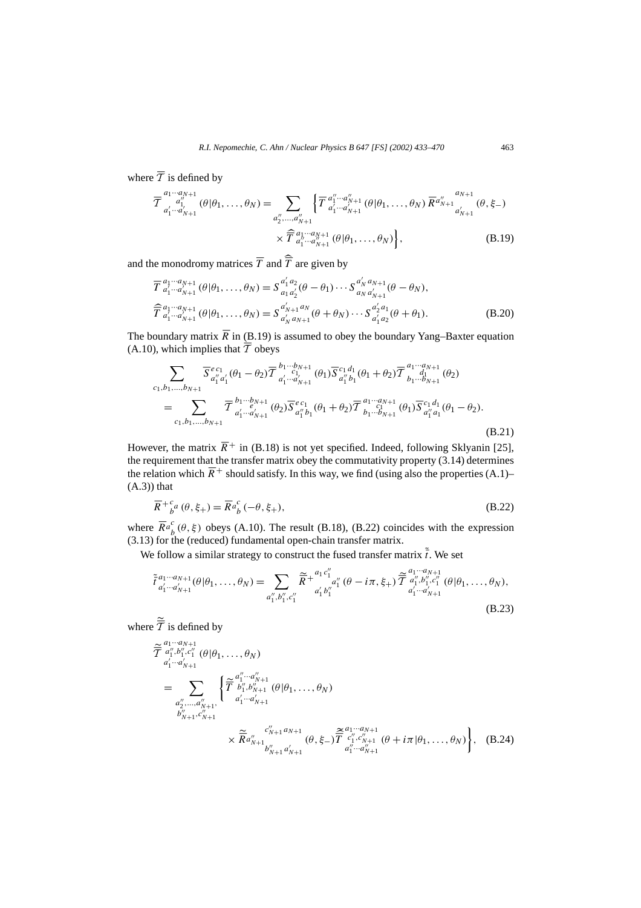where $\overline{\mathcal{T}}$ is defined by

$$
\overline{\mathcal{T}}\,{}^{a_1\cdots a_{N+1}}_{\substack{a''_1 \\ a'_1\cdots a'_{N+1}}}(\theta|\theta_1,\ldots,\theta_N) = \sum_{a''_2,\ldots,a''_{N+1}} \Big\{ \overline{T}\,{}^{a''_1\cdots a''_{N+1}}_{a'_1\cdots a'_{N+1}}(\theta|\theta_1,\ldots,\theta_N)\, \overline{R}\,{}^{a''_{N+1}}{}^{a_{N+1}}_{a'_{N+1}}(\theta,\xi_-)
$$

$$
\times\, \widehat{\overline{T}}\,{}^{a_1\cdots a_{N+1}}_{a''_1\cdots a''_{N+1}}(\theta|\theta_1,\ldots,\theta_N)\Big\}, \tag{B.19}
$$

and the monodromy matrices $\overline{T}$ and $\widehat{\overline{T}}$ are given by

$$
\overline{T}\,{}^{a_1\cdots a_{N+1}}_{a'_1\cdots a'_{N+1}}(\theta|\theta_1,\ldots,\theta_N) = S^{a'_1\,a_2}_{a_1\,a'_2}(\theta-\theta_1)\cdots S^{a'_N\,a_{N+1}}_{a_N\,a'_{N+1}}(\theta-\theta_N),
$$

$$
\widehat{\overline{T}}\,{}^{a_1\cdots a_{N+1}}_{a'_1\cdots a'_{N+1}}(\theta|\theta_1,\ldots,\theta_N) = S^{a'_{N+1}\,a_N}_{a'_N\,a_{N+1}}(\theta+\theta_N)\cdots S^{a'_2\,a_1}_{a'_1\,a_2}(\theta+\theta_1). \tag{B.20}
$$

The boundary matrix $\overline{R}$ in (B.19) is assumed to obey the boundary Yang–Baxter equation (A.10), which implies that $\overline{\mathcal{T}}$ obeys

$$
\sum_{c_1,b_1,\ldots,b_{N+1}} \overline{S}\,{}^{e\,c_1}_{a''_1\,a'_1}(\theta_1-\theta_2)\,\overline{\mathcal{T}}\,{}^{b_1\cdots b_{N+1}}_{\substack{c_1 \\ a'_1\cdots a'_{N+1}}}(\theta_1)\,\overline{S}\,{}^{c_1\,d_1}_{a''_1\,b_1}(\theta_1+\theta_2)\,\overline{\mathcal{T}}\,{}^{a_1\cdots a_{N+1}}_{\substack{d_1 \\ b_1\cdots b_{N+1}}}(\theta_2)
$$

$$
= \sum_{c_1,b_1,\ldots,b_{N+1}} \overline{\mathcal{T}}\,{}^{b_1\cdots b_{N+1}}_{\substack{e \\ a'_1\cdots a'_{N+1}}}(\theta_2)\,\overline{S}\,{}^{e\,c_1}_{a''_1\,b_1}(\theta_1+\theta_2)\,\overline{\mathcal{T}}\,{}^{a_1\cdots a_{N+1}}_{\substack{c_1 \\ b_1\cdots b_{N+1}}}(\theta_1)\,\overline{S}\,{}^{c_1\,d_1}_{a''_1\,a_1}(\theta_1-\theta_2). \tag{B.21}
$$

However, the matrix $\overline{R}^{+}$ in (B.18) is not yet specified. Indeed, following Sklyanin [25], the requirement that the transfer matrix obey the commutativity property (3.14) determines the relation which $\overline{R}^{+}$ should satisfy. In this way, we find (using also the properties (A.1)–(A.3)) that

$$
\overline{R}^{+}{}^{c}_{b}{}^{a}(\theta,\xi_+) = \overline{R}\,{}^{a}{}^{c}_{b}(-\theta,\xi_+), \tag{B.22}
$$

where $\overline{R}\,{}^{a}{}^{c}_{b}(\theta,\xi)$ obeys (A.10). The result (B.18), (B.22) coincides with the expression (3.13) for the (reduced) fundamental open-chain transfer matrix.

We follow a similar strategy to construct the fused transfer matrix $\tilde{\bar{t}}$. We set

$$
\tilde{\bar{t}}\,{}^{a_1\cdots a_{N+1}}_{a'_1\cdots a'_{N+1}}(\theta|\theta_1,\ldots,\theta_N) = \sum_{a''_1,b''_1,c''_1} \widetilde{\overline{R}}^{+}{}^{a_1\,c''_1}_{a'_1\,b''_1}{}^{a''_1}(\theta-i\pi,\xi_+)\,\widetilde{\overline{\mathcal{T}}}\,{}^{a_1\cdots a_{N+1}}_{\substack{a''_1,b''_1,c''_1 \\ a'_1\cdots a'_{N+1}}}(\theta|\theta_1,\ldots,\theta_N), \tag{B.23}
$$

where $\widetilde{\overline{\mathcal{T}}}$ is defined by

$$
\widetilde{\overline{\mathcal{T}}}\,{}^{a_1\cdots a_{N+1}}_{\substack{a''_1,b''_1,c''_1 \\ a'_1\cdots a'_{N+1}}}(\theta|\theta_1,\ldots,\theta_N)
$$

$$
= \sum_{\substack{a''_2,\ldots,a''_{N+1}, \\ b''_{N+1},c''_{N+1}}} \Bigg\{ \widetilde{\overline{T}}\,{}^{a''_1\cdots a''_{N+1}}_{\substack{b''_1,b''_{N+1} \\ a'_1\cdots a'_{N+1}}}(\theta|\theta_1,\ldots,\theta_N)
$$

$$
\times\, \widetilde{\overline{R}}\,{}^{a''_{N+1}}{}^{c''_{N+1}\,a_{N+1}}_{b''_{N+1}\,a'_{N+1}}(\theta,\xi_-)\,\widehat{\widetilde{\overline{T}}}\,{}^{a_1\cdots a_{N+1}}_{\substack{c''_1,c''_{N+1} \\ a''_1\cdots a''_{N+1}}}(\theta+i\pi|\theta_1,\ldots,\theta_N)\Bigg\}, \tag{B.24}
$$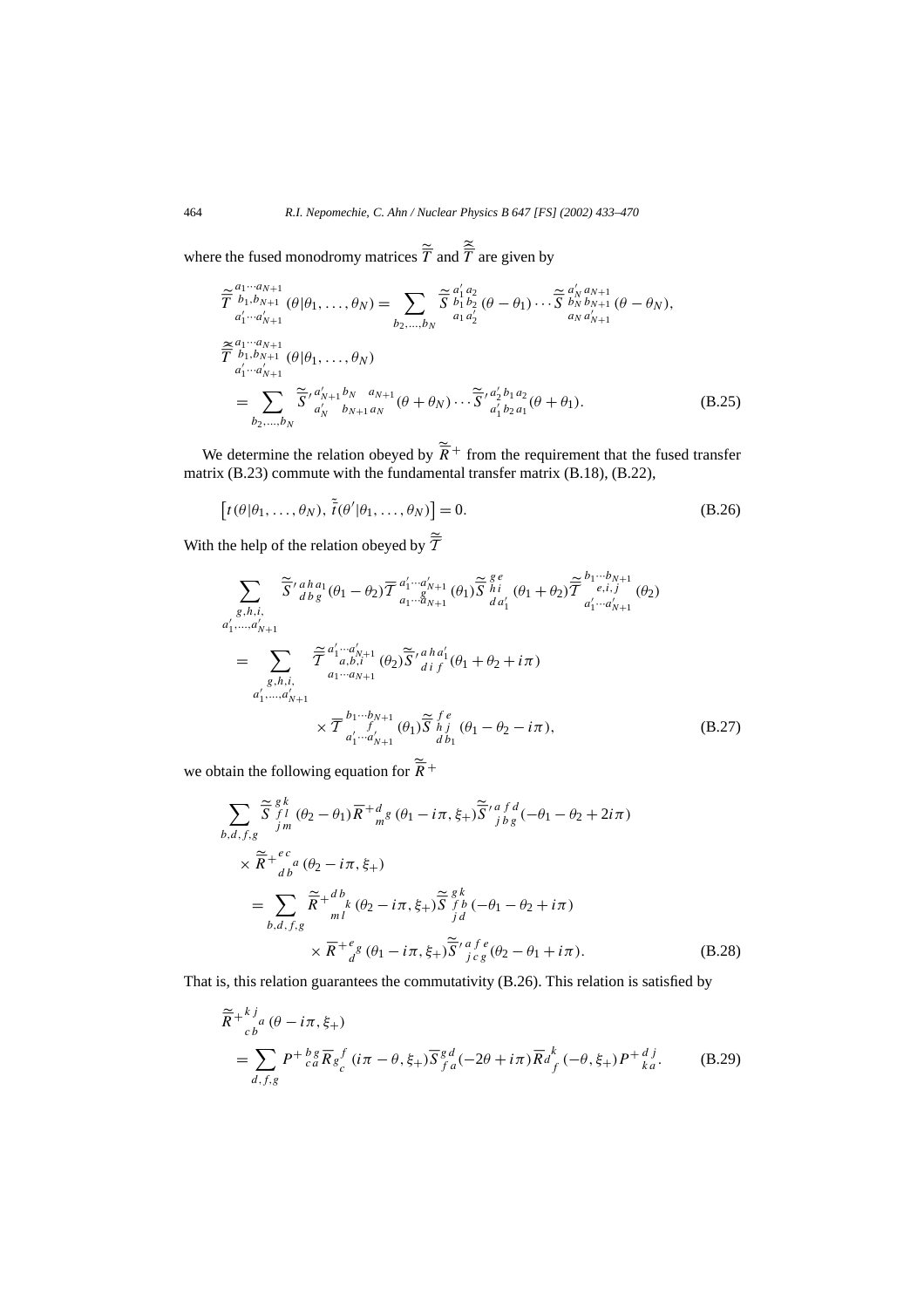where the fused monodromy matrices $\tilde{\tilde{T}}$ and $\tilde{\tilde{\hat{T}}}$ are given by

$$
\begin{aligned}
&\tilde{\tilde{T}}{}^{a_1\cdots a_{N+1}}_{\ b_1,b_{N+1}\atop a'_1\cdots a'_{N+1}}(\theta|\theta_1,\ldots,\theta_N) = \sum_{b_2,\ldots,b_N} \tilde{\tilde{S}}{}^{a'_1\, a_2}_{\ b_1\, b_2\atop a_1\, a'_2}(\theta-\theta_1)\cdots \tilde{\tilde{S}}{}^{a'_N\, a_{N+1}}_{\ b_N\, b_{N+1}\atop a_N\, a'_{N+1}}(\theta-\theta_N),\\
&\tilde{\tilde{\hat{T}}}{}^{a_1\cdots a_{N+1}}_{\ b_1,b_{N+1}\atop a'_1\cdots a'_{N+1}}(\theta|\theta_1,\ldots,\theta_N)\\
&\quad = \sum_{b_2,\ldots,b_N} \tilde{\tilde{S}}'{}^{a'_{N+1}\, b_N\quad a_{N+1}}_{\ a'_N\qquad b_{N+1}\, a_N}(\theta+\theta_N)\cdots \tilde{\tilde{S}}'{}^{a'_2\, b_1\, a_2}_{\ a'_1\, b_2\, a_1}(\theta+\theta_1).
\end{aligned}
\tag{B.25}
$$

We determine the relation obeyed by $\tilde{\tilde{R}}{}^+$ from the requirement that the fused transfer matrix (B.23) commute with the fundamental transfer matrix (B.18), (B.22),

$$
\left[t(\theta|\theta_1,\ldots,\theta_N),\, \tilde{\tilde{t}}(\theta'|\theta_1,\ldots,\theta_N)\right] = 0. \tag{B.26}
$$

With the help of the relation obeyed by $\tilde{\tilde{\mathcal{T}}}$

$$
\begin{aligned}
&\sum_{g,h,i,\atop a'_1,\ldots,a'_{N+1}} \tilde{\tilde{S}}'{}^{a\, h\, a_1}_{\ d\, b\, g}(\theta_1-\theta_2)\,\overline{T}{}^{a'_1\cdots a'_{N+1}}_{\ \ g\atop a_1\cdots a_{N+1}}(\theta_1)\,\tilde{\tilde{S}}{}^{g\, e}_{\ h\, i\atop d\, a'_1}(\theta_1+\theta_2)\,\tilde{\tilde{T}}{}^{b_1\cdots b_{N+1}}_{\ e,i,j\atop a'_1\cdots a'_{N+1}}(\theta_2)\\
&\quad = \sum_{g,h,i,\atop a'_1,\ldots,a'_{N+1}} \tilde{\tilde{T}}{}^{a'_1\cdots a'_{N+1}}_{\ a,b,i\atop a_1\cdots a_{N+1}}(\theta_2)\,\tilde{\tilde{S}}'{}^{a\, h\, a'_1}_{\ d\, i\, f}(\theta_1+\theta_2+i\pi)\\
&\qquad\qquad \times \overline{T}{}^{b_1\cdots b_{N+1}}_{\ \ f\atop a'_1\cdots a'_{N+1}}(\theta_1)\,\tilde{\tilde{S}}{}^{f\, e}_{\ h\, j\atop d\, b_1}(\theta_1-\theta_2-i\pi),
\end{aligned}
\tag{B.27}
$$

we obtain the following equation for $\tilde{\tilde{R}}{}^+$

$$
\begin{aligned}
&\sum_{b,d,f,g} \tilde{\tilde{S}}{}^{g\, k}_{\ f\, l\atop j\, m}(\theta_2-\theta_1)\,\overline{R}{}^{+d}_{\ \ m}{}^{g}(\theta_1-i\pi,\xi_+)\,\tilde{\tilde{S}}'{}^{a\, f\, d}_{\ j\, b\, g}(-\theta_1-\theta_2+2i\pi)\\
&\quad\times \tilde{\tilde{R}}{}^{+\,e\, c}_{\ \ d\, b}{}^{a}(\theta_2-i\pi,\xi_+)\\
&\quad = \sum_{b,d,f,g} \tilde{\tilde{R}}{}^{+\,d\, b}_{\ \ m\, l}{}^{k}(\theta_2-i\pi,\xi_+)\,\tilde{\tilde{S}}{}^{g\, k}_{\ f\, b\atop j\, d}(-\theta_1-\theta_2+i\pi)\\
&\qquad\quad \times \overline{R}{}^{+e}_{\ \ d}{}^{g}(\theta_1-i\pi,\xi_+)\,\tilde{\tilde{S}}'{}^{a\, f\, e}_{\ j\, c\, g}(\theta_2-\theta_1+i\pi).
\end{aligned}
\tag{B.28}
$$

That is, this relation guarantees the commutativity (B.26). This relation is satisfied by

$$
\begin{aligned}
&\tilde{\tilde{R}}{}^{+\,k\, j}_{\ \ c\, b}{}^{a}(\theta-i\pi,\xi_+)\\
&\quad = \sum_{d,f,g} P^{+\,b\, g}_{\ \ c\, a}\,\overline{R}_{g}{}^{f}_{c}(i\pi-\theta,\xi_+)\,\overline{S}{}^{g\, d}_{\ f\, a}(-2\theta+i\pi)\,\overline{R}_{d}{}^{k}_{f}(-\theta,\xi_+)\,P^{+\,d\, j}_{\ \ k\, a}.
\end{aligned}
\tag{B.29}
$$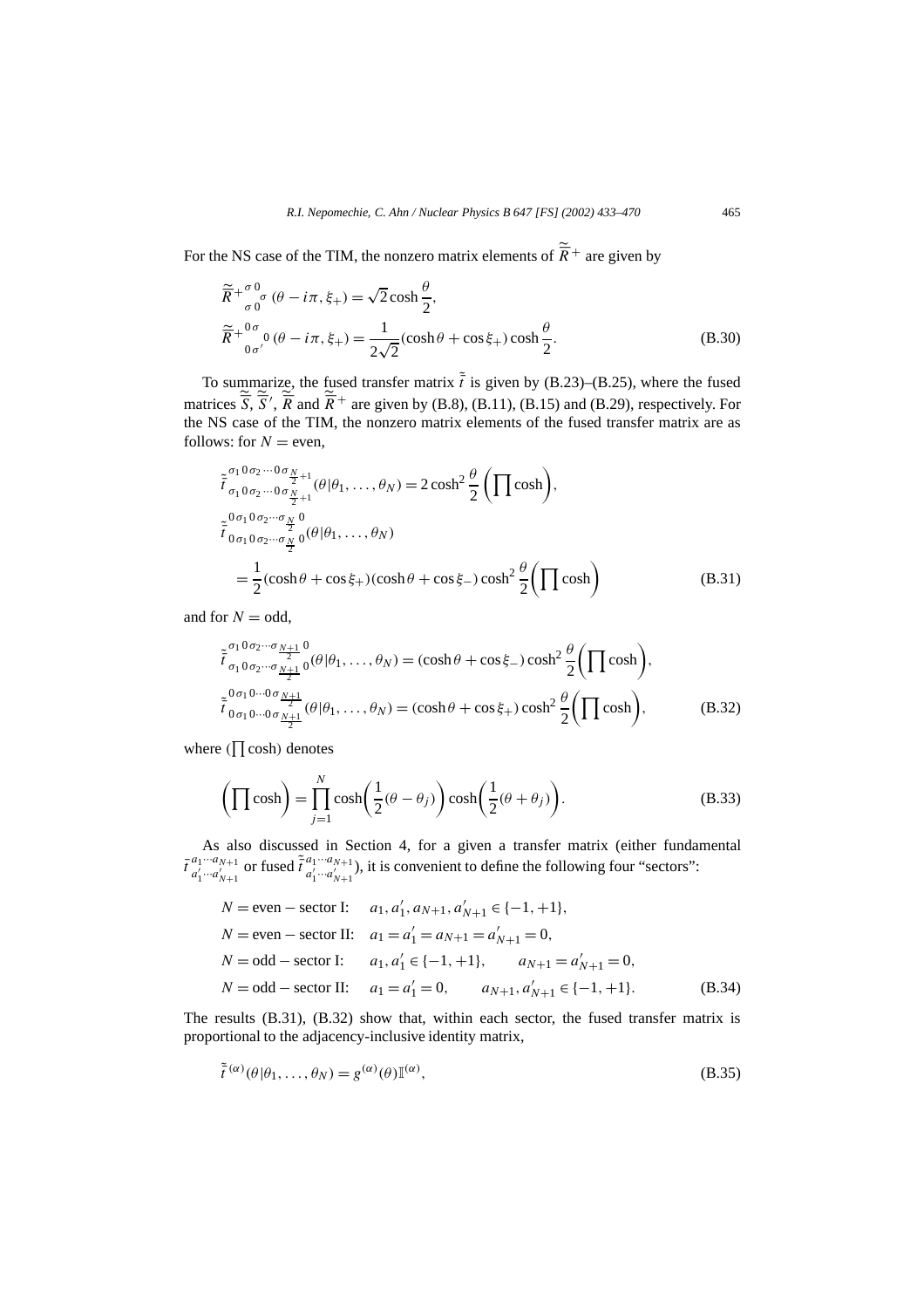For the NS case of the TIM, the nonzero matrix elements of $\widetilde{\widetilde{R}}^{+}$ are given by

$$
\begin{aligned}
&\widetilde{\widetilde{R}}^{+}{}^{\sigma\,0}_{\sigma\,0}{}^{\sigma}_{\phantom{\sigma}}(\theta - i\pi, \xi_+) = \sqrt{2}\cosh\frac{\theta}{2}, \\
&\widetilde{\widetilde{R}}^{+}{}^{0\,\sigma}_{0\,\sigma'}{}^{0}(\theta - i\pi, \xi_+) = \frac{1}{2\sqrt{2}}(\cosh\theta + \cos\xi_+)\cosh\frac{\theta}{2}.
\end{aligned} \tag{B.30}
$$

To summarize, the fused transfer matrix $\tilde{\tilde{t}}$ is given by (B.23)–(B.25), where the fused matrices $\widetilde{\widetilde{S}}$, $\widetilde{\widetilde{S}}'$, $\widetilde{\widetilde{R}}$ and $\widetilde{\widetilde{R}}^{+}$ are given by (B.8), (B.11), (B.15) and (B.29), respectively. For the NS case of the TIM, the nonzero matrix elements of the fused transfer matrix are as follows: for $N = \text{even}$,

$$
\begin{aligned}
&\tilde{\tilde{t}}^{\,\sigma_1\,0\,\sigma_2\,\cdots\,0\,\sigma_{\frac{N}{2}+1}}_{\,\sigma_1\,0\,\sigma_2\,\cdots\,0\,\sigma_{\frac{N}{2}+1}}(\theta|\theta_1,\ldots,\theta_N) = 2\cosh^2\frac{\theta}{2}\left(\prod\cosh\right), \\
&\tilde{\tilde{t}}^{\,0\,\sigma_1\,0\,\sigma_2\cdots\sigma_{\frac{N}{2}}\,0}_{\,0\,\sigma_1\,0\,\sigma_2\cdots\sigma_{\frac{N}{2}}\,0}(\theta|\theta_1,\ldots,\theta_N) \\
&\quad = \frac{1}{2}(\cosh\theta + \cos\xi_+)(\cosh\theta + \cos\xi_-)\cosh^2\frac{\theta}{2}\left(\prod\cosh\right)
\end{aligned} \tag{B.31}
$$

and for $N = \text{odd}$,

$$
\begin{aligned}
&\tilde{\tilde{t}}^{\,\sigma_1\,0\,\sigma_2\cdots\sigma_{\frac{N+1}{2}}\,0}_{\,\sigma_1\,0\,\sigma_2\cdots\sigma_{\frac{N+1}{2}}\,0}(\theta|\theta_1,\ldots,\theta_N) = (\cosh\theta + \cos\xi_-)\cosh^2\frac{\theta}{2}\left(\prod\cosh\right), \\
&\tilde{\tilde{t}}^{\,0\,\sigma_1\,0\cdots0\,\sigma_{\frac{N+1}{2}}}_{\,0\,\sigma_1\,0\cdots0\,\sigma_{\frac{N+1}{2}}}(\theta|\theta_1,\ldots,\theta_N) = (\cosh\theta + \cos\xi_+)\cosh^2\frac{\theta}{2}\left(\prod\cosh\right),
\end{aligned} \tag{B.32}
$$

where $(\prod\cosh)$ denotes

$$
\left(\prod\cosh\right) = \prod_{j=1}^{N}\cosh\left(\frac{1}{2}(\theta - \theta_j)\right)\cosh\left(\frac{1}{2}(\theta + \theta_j)\right). \tag{B.33}
$$

As also discussed in Section 4, for a given a transfer matrix (either fundamental $\tilde{t}^{\,a_1\cdots a_{N+1}}_{\,a'_1\cdots a'_{N+1}}$ or fused $\tilde{\tilde{t}}^{\,a_1\cdots a_{N+1}}_{\,a'_1\cdots a'_{N+1}}$), it is convenient to define the following four "sectors":

$$
\begin{aligned}
&N = \text{even} - \text{sector I:} \quad a_1, a'_1, a_{N+1}, a'_{N+1} \in \{-1, +1\}, \\
&N = \text{even} - \text{sector II:} \quad a_1 = a'_1 = a_{N+1} = a'_{N+1} = 0, \\
&N = \text{odd} - \text{sector I:} \quad a_1, a'_1 \in \{-1, +1\}, \qquad a_{N+1} = a'_{N+1} = 0, \\
&N = \text{odd} - \text{sector II:} \quad a_1 = a'_1 = 0, \qquad a_{N+1}, a'_{N+1} \in \{-1, +1\}.
\end{aligned} \tag{B.34}
$$

The results (B.31), (B.32) show that, within each sector, the fused transfer matrix is proportional to the adjacency-inclusive identity matrix,

$$
\tilde{\tilde{t}}^{(\alpha)}(\theta|\theta_1,\ldots,\theta_N) = g^{(\alpha)}(\theta)\mathbb{I}^{(\alpha)}, \tag{B.35}
$$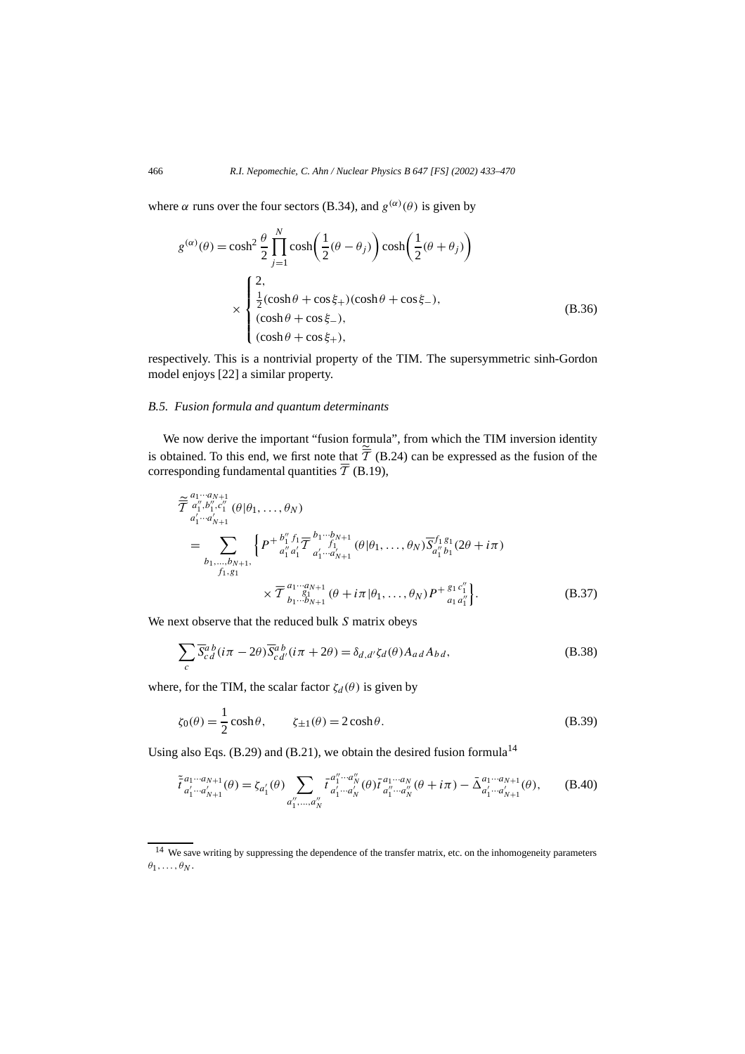where $\alpha$ runs over the four sectors (B.34), and $g^{(\alpha)}(\theta)$ is given by

$$g^{(\alpha)}(\theta) = \cosh^2\frac{\theta}{2}\prod_{j=1}^{N}\cosh\left(\frac{1}{2}(\theta-\theta_j)\right)\cosh\left(\frac{1}{2}(\theta+\theta_j)\right)$$
$$\times\begin{cases} 2, \\ \frac{1}{2}(\cosh\theta+\cos\xi_+)(\cosh\theta+\cos\xi_-), \\ (\cosh\theta+\cos\xi_-), \\ (\cosh\theta+\cos\xi_+), \end{cases} \tag{B.36}$$

respectively. This is a nontrivial property of the TIM. The supersymmetric sinh-Gordon model enjoys [22] a similar property.

### B.5. Fusion formula and quantum determinants

We now derive the important "fusion formula", from which the TIM inversion identity is obtained. To this end, we first note that $\tilde{\overline{\mathcal{T}}}$ (B.24) can be expressed as the fusion of the corresponding fundamental quantities $\overline{\mathcal{T}}$ (B.19),

$$\begin{aligned}
&\tilde{\overline{\mathcal{T}}}{}^{a_1\cdots a_{N+1}}_{a_1'\cdots a_{N+1}'}{}^{\,}_{a_1'',b_1'',c_1''}(\theta|\theta_1,\ldots,\theta_N) \\
&\quad = \sum_{\substack{b_1,\ldots,b_{N+1},\\ f_1,g_1}} \Big\{ P^{+}{}^{b_1''\,f_1}_{a_1''\,a_1'}\,\overline{\mathcal{T}}{}^{b_1\cdots b_{N+1}}_{a_1'\cdots a_{N+1}'}{}^{\,}_{f_1}(\theta|\theta_1,\ldots,\theta_N)\,\overline{S}{}^{f_1\,g_1}_{a_1''\,b_1}(2\theta+i\pi) \\
&\qquad\qquad \times \overline{\mathcal{T}}{}^{a_1\cdots a_{N+1}}_{b_1\cdots b_{N+1}}{}^{\,}_{g_1}(\theta+i\pi|\theta_1,\ldots,\theta_N)\,P^{+}{}^{g_1\,c_1''}_{a_1\,a_1''}\Big\}.
\end{aligned} \tag{B.37}$$

We next observe that the reduced bulk $S$ matrix obeys

$$\sum_c \overline{S}{}^{a\,b}_{c\,d}(i\pi-2\theta)\overline{S}{}^{a\,b}_{c\,d'}(i\pi+2\theta) = \delta_{d,d'}\zeta_d(\theta)A_{a\,d}A_{b\,d}, \tag{B.38}$$

where, for the TIM, the scalar factor $\zeta_d(\theta)$ is given by

$$\zeta_0(\theta) = \frac{1}{2}\cosh\theta, \qquad \zeta_{\pm 1}(\theta) = 2\cosh\theta. \tag{B.39}$$

Using also Eqs. (B.29) and (B.21), we obtain the desired fusion formula[14]

$$\tilde{\bar{t}}{}^{a_1\cdots a_{N+1}}_{a_1'\cdots a_{N+1}'}(\theta) = \zeta_{a_1'}(\theta)\sum_{a_1'',\ldots,a_N''}\bar{t}{}^{a_1''\cdots a_N''}_{a_1'\cdots a_N'}(\theta)\,\bar{t}{}^{a_1\cdots a_N}_{a_1''\cdots a_N''}(\theta+i\pi) - \bar{\Delta}{}^{a_1\cdots a_{N+1}}_{a_1'\cdots a_{N+1}'}(\theta), \tag{B.40}$$

[14] We save writing by suppressing the dependence of the transfer matrix, etc. on the inhomogeneity parameters $\theta_1,\ldots,\theta_N$.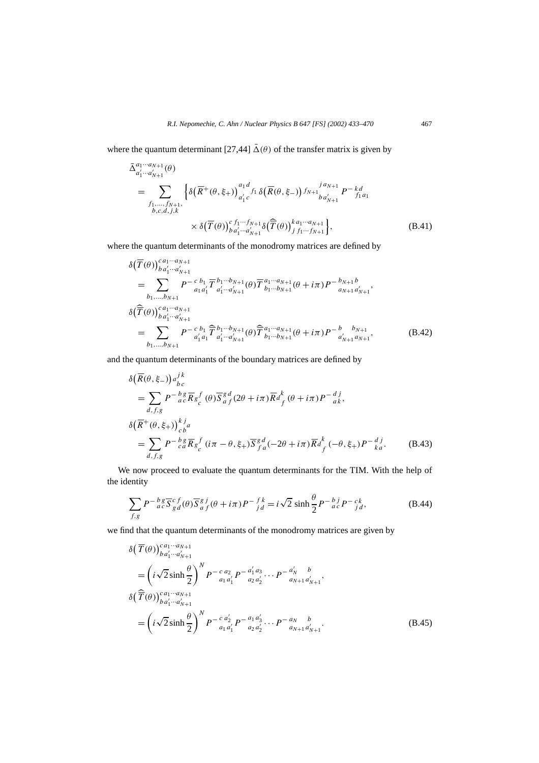where the quantum determinant [27,44] $\tilde{\Delta}(\theta)$ of the transfer matrix is given by

$$
\begin{aligned}
&\tilde{\Delta}^{a_1\cdots a_{N+1}}_{a'_1\cdots a'_{N+1}}(\theta) \\
&= \sum_{\substack{f_1,\ldots,f_{N+1},\\ b,c,d,j,k}} \Big\{ \delta\big(\overline{R}^{+}(\theta,\xi_+)\big)^{a_1\,d}_{a'_1\,c}{}^{f_1}\, \delta\big(\overline{R}(\theta,\xi_-)\big)\, {}^{f_{N+1}}{}^{j\,a_{N+1}}_{b\,a'_{N+1}}\, P^{-\,k\,d}_{\ \ f_1\,a_1} \\
&\qquad\qquad \times \delta\big(\overline{T}(\theta)\big)^{c\,f_1\cdots f_{N+1}}_{b\,a'_1\cdots a'_{N+1}} \delta\big(\widehat{\overline{T}}(\theta)\big)^{k\,a_1\cdots a_{N+1}}_{j\,f_1\cdots f_{N+1}} \Big\},
\end{aligned}
\tag{B.41}
$$

where the quantum determinants of the monodromy matrices are defined by

$$
\begin{aligned}
&\delta\big(\overline{T}(\theta)\big)^{c\,a_1\cdots a_{N+1}}_{b\,a'_1\cdots a'_{N+1}} \\
&= \sum_{b_1,\ldots,b_{N+1}} P^{-\,c\,b_1}_{\ \ a_1\,a'_1}\, \overline{T}^{\,b_1\cdots b_{N+1}}_{\,a'_1\cdots a'_{N+1}}(\theta)\, \overline{T}^{\,a_1\cdots a_{N+1}}_{\,b_1\cdots b_{N+1}}(\theta+i\pi)\, P^{-\,b_{N+1}\,b}_{\ \ a_{N+1}\,a'_{N+1}}, \\
&\delta\big(\widehat{\overline{T}}(\theta)\big)^{c\,a_1\cdots a_{N+1}}_{b\,a'_1\cdots a'_{N+1}} \\
&= \sum_{b_1,\ldots,b_{N+1}} P^{-\,c\,b_1}_{\ \ a'_1\,a_1}\, \widehat{\overline{T}}^{\,b_1\cdots b_{N+1}}_{\,a'_1\cdots a'_{N+1}}(\theta)\, \widehat{\overline{T}}^{\,a_1\cdots a_{N+1}}_{\,b_1\cdots b_{N+1}}(\theta+i\pi)\, P^{-\,b\ \ \ b_{N+1}}_{\ \ a'_{N+1}\,a_{N+1}},
\end{aligned}
\tag{B.42}
$$

and the quantum determinants of the boundary matrices are defined by

$$
\begin{aligned}
&\delta\big(\overline{R}(\theta,\xi_-)\big)\, {}_{a}{}^{j\,k}_{b\,c} \\
&= \sum_{d,f,g} P^{-\,b\,g}_{\ \ a\,c}\, \overline{R}_g{}^f_c(\theta)\, \overline{S}^{g\,d}_{a\,f}(2\theta+i\pi)\, \overline{R}_d{}^k_f(\theta+i\pi)\, P^{-\,d\,j}_{\ \ a\,k}, \\
&\delta\big(\overline{R}^{+}(\theta,\xi_+)\big)^{k\,j}_{c\,b}{}^{a} \\
&= \sum_{d,f,g} P^{-\,b\,g}_{\ \ c\,a}\, \overline{R}_g{}^f_c(i\pi-\theta,\xi_+)\, \overline{S}^{g\,d}_{f\,a}(-2\theta+i\pi)\, \overline{R}_d{}^k_f(-\theta,\xi_+)\, P^{-\,d\,j}_{\ \ k\,a}.
\end{aligned}
\tag{B.43}
$$

We now proceed to evaluate the quantum determinants for the TIM. With the help of the identity

$$
\sum_{f,g} P^{-\,b\,g}_{\ \ a\,c}\, \overline{S}^{c\,f}_{g\,d}(\theta)\, \overline{S}^{g\,j}_{a\,f}(\theta+i\pi)\, P^{-\,f\,k}_{\ \ j\,d} = i\sqrt{2}\sinh\frac{\theta}{2}\, P^{-\,b\,j}_{\ \ a\,c}\, P^{-\,c\,k}_{\ \ j\,d},
\tag{B.44}
$$

we find that the quantum determinants of the monodromy matrices are given by

$$
\begin{aligned}
&\delta\big(\overline{T}(\theta)\big)^{c\,a_1\cdots a_{N+1}}_{b\,a'_1\cdots a'_{N+1}} \\
&= \left(i\sqrt{2}\sinh\frac{\theta}{2}\right)^{N} P^{-\,c\,a_2}_{\ \ a_1\,a'_1}\, P^{-\,a'_1\,a_3}_{\ \ a_2\,a'_2} \cdots P^{-\,a'_N\ \ b}_{\ \ a_{N+1}\,a'_{N+1}}, \\
&\delta\big(\widehat{\overline{T}}(\theta)\big)^{c\,a_1\cdots a_{N+1}}_{b\,a'_1\cdots a'_{N+1}} \\
&= \left(i\sqrt{2}\sinh\frac{\theta}{2}\right)^{N} P^{-\,c\,a'_2}_{\ \ a_1\,a'_1}\, P^{-\,a_1\,a'_3}_{\ \ a_2\,a'_2} \cdots P^{-\,a_N\ \ b}_{\ \ a_{N+1}\,a'_{N+1}}.
\end{aligned}
\tag{B.45}
$$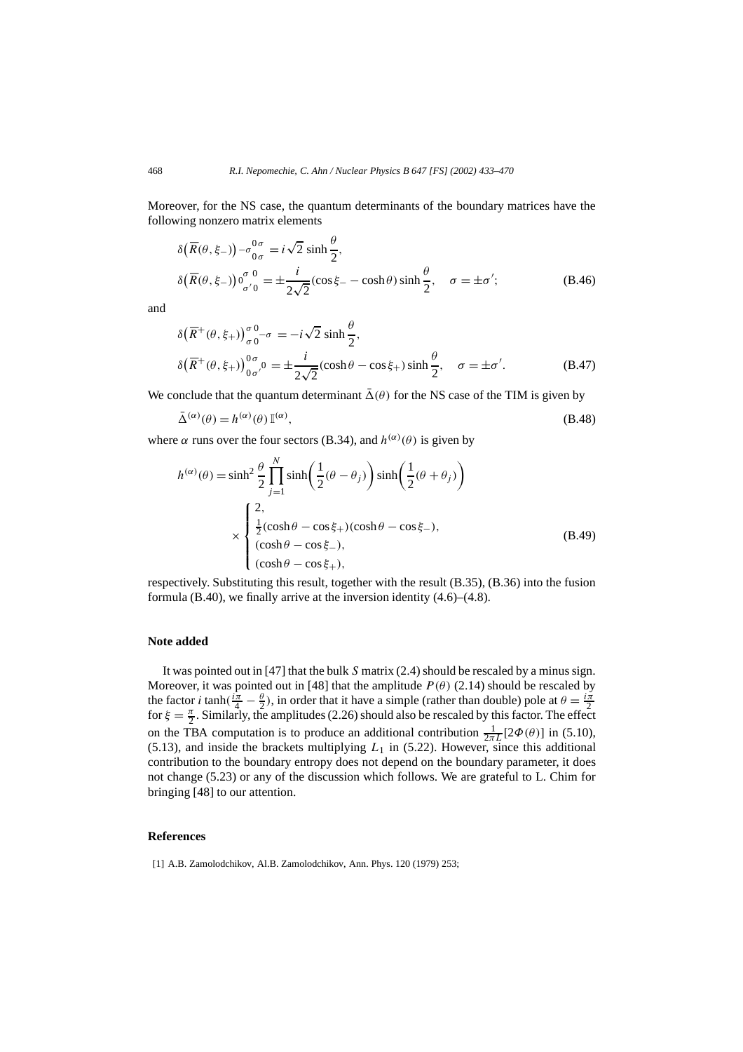Moreover, for the NS case, the quantum determinants of the boundary matrices have the following nonzero matrix elements

$$\delta\big(\overline{R}(\theta,\xi_-)\big)_{-\sigma}{}^{0\,\sigma}_{0\,\sigma} = i\sqrt{2}\,\sinh\frac{\theta}{2},$$
$$\delta\big(\overline{R}(\theta,\xi_-)\big)_{0}{}^{\sigma\;0}_{\sigma'\,0} = \pm\frac{i}{2\sqrt{2}}(\cos\xi_- - \cosh\theta)\sinh\frac{\theta}{2}, \quad \sigma = \pm\sigma'; \tag{B.46}$$

and

$$\delta\big(\overline{R}^{+}(\theta,\xi_+)\big)^{\sigma\,0}_{\sigma\,0}{}_{-\sigma} = -i\sqrt{2}\,\sinh\frac{\theta}{2},$$
$$\delta\big(\overline{R}^{+}(\theta,\xi_+)\big)^{0\,\sigma}_{0\,\sigma'}{}_{0} = \pm\frac{i}{2\sqrt{2}}(\cosh\theta - \cos\xi_+)\sinh\frac{\theta}{2}, \quad \sigma = \pm\sigma'. \tag{B.47}$$

We conclude that the quantum determinant $\bar{\Delta}(\theta)$ for the NS case of the TIM is given by

$$\bar{\Delta}^{(\alpha)}(\theta) = h^{(\alpha)}(\theta)\,\mathbb{I}^{(\alpha)}, \tag{B.48}$$

where $\alpha$ runs over the four sectors (B.34), and $h^{(\alpha)}(\theta)$ is given by

$$h^{(\alpha)}(\theta) = \sinh^2\frac{\theta}{2}\prod_{j=1}^{N}\sinh\left(\frac{1}{2}(\theta-\theta_j)\right)\sinh\left(\frac{1}{2}(\theta+\theta_j)\right)$$
$$\times\begin{cases} 2, \\ \frac{1}{2}(\cosh\theta - \cos\xi_+)(\cosh\theta - \cos\xi_-), \\ (\cosh\theta - \cos\xi_-), \\ (\cosh\theta - \cos\xi_+), \end{cases} \tag{B.49}$$

respectively. Substituting this result, together with the result (B.35), (B.36) into the fusion formula (B.40), we finally arrive at the inversion identity (4.6)–(4.8).

## Note added

It was pointed out in [47] that the bulk $S$ matrix (2.4) should be rescaled by a minus sign. Moreover, it was pointed out in [48] that the amplitude $P(\theta)$ (2.14) should be rescaled by the factor $i\tanh(\frac{i\pi}{4} - \frac{\theta}{2})$, in order that it have a simple (rather than double) pole at $\theta = \frac{i\pi}{2}$ for $\xi = \frac{\pi}{2}$. Similarly, the amplitudes (2.26) should also be rescaled by this factor. The effect on the TBA computation is to produce an additional contribution $\frac{1}{2\pi L}[2\Phi(\theta)]$ in (5.10), (5.13), and inside the brackets multiplying $L_1$ in (5.22). However, since this additional contribution to the boundary entropy does not depend on the boundary parameter, it does not change (5.23) or any of the discussion which follows. We are grateful to L. Chim for bringing [48] to our attention.

## References

[1] A.B. Zamolodchikov, Al.B. Zamolodchikov, Ann. Phys. 120 (1979) 253;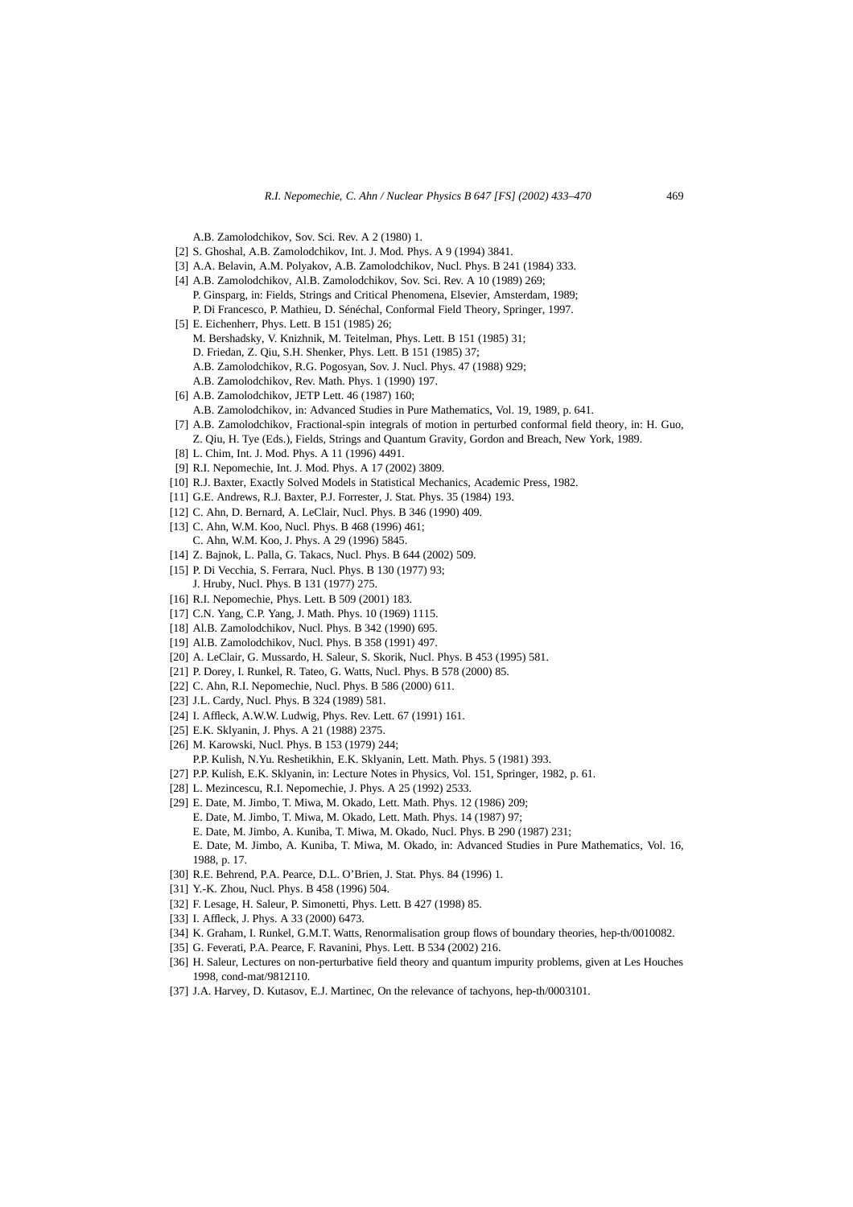A.B. Zamolodchikov, Sov. Sci. Rev. A 2 (1980) 1.

[2] S. Ghoshal, A.B. Zamolodchikov, Int. J. Mod. Phys. A 9 (1994) 3841.

[3] A.A. Belavin, A.M. Polyakov, A.B. Zamolodchikov, Nucl. Phys. B 241 (1984) 333.

[4] A.B. Zamolodchikov, Al.B. Zamolodchikov, Sov. Sci. Rev. A 10 (1989) 269;
P. Ginsparg, in: Fields, Strings and Critical Phenomena, Elsevier, Amsterdam, 1989;
P. Di Francesco, P. Mathieu, D. Sénéchal, Conformal Field Theory, Springer, 1997.

[5] E. Eichenherr, Phys. Lett. B 151 (1985) 26;
M. Bershadsky, V. Knizhnik, M. Teitelman, Phys. Lett. B 151 (1985) 31;
D. Friedan, Z. Qiu, S.H. Shenker, Phys. Lett. B 151 (1985) 37;
A.B. Zamolodchikov, R.G. Pogosyan, Sov. J. Nucl. Phys. 47 (1988) 929;
A.B. Zamolodchikov, Rev. Math. Phys. 1 (1990) 197.

[6] A.B. Zamolodchikov, JETP Lett. 46 (1987) 160;
A.B. Zamolodchikov, in: Advanced Studies in Pure Mathematics, Vol. 19, 1989, p. 641.

[7] A.B. Zamolodchikov, Fractional-spin integrals of motion in perturbed conformal field theory, in: H. Guo, Z. Qiu, H. Tye (Eds.), Fields, Strings and Quantum Gravity, Gordon and Breach, New York, 1989.

[8] L. Chim, Int. J. Mod. Phys. A 11 (1996) 4491.

[9] R.I. Nepomechie, Int. J. Mod. Phys. A 17 (2002) 3809.

[10] R.J. Baxter, Exactly Solved Models in Statistical Mechanics, Academic Press, 1982.

[11] G.E. Andrews, R.J. Baxter, P.J. Forrester, J. Stat. Phys. 35 (1984) 193.

[12] C. Ahn, D. Bernard, A. LeClair, Nucl. Phys. B 346 (1990) 409.

[13] C. Ahn, W.M. Koo, Nucl. Phys. B 468 (1996) 461;
C. Ahn, W.M. Koo, J. Phys. A 29 (1996) 5845.

[14] Z. Bajnok, L. Palla, G. Takacs, Nucl. Phys. B 644 (2002) 509.

[15] P. Di Vecchia, S. Ferrara, Nucl. Phys. B 130 (1977) 93;
J. Hruby, Nucl. Phys. B 131 (1977) 275.

[16] R.I. Nepomechie, Phys. Lett. B 509 (2001) 183.

[17] C.N. Yang, C.P. Yang, J. Math. Phys. 10 (1969) 1115.

[18] Al.B. Zamolodchikov, Nucl. Phys. B 342 (1990) 695.

[19] Al.B. Zamolodchikov, Nucl. Phys. B 358 (1991) 497.

[20] A. LeClair, G. Mussardo, H. Saleur, S. Skorik, Nucl. Phys. B 453 (1995) 581.

[21] P. Dorey, I. Runkel, R. Tateo, G. Watts, Nucl. Phys. B 578 (2000) 85.

[22] C. Ahn, R.I. Nepomechie, Nucl. Phys. B 586 (2000) 611.

[23] J.L. Cardy, Nucl. Phys. B 324 (1989) 581.

[24] I. Affleck, A.W.W. Ludwig, Phys. Rev. Lett. 67 (1991) 161.

[25] E.K. Sklyanin, J. Phys. A 21 (1988) 2375.

[26] M. Karowski, Nucl. Phys. B 153 (1979) 244;
P.P. Kulish, N.Yu. Reshetikhin, E.K. Sklyanin, Lett. Math. Phys. 5 (1981) 393.

[27] P.P. Kulish, E.K. Sklyanin, in: Lecture Notes in Physics, Vol. 151, Springer, 1982, p. 61.

[28] L. Mezincescu, R.I. Nepomechie, J. Phys. A 25 (1992) 2533.

[29] E. Date, M. Jimbo, T. Miwa, M. Okado, Lett. Math. Phys. 12 (1986) 209;
E. Date, M. Jimbo, T. Miwa, M. Okado, Lett. Math. Phys. 14 (1987) 97;
E. Date, M. Jimbo, A. Kuniba, T. Miwa, M. Okado, Nucl. Phys. B 290 (1987) 231;
E. Date, M. Jimbo, A. Kuniba, T. Miwa, M. Okado, in: Advanced Studies in Pure Mathematics, Vol. 16, 1988, p. 17.

[30] R.E. Behrend, P.A. Pearce, D.L. O'Brien, J. Stat. Phys. 84 (1996) 1.

[31] Y.-K. Zhou, Nucl. Phys. B 458 (1996) 504.

[32] F. Lesage, H. Saleur, P. Simonetti, Phys. Lett. B 427 (1998) 85.

[33] I. Affleck, J. Phys. A 33 (2000) 6473.

[34] K. Graham, I. Runkel, G.M.T. Watts, Renormalisation group flows of boundary theories, hep-th/0010082.

[35] G. Feverati, P.A. Pearce, F. Ravanini, Phys. Lett. B 534 (2002) 216.

[36] H. Saleur, Lectures on non-perturbative field theory and quantum impurity problems, given at Les Houches 1998, cond-mat/9812110.

[37] J.A. Harvey, D. Kutasov, E.J. Martinec, On the relevance of tachyons, hep-th/0003101.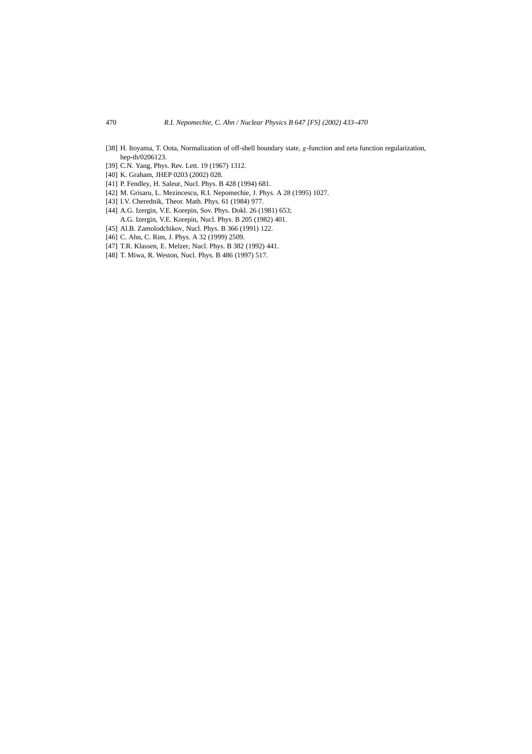[38] H. Itoyama, T. Oota, Normalization of off-shell boundary state, $g$-function and zeta function regularization, hep-th/0206123.

[39] C.N. Yang, Phys. Rev. Lett. 19 (1967) 1312.

[40] K. Graham, JHEP 0203 (2002) 028.

[41] P. Fendley, H. Saleur, Nucl. Phys. B 428 (1994) 681.

[42] M. Grisaru, L. Mezincescu, R.I. Nepomechie, J. Phys. A 28 (1995) 1027.

[43] I.V. Cherednik, Theor. Math. Phys. 61 (1984) 977.

[44] A.G. Izergin, V.E. Korepin, Sov. Phys. Dokl. 26 (1981) 653;
A.G. Izergin, V.E. Korepin, Nucl. Phys. B 205 (1982) 401.

[45] Al.B. Zamolodchikov, Nucl. Phys. B 366 (1991) 122.

[46] C. Ahn, C. Rim, J. Phys. A 32 (1999) 2509.

[47] T.R. Klassen, E. Melzer, Nucl. Phys. B 382 (1992) 441.

[48] T. Miwa, R. Weston, Nucl. Phys. B 486 (1997) 517.